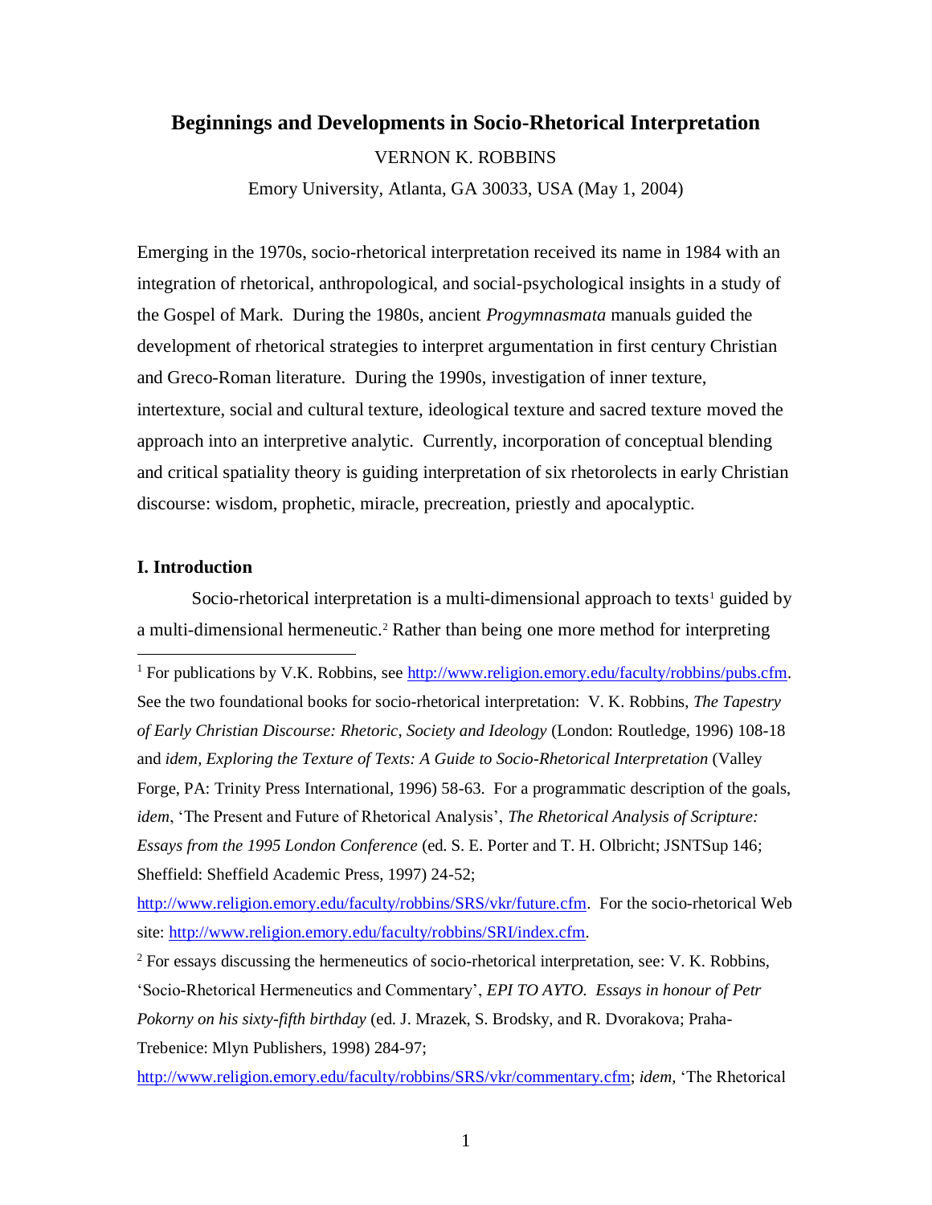# Beginnings and Developments in Socio-Rhetorical Interpretation

VERNON K. ROBBINS

Emory University, Atlanta, GA 30033, USA (May 1, 2004)

Emerging in the 1970s, socio-rhetorical interpretation received its name in 1984 with an integration of rhetorical, anthropological, and social-psychological insights in a study of the Gospel of Mark. During the 1980s, ancient *Progymnasmata* manuals guided the development of rhetorical strategies to interpret argumentation in first century Christian and Greco-Roman literature. During the 1990s, investigation of inner texture, intertexture, social and cultural texture, ideological texture and sacred texture moved the approach into an interpretive analytic. Currently, incorporation of conceptual blending and critical spatiality theory is guiding interpretation of six rhetorolects in early Christian discourse: wisdom, prophetic, miracle, precreation, priestly and apocalyptic.

## I. Introduction

Socio-rhetorical interpretation is a multi-dimensional approach to texts[1] guided by a multi-dimensional hermeneutic.[2] Rather than being one more method for interpreting

---

[1] For publications by V.K. Robbins, see http://www.religion.emory.edu/faculty/robbins/pubs.cfm. See the two foundational books for socio-rhetorical interpretation: V. K. Robbins, *The Tapestry of Early Christian Discourse: Rhetoric, Society and Ideology* (London: Routledge, 1996) 108-18 and *idem, Exploring the Texture of Texts: A Guide to Socio-Rhetorical Interpretation* (Valley Forge, PA: Trinity Press International, 1996) 58-63. For a programmatic description of the goals, *idem*, 'The Present and Future of Rhetorical Analysis', *The Rhetorical Analysis of Scripture: Essays from the 1995 London Conference* (ed. S. E. Porter and T. H. Olbricht; JSNTSup 146; Sheffield: Sheffield Academic Press, 1997) 24-52; http://www.religion.emory.edu/faculty/robbins/SRS/vkr/future.cfm. For the socio-rhetorical Web site: http://www.religion.emory.edu/faculty/robbins/SRI/index.cfm.

[2] For essays discussing the hermeneutics of socio-rhetorical interpretation, see: V. K. Robbins, 'Socio-Rhetorical Hermeneutics and Commentary', *EPI TO AYTO. Essays in honour of Petr Pokorny on his sixty-fifth birthday* (ed. J. Mrazek, S. Brodsky, and R. Dvorakova; Praha-Trebenice: Mlyn Publishers, 1998) 284-97; http://www.religion.emory.edu/faculty/robbins/SRS/vkr/commentary.cfm; *idem,* 'The Rhetorical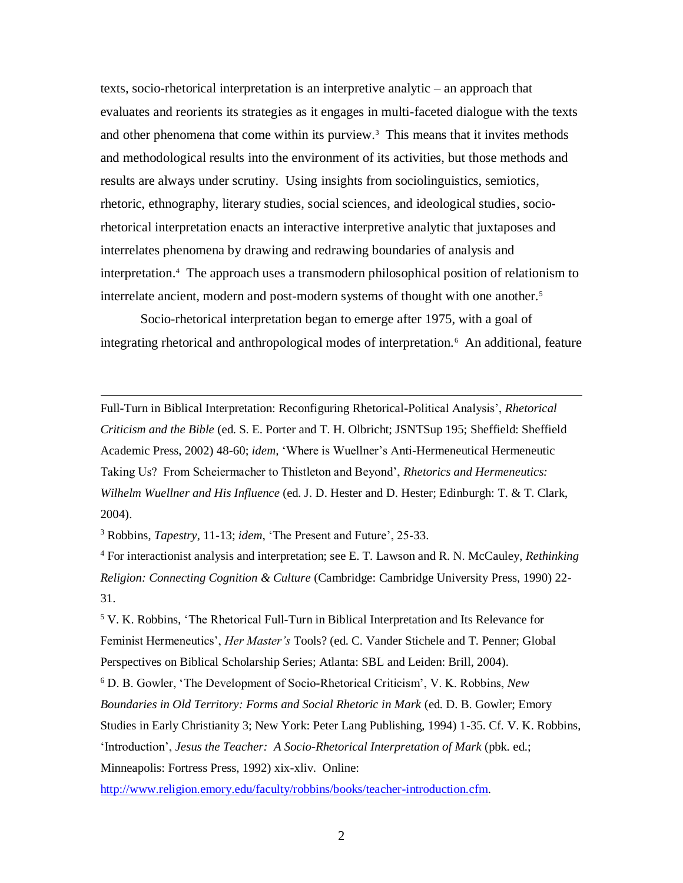texts, socio-rhetorical interpretation is an interpretive analytic – an approach that evaluates and reorients its strategies as it engages in multi-faceted dialogue with the texts and other phenomena that come within its purview.[3] This means that it invites methods and methodological results into the environment of its activities, but those methods and results are always under scrutiny. Using insights from sociolinguistics, semiotics, rhetoric, ethnography, literary studies, social sciences, and ideological studies, socio-rhetorical interpretation enacts an interactive interpretive analytic that juxtaposes and interrelates phenomena by drawing and redrawing boundaries of analysis and interpretation.[4] The approach uses a transmodern philosophical position of relationism to interrelate ancient, modern and post-modern systems of thought with one another.[5]

Socio-rhetorical interpretation began to emerge after 1975, with a goal of integrating rhetorical and anthropological modes of interpretation.[6] An additional, feature

---

Full-Turn in Biblical Interpretation: Reconfiguring Rhetorical-Political Analysis', *Rhetorical Criticism and the Bible* (ed. S. E. Porter and T. H. Olbricht; JSNTSup 195; Sheffield: Sheffield Academic Press, 2002) 48-60; *idem,* 'Where is Wuellner's Anti-Hermeneutical Hermeneutic Taking Us? From Scheiermacher to Thistleton and Beyond', *Rhetorics and Hermeneutics: Wilhelm Wuellner and His Influence* (ed. J. D. Hester and D. Hester; Edinburgh: T. & T. Clark, 2004).

[3] Robbins, *Tapestry*, 11-13; *idem*, 'The Present and Future', 25-33.

[4] For interactionist analysis and interpretation; see E. T. Lawson and R. N. McCauley, *Rethinking Religion: Connecting Cognition & Culture* (Cambridge: Cambridge University Press, 1990) 22-31.

[5] V. K. Robbins, 'The Rhetorical Full-Turn in Biblical Interpretation and Its Relevance for Feminist Hermeneutics', *Her Master's* Tools? (ed. C. Vander Stichele and T. Penner; Global Perspectives on Biblical Scholarship Series; Atlanta: SBL and Leiden: Brill, 2004).

[6] D. B. Gowler, 'The Development of Socio-Rhetorical Criticism', V. K. Robbins, *New Boundaries in Old Territory: Forms and Social Rhetoric in Mark* (ed. D. B. Gowler; Emory Studies in Early Christianity 3; New York: Peter Lang Publishing, 1994) 1-35. Cf. V. K. Robbins, 'Introduction', *Jesus the Teacher: A Socio-Rhetorical Interpretation of Mark* (pbk. ed.; Minneapolis: Fortress Press, 1992) xix-xliv. Online: http://www.religion.emory.edu/faculty/robbins/books/teacher-introduction.cfm.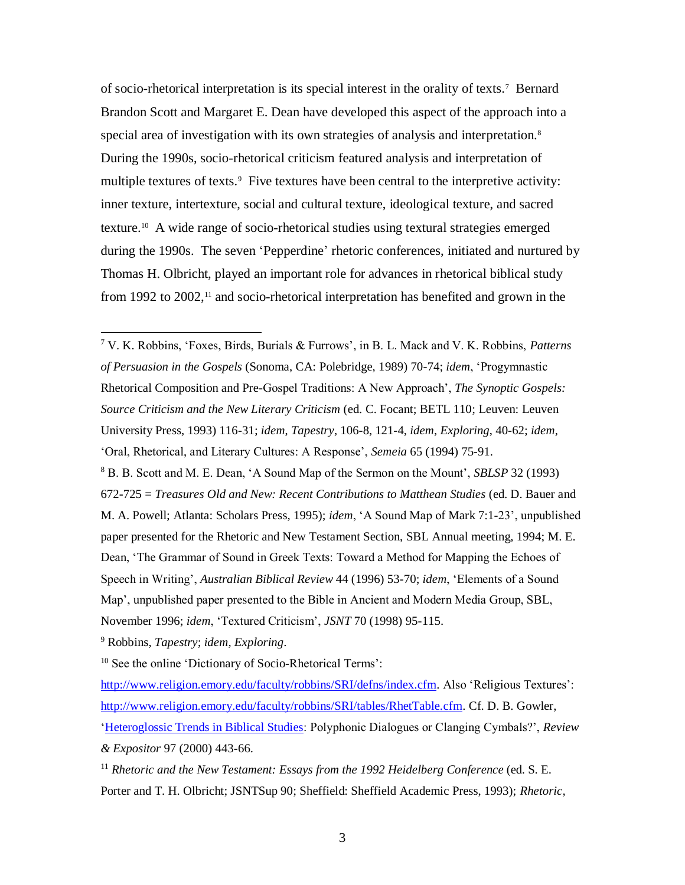of socio-rhetorical interpretation is its special interest in the orality of texts.[7] Bernard Brandon Scott and Margaret E. Dean have developed this aspect of the approach into a special area of investigation with its own strategies of analysis and interpretation.[8] During the 1990s, socio-rhetorical criticism featured analysis and interpretation of multiple textures of texts.[9] Five textures have been central to the interpretive activity: inner texture, intertexture, social and cultural texture, ideological texture, and sacred texture.[10] A wide range of socio-rhetorical studies using textural strategies emerged during the 1990s. The seven 'Pepperdine' rhetoric conferences, initiated and nurtured by Thomas H. Olbricht, played an important role for advances in rhetorical biblical study from 1992 to 2002,[11] and socio-rhetorical interpretation has benefited and grown in the

---

[7] V. K. Robbins, 'Foxes, Birds, Burials & Furrows', in B. L. Mack and V. K. Robbins, *Patterns of Persuasion in the Gospels* (Sonoma, CA: Polebridge, 1989) 70-74; *idem*, 'Progymnastic Rhetorical Composition and Pre-Gospel Traditions: A New Approach', *The Synoptic Gospels: Source Criticism and the New Literary Criticism* (ed. C. Focant; BETL 110; Leuven: Leuven University Press, 1993) 116-31; *idem*, *Tapestry*, 106-8, 121-4, *idem*, *Exploring*, 40-62; *idem*, 'Oral, Rhetorical, and Literary Cultures: A Response', *Semeia* 65 (1994) 75-91.

[8] B. B. Scott and M. E. Dean, 'A Sound Map of the Sermon on the Mount', *SBLSP* 32 (1993) 672-725 = *Treasures Old and New: Recent Contributions to Matthean Studies* (ed. D. Bauer and M. A. Powell; Atlanta: Scholars Press, 1995); *idem*, 'A Sound Map of Mark 7:1-23', unpublished paper presented for the Rhetoric and New Testament Section, SBL Annual meeting, 1994; M. E. Dean, 'The Grammar of Sound in Greek Texts: Toward a Method for Mapping the Echoes of Speech in Writing', *Australian Biblical Review* 44 (1996) 53-70; *idem*, 'Elements of a Sound Map', unpublished paper presented to the Bible in Ancient and Modern Media Group, SBL, November 1996; *idem*, 'Textured Criticism', *JSNT* 70 (1998) 95-115.

[9] Robbins, *Tapestry*; *idem*, *Exploring*.

[10] See the online 'Dictionary of Socio-Rhetorical Terms': http://www.religion.emory.edu/faculty/robbins/SRI/defns/index.cfm. Also 'Religious Textures': http://www.religion.emory.edu/faculty/robbins/SRI/tables/RhetTable.cfm. Cf. D. B. Gowler, 'Heteroglossic Trends in Biblical Studies: Polyphonic Dialogues or Clanging Cymbals?', *Review & Expositor* 97 (2000) 443-66.

[11] *Rhetoric and the New Testament: Essays from the 1992 Heidelberg Conference* (ed. S. E. Porter and T. H. Olbricht; JSNTSup 90; Sheffield: Sheffield Academic Press, 1993); *Rhetoric,*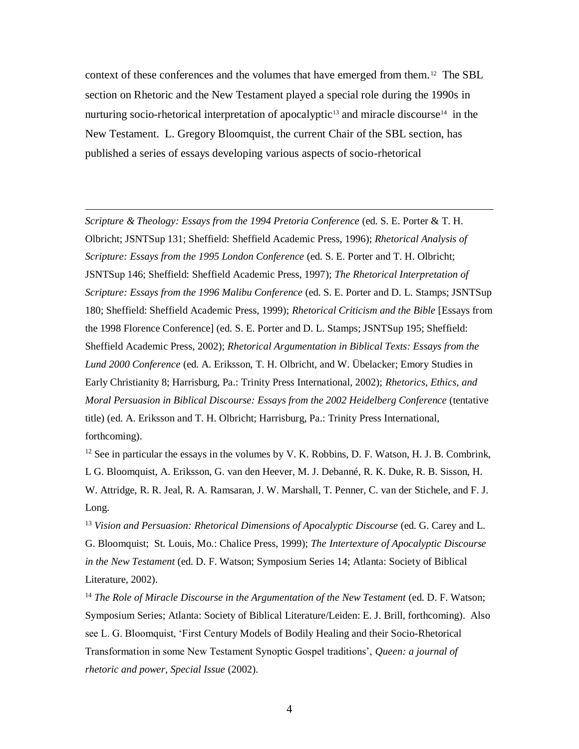context of these conferences and the volumes that have emerged from them.[12] The SBL section on Rhetoric and the New Testament played a special role during the 1990s in nurturing socio-rhetorical interpretation of apocalyptic[13] and miracle discourse[14] in the New Testament. L. Gregory Bloomquist, the current Chair of the SBL section, has published a series of essays developing various aspects of socio-rhetorical

---

*Scripture & Theology: Essays from the 1994 Pretoria Conference* (ed. S. E. Porter & T. H. Olbricht; JSNTSup 131; Sheffield: Sheffield Academic Press, 1996); *Rhetorical Analysis of Scripture: Essays from the 1995 London Conference* (ed. S. E. Porter and T. H. Olbricht; JSNTSup 146; Sheffield: Sheffield Academic Press, 1997); *The Rhetorical Interpretation of Scripture: Essays from the 1996 Malibu Conference* (ed. S. E. Porter and D. L. Stamps; JSNTSup 180; Sheffield: Sheffield Academic Press, 1999); *Rhetorical Criticism and the Bible* [Essays from the 1998 Florence Conference] (ed. S. E. Porter and D. L. Stamps; JSNTSup 195; Sheffield: Sheffield Academic Press, 2002); *Rhetorical Argumentation in Biblical Texts: Essays from the Lund 2000 Conference* (ed. A. Eriksson, T. H. Olbricht, and W. Übelacker; Emory Studies in Early Christianity 8; Harrisburg, Pa.: Trinity Press International, 2002); *Rhetorics, Ethics, and Moral Persuasion in Biblical Discourse: Essays from the 2002 Heidelberg Conference* (tentative title) (ed. A. Eriksson and T. H. Olbricht; Harrisburg, Pa.: Trinity Press International, forthcoming).

[12] See in particular the essays in the volumes by V. K. Robbins, D. F. Watson, H. J. B. Combrink, L G. Bloomquist, A. Eriksson, G. van den Heever, M. J. Debanné, R. K. Duke, R. B. Sisson, H. W. Attridge, R. R. Jeal, R. A. Ramsaran, J. W. Marshall, T. Penner, C. van der Stichele, and F. J. Long.

[13] *Vision and Persuasion: Rhetorical Dimensions of Apocalyptic Discourse* (ed. G. Carey and L. G. Bloomquist; St. Louis, Mo.: Chalice Press, 1999); *The Intertexture of Apocalyptic Discourse in the New Testament* (ed. D. F. Watson; Symposium Series 14; Atlanta: Society of Biblical Literature, 2002).

[14] *The Role of Miracle Discourse in the Argumentation of the New Testament* (ed. D. F. Watson; Symposium Series; Atlanta: Society of Biblical Literature/Leiden: E. J. Brill, forthcoming). Also see L. G. Bloomquist, 'First Century Models of Bodily Healing and their Socio-Rhetorical Transformation in some New Testament Synoptic Gospel traditions', *Queen: a journal of rhetoric and power, Special Issue* (2002).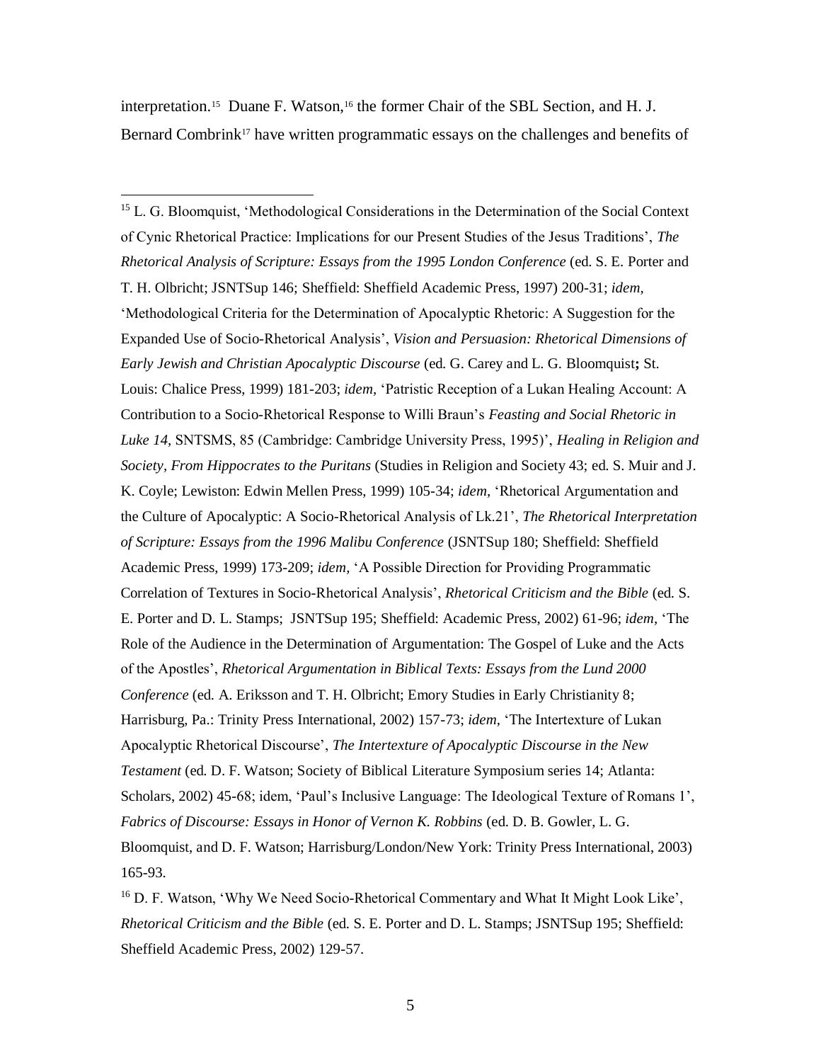interpretation.[15] Duane F. Watson,[16] the former Chair of the SBL Section, and H. J. Bernard Combrink[17] have written programmatic essays on the challenges and benefits of

---

[15] L. G. Bloomquist, 'Methodological Considerations in the Determination of the Social Context of Cynic Rhetorical Practice: Implications for our Present Studies of the Jesus Traditions', *The Rhetorical Analysis of Scripture: Essays from the 1995 London Conference* (ed. S. E. Porter and T. H. Olbricht; JSNTSup 146; Sheffield: Sheffield Academic Press, 1997) 200-31; *idem,* 'Methodological Criteria for the Determination of Apocalyptic Rhetoric: A Suggestion for the Expanded Use of Socio-Rhetorical Analysis', *Vision and Persuasion: Rhetorical Dimensions of Early Jewish and Christian Apocalyptic Discourse* (ed. G. Carey and L. G. Bloomquist**;** St. Louis: Chalice Press, 1999) 181-203; *idem,* 'Patristic Reception of a Lukan Healing Account: A Contribution to a Socio-Rhetorical Response to Willi Braun's *Feasting and Social Rhetoric in Luke 14,* SNTSMS, 85 (Cambridge: Cambridge University Press, 1995)', *Healing in Religion and Society, From Hippocrates to the Puritans* (Studies in Religion and Society 43; ed. S. Muir and J. K. Coyle; Lewiston: Edwin Mellen Press, 1999) 105-34; *idem,* 'Rhetorical Argumentation and the Culture of Apocalyptic: A Socio-Rhetorical Analysis of Lk.21', *The Rhetorical Interpretation of Scripture: Essays from the 1996 Malibu Conference* (JSNTSup 180; Sheffield: Sheffield Academic Press, 1999) 173-209; *idem,* 'A Possible Direction for Providing Programmatic Correlation of Textures in Socio-Rhetorical Analysis', *Rhetorical Criticism and the Bible* (ed. S. E. Porter and D. L. Stamps; JSNTSup 195; Sheffield: Academic Press, 2002) 61-96; *idem,* 'The Role of the Audience in the Determination of Argumentation: The Gospel of Luke and the Acts of the Apostles', *Rhetorical Argumentation in Biblical Texts: Essays from the Lund 2000 Conference* (ed. A. Eriksson and T. H. Olbricht; Emory Studies in Early Christianity 8; Harrisburg, Pa.: Trinity Press International, 2002) 157-73; *idem,* 'The Intertexture of Lukan Apocalyptic Rhetorical Discourse', *The Intertexture of Apocalyptic Discourse in the New Testament* (ed. D. F. Watson; Society of Biblical Literature Symposium series 14; Atlanta: Scholars, 2002) 45-68; idem, 'Paul's Inclusive Language: The Ideological Texture of Romans 1', *Fabrics of Discourse: Essays in Honor of Vernon K. Robbins* (ed. D. B. Gowler, L. G. Bloomquist, and D. F. Watson; Harrisburg/London/New York: Trinity Press International, 2003) 165-93.

[16] D. F. Watson, 'Why We Need Socio-Rhetorical Commentary and What It Might Look Like', *Rhetorical Criticism and the Bible* (ed. S. E. Porter and D. L. Stamps; JSNTSup 195; Sheffield: Sheffield Academic Press, 2002) 129-57.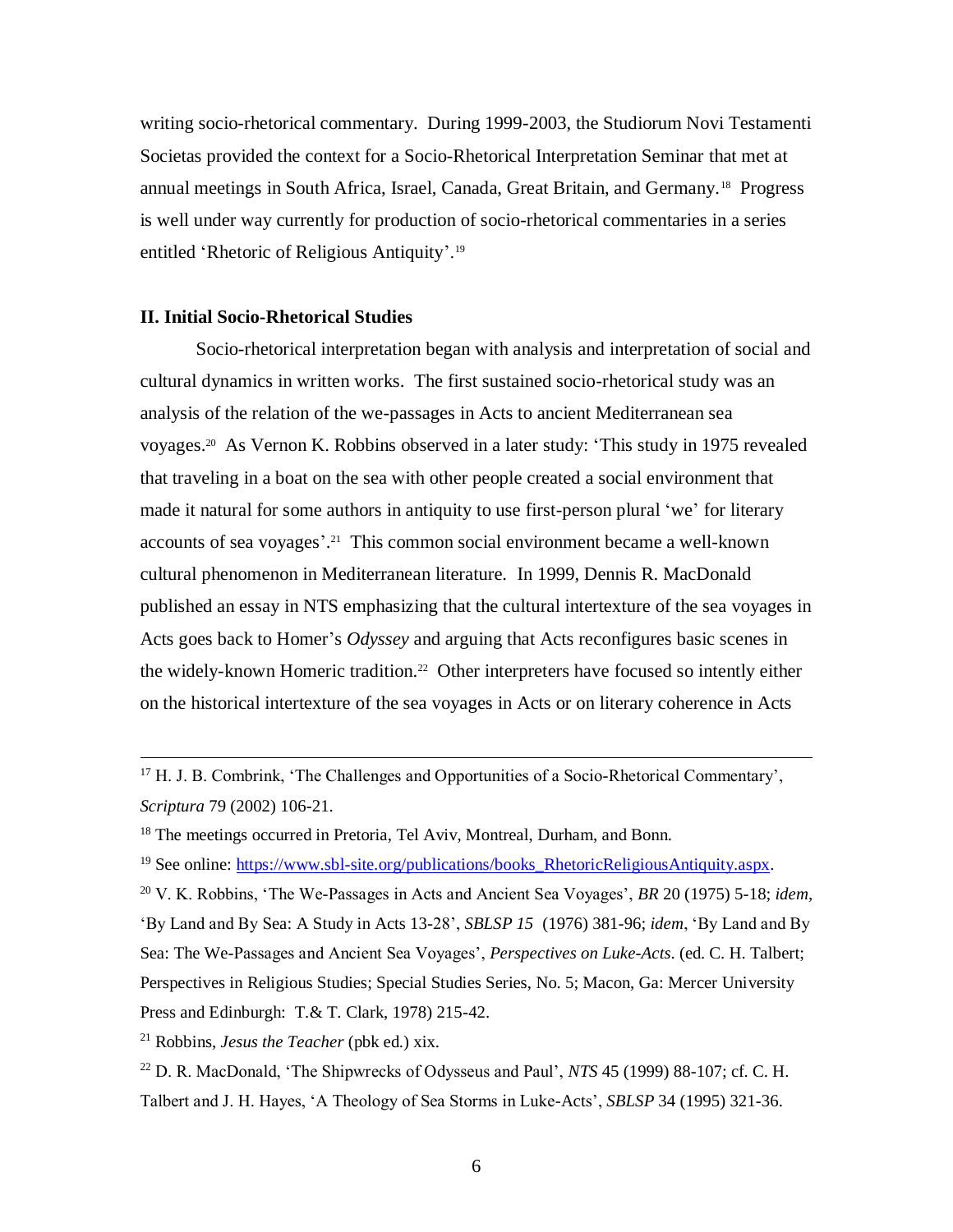writing socio-rhetorical commentary. During 1999-2003, the Studiorum Novi Testamenti Societas provided the context for a Socio-Rhetorical Interpretation Seminar that met at annual meetings in South Africa, Israel, Canada, Great Britain, and Germany.[18] Progress is well under way currently for production of socio-rhetorical commentaries in a series entitled 'Rhetoric of Religious Antiquity'.[19]

## II. Initial Socio-Rhetorical Studies

Socio-rhetorical interpretation began with analysis and interpretation of social and cultural dynamics in written works. The first sustained socio-rhetorical study was an analysis of the relation of the we-passages in Acts to ancient Mediterranean sea voyages.[20] As Vernon K. Robbins observed in a later study: 'This study in 1975 revealed that traveling in a boat on the sea with other people created a social environment that made it natural for some authors in antiquity to use first-person plural 'we' for literary accounts of sea voyages'.[21] This common social environment became a well-known cultural phenomenon in Mediterranean literature. In 1999, Dennis R. MacDonald published an essay in NTS emphasizing that the cultural intertexture of the sea voyages in Acts goes back to Homer's *Odyssey* and arguing that Acts reconfigures basic scenes in the widely-known Homeric tradition.[22] Other interpreters have focused so intently either on the historical intertexture of the sea voyages in Acts or on literary coherence in Acts

---

[17] H. J. B. Combrink, 'The Challenges and Opportunities of a Socio-Rhetorical Commentary', *Scriptura* 79 (2002) 106-21.

[18] The meetings occurred in Pretoria, Tel Aviv, Montreal, Durham, and Bonn.

[19] See online: https://www.sbl-site.org/publications/books_RhetoricReligiousAntiquity.aspx.

[20] V. K. Robbins, 'The We-Passages in Acts and Ancient Sea Voyages', *BR* 20 (1975) 5-18; *idem*, 'By Land and By Sea: A Study in Acts 13-28', *SBLSP 15* (1976) 381-96; *idem*, 'By Land and By Sea: The We-Passages and Ancient Sea Voyages', *Perspectives on Luke-Acts*. (ed. C. H. Talbert; Perspectives in Religious Studies; Special Studies Series, No. 5; Macon, Ga: Mercer University Press and Edinburgh: T.& T. Clark, 1978) 215-42.

[21] Robbins, *Jesus the Teacher* (pbk ed.) xix.

[22] D. R. MacDonald, 'The Shipwrecks of Odysseus and Paul', *NTS* 45 (1999) 88-107; cf. C. H. Talbert and J. H. Hayes, 'A Theology of Sea Storms in Luke-Acts', *SBLSP* 34 (1995) 321-36.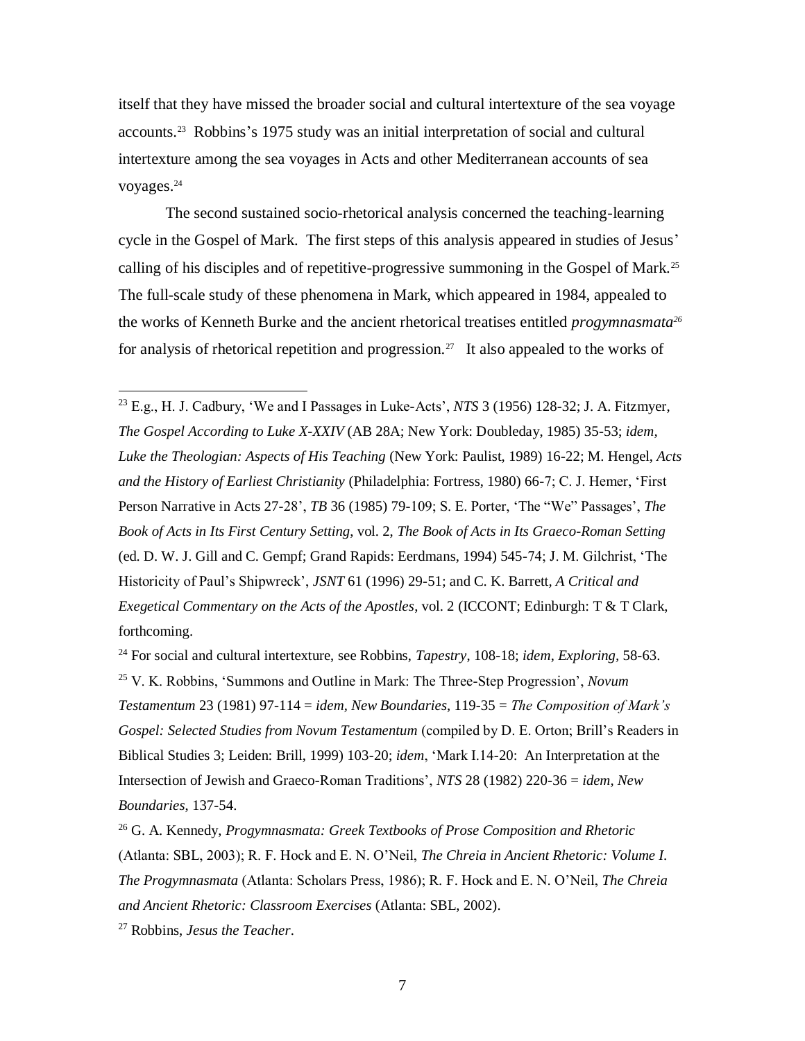itself that they have missed the broader social and cultural intertexture of the sea voyage accounts.[23] Robbins's 1975 study was an initial interpretation of social and cultural intertexture among the sea voyages in Acts and other Mediterranean accounts of sea voyages.[24]

The second sustained socio-rhetorical analysis concerned the teaching-learning cycle in the Gospel of Mark. The first steps of this analysis appeared in studies of Jesus' calling of his disciples and of repetitive-progressive summoning in the Gospel of Mark.[25] The full-scale study of these phenomena in Mark, which appeared in 1984, appealed to the works of Kenneth Burke and the ancient rhetorical treatises entitled *progymnasmata*[26] for analysis of rhetorical repetition and progression.[27] It also appealed to the works of

---

[23] E.g., H. J. Cadbury, 'We and I Passages in Luke-Acts', *NTS* 3 (1956) 128-32; J. A. Fitzmyer, *The Gospel According to Luke X-XXIV* (AB 28A; New York: Doubleday, 1985) 35-53; *idem*, *Luke the Theologian: Aspects of His Teaching* (New York: Paulist, 1989) 16-22; M. Hengel, *Acts and the History of Earliest Christianity* (Philadelphia: Fortress, 1980) 66-7; C. J. Hemer, 'First Person Narrative in Acts 27-28', *TB* 36 (1985) 79-109; S. E. Porter, 'The "We" Passages', *The Book of Acts in Its First Century Setting*, vol. 2, *The Book of Acts in Its Graeco-Roman Setting* (ed. D. W. J. Gill and C. Gempf; Grand Rapids: Eerdmans, 1994) 545-74; J. M. Gilchrist, 'The Historicity of Paul's Shipwreck', *JSNT* 61 (1996) 29-51; and C. K. Barrett, *A Critical and Exegetical Commentary on the Acts of the Apostles*, vol. 2 (ICCONT; Edinburgh: T & T Clark, forthcoming.

[24] For social and cultural intertexture, see Robbins, *Tapestry*, 108-18; *idem*, *Exploring*, 58-63.

[25] V. K. Robbins, 'Summons and Outline in Mark: The Three-Step Progression', *Novum Testamentum* 23 (1981) 97-114 = *idem*, *New Boundaries*, 119-35 = *The Composition of Mark's Gospel: Selected Studies from Novum Testamentum* (compiled by D. E. Orton; Brill's Readers in Biblical Studies 3; Leiden: Brill, 1999) 103-20; *idem*, 'Mark I.14-20: An Interpretation at the Intersection of Jewish and Graeco-Roman Traditions', *NTS* 28 (1982) 220-36 = *idem*, *New Boundaries*, 137-54.

[26] G. A. Kennedy, *Progymnasmata: Greek Textbooks of Prose Composition and Rhetoric* (Atlanta: SBL, 2003); R. F. Hock and E. N. O'Neil, *The Chreia in Ancient Rhetoric: Volume I. The Progymnasmata* (Atlanta: Scholars Press, 1986); R. F. Hock and E. N. O'Neil, *The Chreia and Ancient Rhetoric: Classroom Exercises* (Atlanta: SBL, 2002).

[27] Robbins, *Jesus the Teacher*.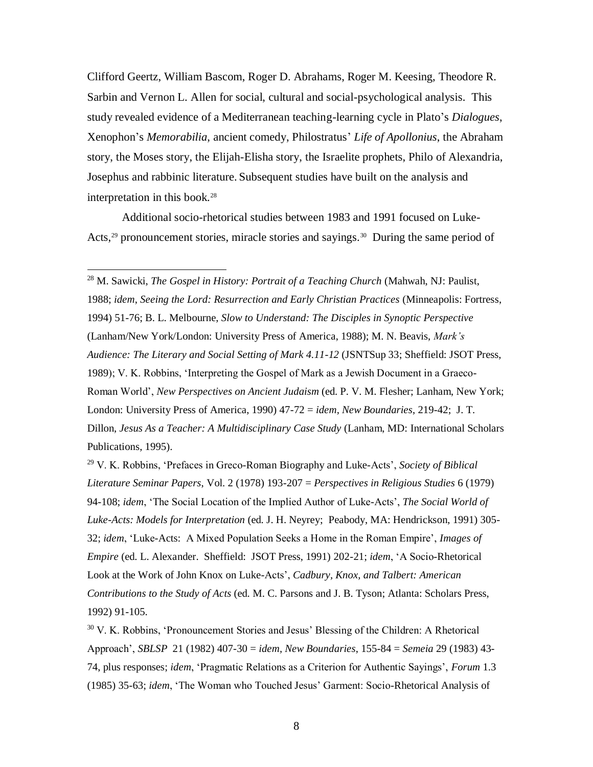Clifford Geertz, William Bascom, Roger D. Abrahams, Roger M. Keesing, Theodore R. Sarbin and Vernon L. Allen for social, cultural and social-psychological analysis. This study revealed evidence of a Mediterranean teaching-learning cycle in Plato's *Dialogues*, Xenophon's *Memorabilia*, ancient comedy, Philostratus' *Life of Apollonius*, the Abraham story, the Moses story, the Elijah-Elisha story, the Israelite prophets, Philo of Alexandria, Josephus and rabbinic literature. Subsequent studies have built on the analysis and interpretation in this book.[28]

Additional socio-rhetorical studies between 1983 and 1991 focused on Luke-Acts,[29] pronouncement stories, miracle stories and sayings.[30] During the same period of

---

[28] M. Sawicki, *The Gospel in History: Portrait of a Teaching Church* (Mahwah, NJ: Paulist, 1988; *idem*, *Seeing the Lord: Resurrection and Early Christian Practices* (Minneapolis: Fortress, 1994) 51-76; B. L. Melbourne, *Slow to Understand: The Disciples in Synoptic Perspective* (Lanham/New York/London: University Press of America, 1988); M. N. Beavis, *Mark's Audience: The Literary and Social Setting of Mark 4.11-12* (JSNTSup 33; Sheffield: JSOT Press, 1989); V. K. Robbins, 'Interpreting the Gospel of Mark as a Jewish Document in a Graeco-Roman World', *New Perspectives on Ancient Judaism* (ed. P. V. M. Flesher; Lanham, New York; London: University Press of America, 1990) 47-72 = *idem*, *New Boundaries*, 219-42; J. T. Dillon, *Jesus As a Teacher: A Multidisciplinary Case Study* (Lanham, MD: International Scholars Publications, 1995).

[29] V. K. Robbins, 'Prefaces in Greco-Roman Biography and Luke-Acts', *Society of Biblical Literature Seminar Papers*, Vol. 2 (1978) 193-207 = *Perspectives in Religious Studies* 6 (1979) 94-108; *idem*, 'The Social Location of the Implied Author of Luke-Acts', *The Social World of Luke-Acts: Models for Interpretation* (ed. J. H. Neyrey; Peabody, MA: Hendrickson, 1991) 305-32; *idem*, 'Luke-Acts: A Mixed Population Seeks a Home in the Roman Empire', *Images of Empire* (ed. L. Alexander. Sheffield: JSOT Press, 1991) 202-21; *idem*, 'A Socio-Rhetorical Look at the Work of John Knox on Luke-Acts', *Cadbury, Knox, and Talbert: American Contributions to the Study of Acts* (ed. M. C. Parsons and J. B. Tyson; Atlanta: Scholars Press, 1992) 91-105.

[30] V. K. Robbins, 'Pronouncement Stories and Jesus' Blessing of the Children: A Rhetorical Approach', *SBLSP* 21 (1982) 407-30 = *idem*, *New Boundaries*, 155-84 = *Semeia* 29 (1983) 43-74, plus responses; *idem*, 'Pragmatic Relations as a Criterion for Authentic Sayings', *Forum* 1.3 (1985) 35-63; *idem*, 'The Woman who Touched Jesus' Garment: Socio-Rhetorical Analysis of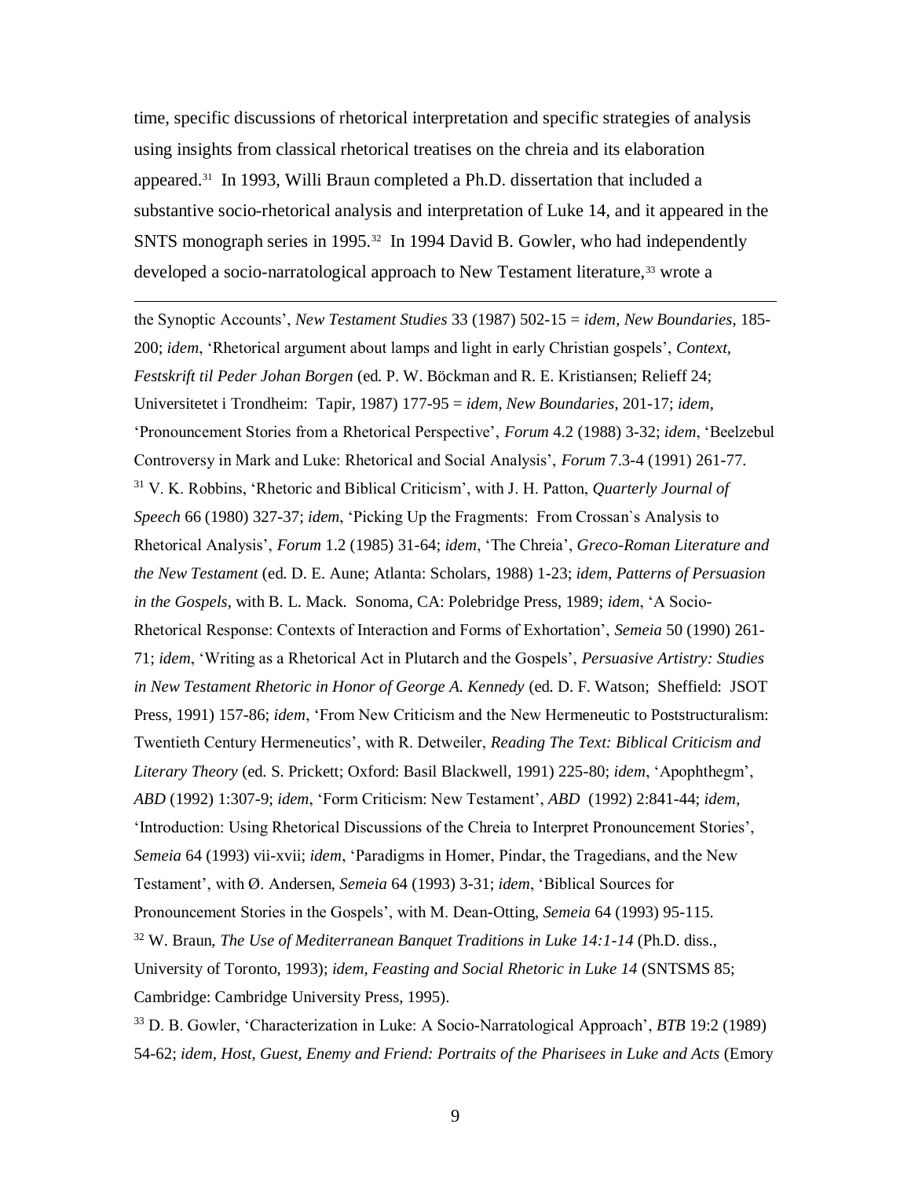time, specific discussions of rhetorical interpretation and specific strategies of analysis using insights from classical rhetorical treatises on the chreia and its elaboration appeared.[31] In 1993, Willi Braun completed a Ph.D. dissertation that included a substantive socio-rhetorical analysis and interpretation of Luke 14, and it appeared in the SNTS monograph series in 1995.[32] In 1994 David B. Gowler, who had independently developed a socio-narratological approach to New Testament literature,[33] wrote a

---

the Synoptic Accounts', *New Testament Studies* 33 (1987) 502-15 = *idem, New Boundaries*, 185-200; *idem*, 'Rhetorical argument about lamps and light in early Christian gospels', *Context, Festskrift til Peder Johan Borgen* (ed. P. W. Böckman and R. E. Kristiansen; Relieff 24; Universitetet i Trondheim: Tapir, 1987) 177-95 = *idem, New Boundaries*, 201-17; *idem*, 'Pronouncement Stories from a Rhetorical Perspective', *Forum* 4.2 (1988) 3-32; *idem*, 'Beelzebul Controversy in Mark and Luke: Rhetorical and Social Analysis', *Forum* 7.3-4 (1991) 261-77.

[31] V. K. Robbins, 'Rhetoric and Biblical Criticism', with J. H. Patton, *Quarterly Journal of Speech* 66 (1980) 327-37; *idem*, 'Picking Up the Fragments: From Crossan`s Analysis to Rhetorical Analysis', *Forum* 1.2 (1985) 31-64; *idem*, 'The Chreia', *Greco-Roman Literature and the New Testament* (ed. D. E. Aune; Atlanta: Scholars, 1988) 1-23; *idem, Patterns of Persuasion in the Gospels*, with B. L. Mack. Sonoma, CA: Polebridge Press, 1989; *idem*, 'A Socio-Rhetorical Response: Contexts of Interaction and Forms of Exhortation', *Semeia* 50 (1990) 261-71; *idem*, 'Writing as a Rhetorical Act in Plutarch and the Gospels', *Persuasive Artistry: Studies in New Testament Rhetoric in Honor of George A. Kennedy* (ed. D. F. Watson; Sheffield: JSOT Press, 1991) 157-86; *idem*, 'From New Criticism and the New Hermeneutic to Poststructuralism: Twentieth Century Hermeneutics', with R. Detweiler, *Reading The Text: Biblical Criticism and Literary Theory* (ed. S. Prickett; Oxford: Basil Blackwell, 1991) 225-80; *idem*, 'Apophthegm', *ABD* (1992) 1:307-9; *idem*, 'Form Criticism: New Testament', *ABD* (1992) 2:841-44; *idem*, 'Introduction: Using Rhetorical Discussions of the Chreia to Interpret Pronouncement Stories', *Semeia* 64 (1993) vii-xvii; *idem*, 'Paradigms in Homer, Pindar, the Tragedians, and the New Testament', with Ø. Andersen, *Semeia* 64 (1993) 3-31; *idem*, 'Biblical Sources for Pronouncement Stories in the Gospels', with M. Dean-Otting, *Semeia* 64 (1993) 95-115.

[32] W. Braun, *The Use of Mediterranean Banquet Traditions in Luke 14:1-14* (Ph.D. diss., University of Toronto, 1993); *idem, Feasting and Social Rhetoric in Luke 14* (SNTSMS 85; Cambridge: Cambridge University Press, 1995).

[33] D. B. Gowler, 'Characterization in Luke: A Socio-Narratological Approach', *BTB* 19:2 (1989) 54-62; *idem, Host, Guest, Enemy and Friend: Portraits of the Pharisees in Luke and Acts* (Emory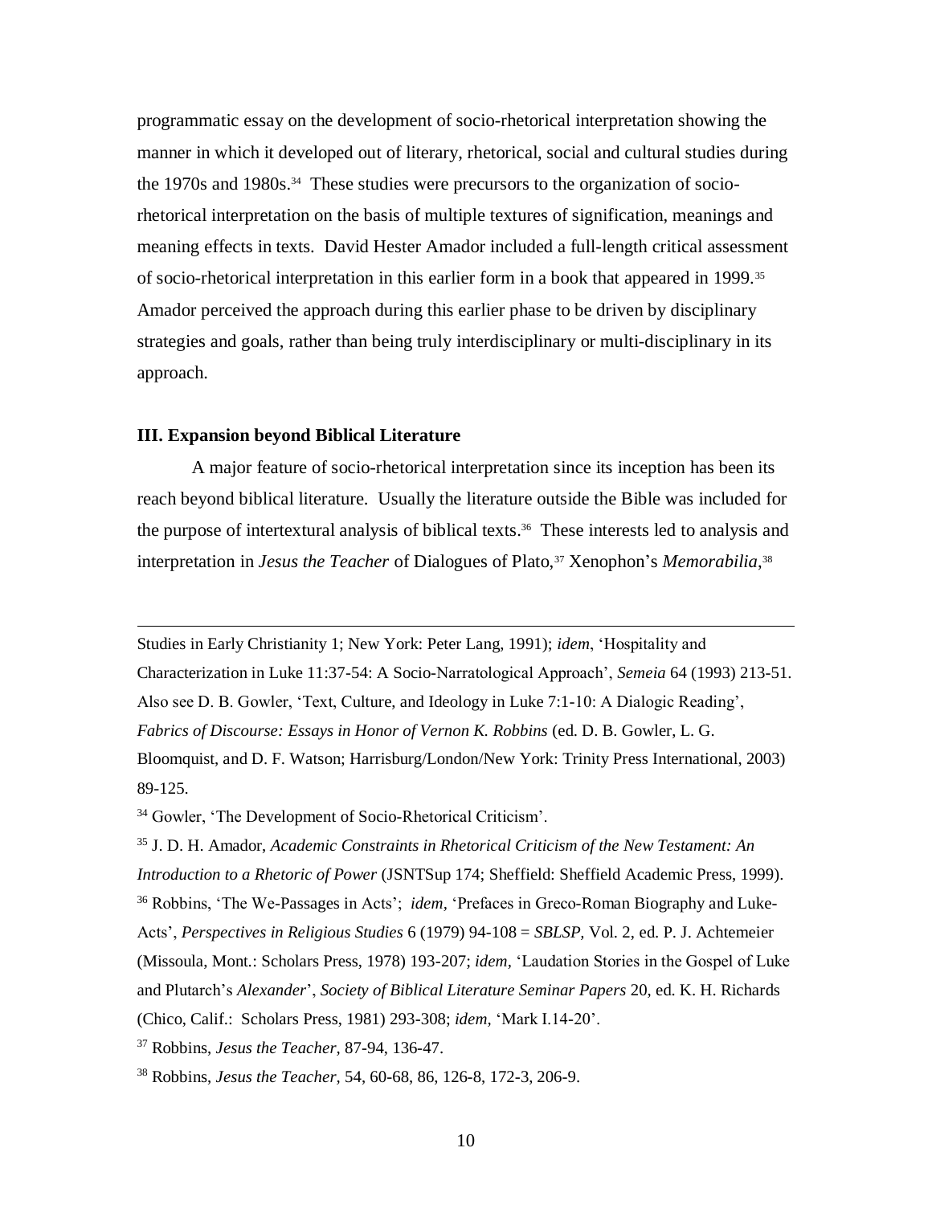programmatic essay on the development of socio-rhetorical interpretation showing the manner in which it developed out of literary, rhetorical, social and cultural studies during the 1970s and 1980s.[34] These studies were precursors to the organization of socio-rhetorical interpretation on the basis of multiple textures of signification, meanings and meaning effects in texts. David Hester Amador included a full-length critical assessment of socio-rhetorical interpretation in this earlier form in a book that appeared in 1999.[35] Amador perceived the approach during this earlier phase to be driven by disciplinary strategies and goals, rather than being truly interdisciplinary or multi-disciplinary in its approach.

### III. Expansion beyond Biblical Literature

A major feature of socio-rhetorical interpretation since its inception has been its reach beyond biblical literature. Usually the literature outside the Bible was included for the purpose of intertextural analysis of biblical texts.[36] These interests led to analysis and interpretation in *Jesus the Teacher* of Dialogues of Plato,[37] Xenophon's *Memorabilia*,[38]

---

Studies in Early Christianity 1; New York: Peter Lang, 1991); *idem*, 'Hospitality and Characterization in Luke 11:37-54: A Socio-Narratological Approach', *Semeia* 64 (1993) 213-51. Also see D. B. Gowler, 'Text, Culture, and Ideology in Luke 7:1-10: A Dialogic Reading', *Fabrics of Discourse: Essays in Honor of Vernon K. Robbins* (ed. D. B. Gowler, L. G. Bloomquist, and D. F. Watson; Harrisburg/London/New York: Trinity Press International, 2003) 89-125.

[34] Gowler, 'The Development of Socio-Rhetorical Criticism'.

[35] J. D. H. Amador, *Academic Constraints in Rhetorical Criticism of the New Testament: An Introduction to a Rhetoric of Power* (JSNTSup 174; Sheffield: Sheffield Academic Press, 1999).

[36] Robbins, 'The We-Passages in Acts'; *idem,* 'Prefaces in Greco-Roman Biography and Luke-Acts', *Perspectives in Religious Studies* 6 (1979) 94-108 = *SBLSP,* Vol. 2, ed. P. J. Achtemeier (Missoula, Mont.: Scholars Press, 1978) 193-207; *idem,* 'Laudation Stories in the Gospel of Luke and Plutarch's *Alexander*', *Society of Biblical Literature Seminar Papers* 20, ed. K. H. Richards (Chico, Calif.: Scholars Press, 1981) 293-308; *idem,* 'Mark I.14-20'.

[37] Robbins, *Jesus the Teacher,* 87-94, 136-47.

[38] Robbins, *Jesus the Teacher,* 54, 60-68, 86, 126-8, 172-3, 206-9.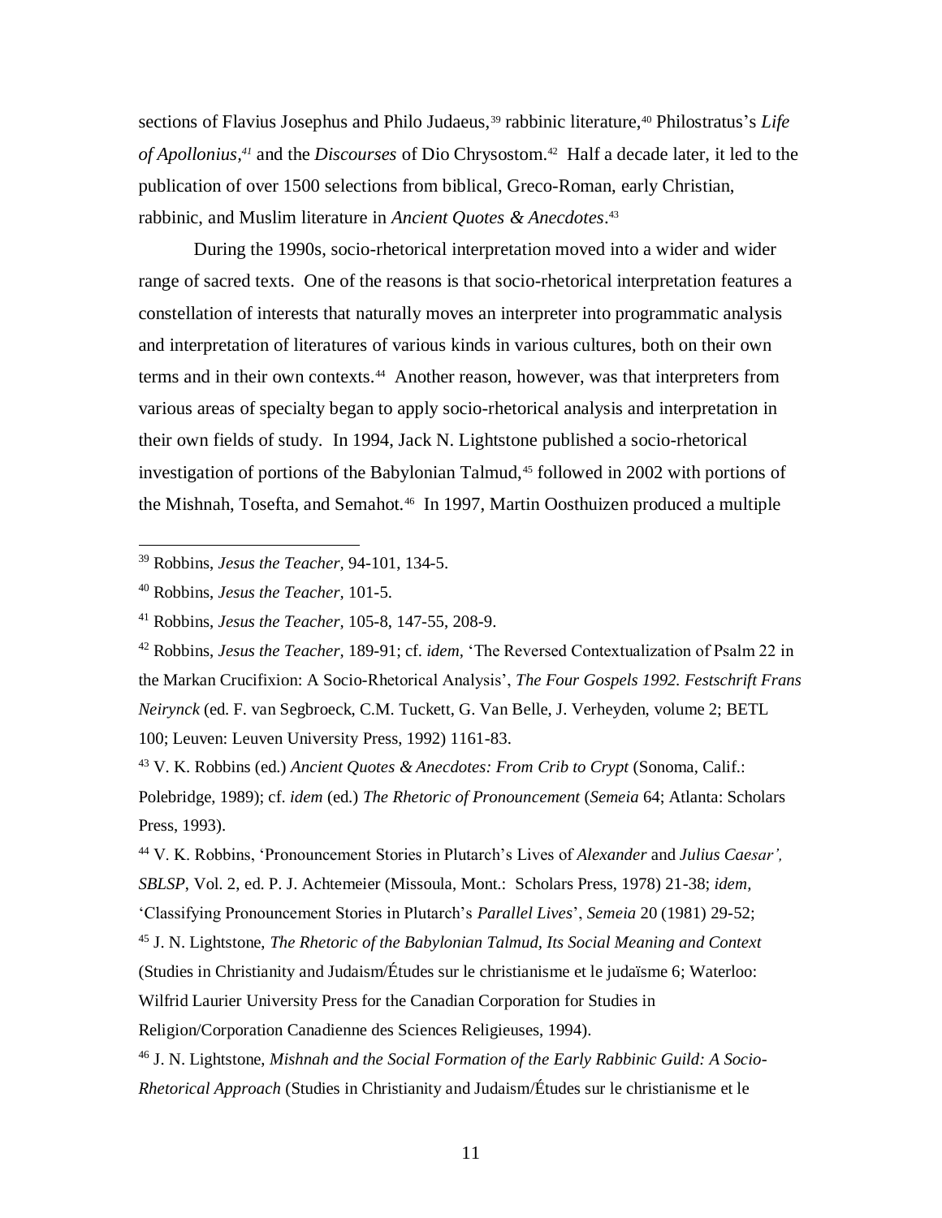sections of Flavius Josephus and Philo Judaeus,[39] rabbinic literature,[40] Philostratus's *Life of Apollonius*,[41] and the *Discourses* of Dio Chrysostom.[42] Half a decade later, it led to the publication of over 1500 selections from biblical, Greco-Roman, early Christian, rabbinic, and Muslim literature in *Ancient Quotes & Anecdotes*.[43]

During the 1990s, socio-rhetorical interpretation moved into a wider and wider range of sacred texts. One of the reasons is that socio-rhetorical interpretation features a constellation of interests that naturally moves an interpreter into programmatic analysis and interpretation of literatures of various kinds in various cultures, both on their own terms and in their own contexts.[44] Another reason, however, was that interpreters from various areas of specialty began to apply socio-rhetorical analysis and interpretation in their own fields of study. In 1994, Jack N. Lightstone published a socio-rhetorical investigation of portions of the Babylonian Talmud,[45] followed in 2002 with portions of the Mishnah, Tosefta, and Semahot.[46] In 1997, Martin Oosthuizen produced a multiple

---

[39] Robbins, *Jesus the Teacher*, 94-101, 134-5.

[40] Robbins, *Jesus the Teacher*, 101-5.

[41] Robbins, *Jesus the Teacher*, 105-8, 147-55, 208-9.

[42] Robbins, *Jesus the Teacher*, 189-91; cf. *idem*, 'The Reversed Contextualization of Psalm 22 in the Markan Crucifixion: A Socio-Rhetorical Analysis', *The Four Gospels 1992. Festschrift Frans Neirynck* (ed. F. van Segbroeck, C.M. Tuckett, G. Van Belle, J. Verheyden, volume 2; BETL 100; Leuven: Leuven University Press, 1992) 1161-83.

[43] V. K. Robbins (ed.) *Ancient Quotes & Anecdotes: From Crib to Crypt* (Sonoma, Calif.: Polebridge, 1989); cf. *idem* (ed.) *The Rhetoric of Pronouncement* (*Semeia* 64; Atlanta: Scholars Press, 1993).

[44] V. K. Robbins, 'Pronouncement Stories in Plutarch's Lives of *Alexander* and *Julius Caesar', SBLSP*, Vol. 2, ed. P. J. Achtemeier (Missoula, Mont.: Scholars Press, 1978) 21-38; *idem*, 'Classifying Pronouncement Stories in Plutarch's *Parallel Lives*', *Semeia* 20 (1981) 29-52;

[45] J. N. Lightstone, *The Rhetoric of the Babylonian Talmud, Its Social Meaning and Context* (Studies in Christianity and Judaism/Études sur le christianisme et le judaïsme 6; Waterloo: Wilfrid Laurier University Press for the Canadian Corporation for Studies in Religion/Corporation Canadienne des Sciences Religieuses, 1994).

[46] J. N. Lightstone, *Mishnah and the Social Formation of the Early Rabbinic Guild: A Socio-Rhetorical Approach* (Studies in Christianity and Judaism/Études sur le christianisme et le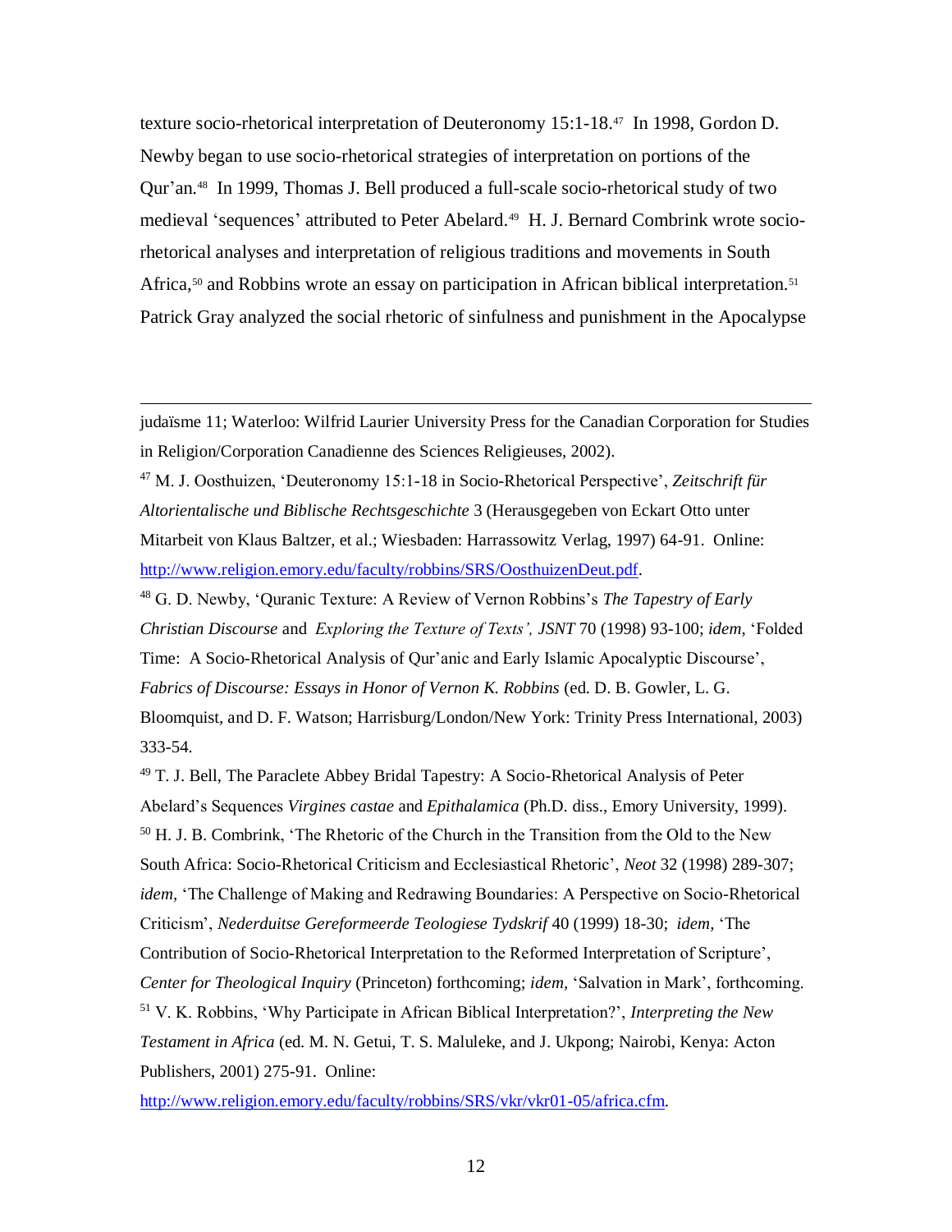texture socio-rhetorical interpretation of Deuteronomy 15:1-18.[47] In 1998, Gordon D. Newby began to use socio-rhetorical strategies of interpretation on portions of the Qur'an.[48] In 1999, Thomas J. Bell produced a full-scale socio-rhetorical study of two medieval 'sequences' attributed to Peter Abelard.[49] H. J. Bernard Combrink wrote socio-rhetorical analyses and interpretation of religious traditions and movements in South Africa,[50] and Robbins wrote an essay on participation in African biblical interpretation.[51] Patrick Gray analyzed the social rhetoric of sinfulness and punishment in the Apocalypse

---

judaïsme 11; Waterloo: Wilfrid Laurier University Press for the Canadian Corporation for Studies in Religion/Corporation Canadienne des Sciences Religieuses, 2002).

[47] M. J. Oosthuizen, 'Deuteronomy 15:1-18 in Socio-Rhetorical Perspective', *Zeitschrift für Altorientalische und Biblische Rechtsgeschichte* 3 (Herausgegeben von Eckart Otto unter Mitarbeit von Klaus Baltzer, et al.; Wiesbaden: Harrassowitz Verlag, 1997) 64-91. Online: http://www.religion.emory.edu/faculty/robbins/SRS/OosthuizenDeut.pdf.

[48] G. D. Newby, 'Quranic Texture: A Review of Vernon Robbins's *The Tapestry of Early Christian Discourse* and *Exploring the Texture of Texts', JSNT* 70 (1998) 93-100; *idem*, 'Folded Time: A Socio-Rhetorical Analysis of Qur'anic and Early Islamic Apocalyptic Discourse', *Fabrics of Discourse: Essays in Honor of Vernon K. Robbins* (ed. D. B. Gowler, L. G. Bloomquist, and D. F. Watson; Harrisburg/London/New York: Trinity Press International, 2003) 333-54.

[49] T. J. Bell, The Paraclete Abbey Bridal Tapestry: A Socio-Rhetorical Analysis of Peter Abelard's Sequences *Virgines castae* and *Epithalamica* (Ph.D. diss., Emory University, 1999).

[50] H. J. B. Combrink, 'The Rhetoric of the Church in the Transition from the Old to the New South Africa: Socio-Rhetorical Criticism and Ecclesiastical Rhetoric', *Neot* 32 (1998) 289-307; *idem*, 'The Challenge of Making and Redrawing Boundaries: A Perspective on Socio-Rhetorical Criticism', *Nederduitse Gereformeerde Teologiese Tydskrif* 40 (1999) 18-30; *idem*, 'The Contribution of Socio-Rhetorical Interpretation to the Reformed Interpretation of Scripture', *Center for Theological Inquiry* (Princeton) forthcoming; *idem*, 'Salvation in Mark', forthcoming.

[51] V. K. Robbins, 'Why Participate in African Biblical Interpretation?', *Interpreting the New Testament in Africa* (ed. M. N. Getui, T. S. Maluleke, and J. Ukpong; Nairobi, Kenya: Acton Publishers, 2001) 275-91. Online: http://www.religion.emory.edu/faculty/robbins/SRS/vkr/vkr01-05/africa.cfm.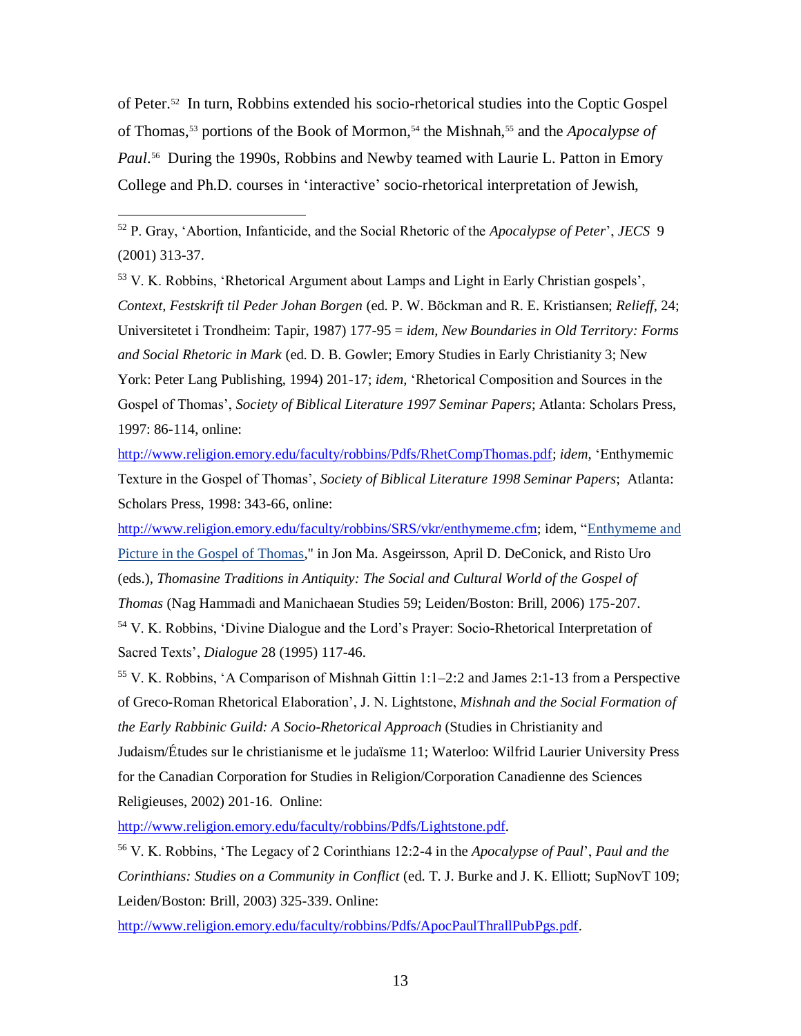of Peter.[52] In turn, Robbins extended his socio-rhetorical studies into the Coptic Gospel of Thomas,[53] portions of the Book of Mormon,[54] the Mishnah,[55] and the *Apocalypse of Paul*.[56] During the 1990s, Robbins and Newby teamed with Laurie L. Patton in Emory College and Ph.D. courses in 'interactive' socio-rhetorical interpretation of Jewish,

---

[52] P. Gray, 'Abortion, Infanticide, and the Social Rhetoric of the *Apocalypse of Peter*', *JECS* 9 (2001) 313-37.

[53] V. K. Robbins, 'Rhetorical Argument about Lamps and Light in Early Christian gospels', *Context, Festskrift til Peder Johan Borgen* (ed. P. W. Böckman and R. E. Kristiansen; *Relieff*, 24; Universitetet i Trondheim: Tapir, 1987) 177-95 = *idem, New Boundaries in Old Territory: Forms and Social Rhetoric in Mark* (ed. D. B. Gowler; Emory Studies in Early Christianity 3; New York: Peter Lang Publishing, 1994) 201-17; *idem*, 'Rhetorical Composition and Sources in the Gospel of Thomas', *Society of Biblical Literature 1997 Seminar Papers*; Atlanta: Scholars Press, 1997: 86-114, online: http://www.religion.emory.edu/faculty/robbins/Pdfs/RhetCompThomas.pdf; *idem*, 'Enthymemic Texture in the Gospel of Thomas', *Society of Biblical Literature 1998 Seminar Papers*; Atlanta: Scholars Press, 1998: 343-66, online: http://www.religion.emory.edu/faculty/robbins/SRS/vkr/enthymeme.cfm; idem, "Enthymeme and Picture in the Gospel of Thomas," in Jon Ma. Asgeirsson, April D. DeConick, and Risto Uro (eds.), *Thomasine Traditions in Antiquity: The Social and Cultural World of the Gospel of Thomas* (Nag Hammadi and Manichaean Studies 59; Leiden/Boston: Brill, 2006) 175-207.

[54] V. K. Robbins, 'Divine Dialogue and the Lord's Prayer: Socio-Rhetorical Interpretation of Sacred Texts', *Dialogue* 28 (1995) 117-46.

[55] V. K. Robbins, 'A Comparison of Mishnah Gittin 1:1–2:2 and James 2:1-13 from a Perspective of Greco-Roman Rhetorical Elaboration', J. N. Lightstone, *Mishnah and the Social Formation of the Early Rabbinic Guild: A Socio-Rhetorical Approach* (Studies in Christianity and Judaism/Études sur le christianisme et le judaïsme 11; Waterloo: Wilfrid Laurier University Press for the Canadian Corporation for Studies in Religion/Corporation Canadienne des Sciences Religieuses, 2002) 201-16. Online: http://www.religion.emory.edu/faculty/robbins/Pdfs/Lightstone.pdf.

[56] V. K. Robbins, 'The Legacy of 2 Corinthians 12:2-4 in the *Apocalypse of Paul*', *Paul and the Corinthians: Studies on a Community in Conflict* (ed. T. J. Burke and J. K. Elliott; SupNovT 109; Leiden/Boston: Brill, 2003) 325-339. Online: http://www.religion.emory.edu/faculty/robbins/Pdfs/ApocPaulThrallPubPgs.pdf.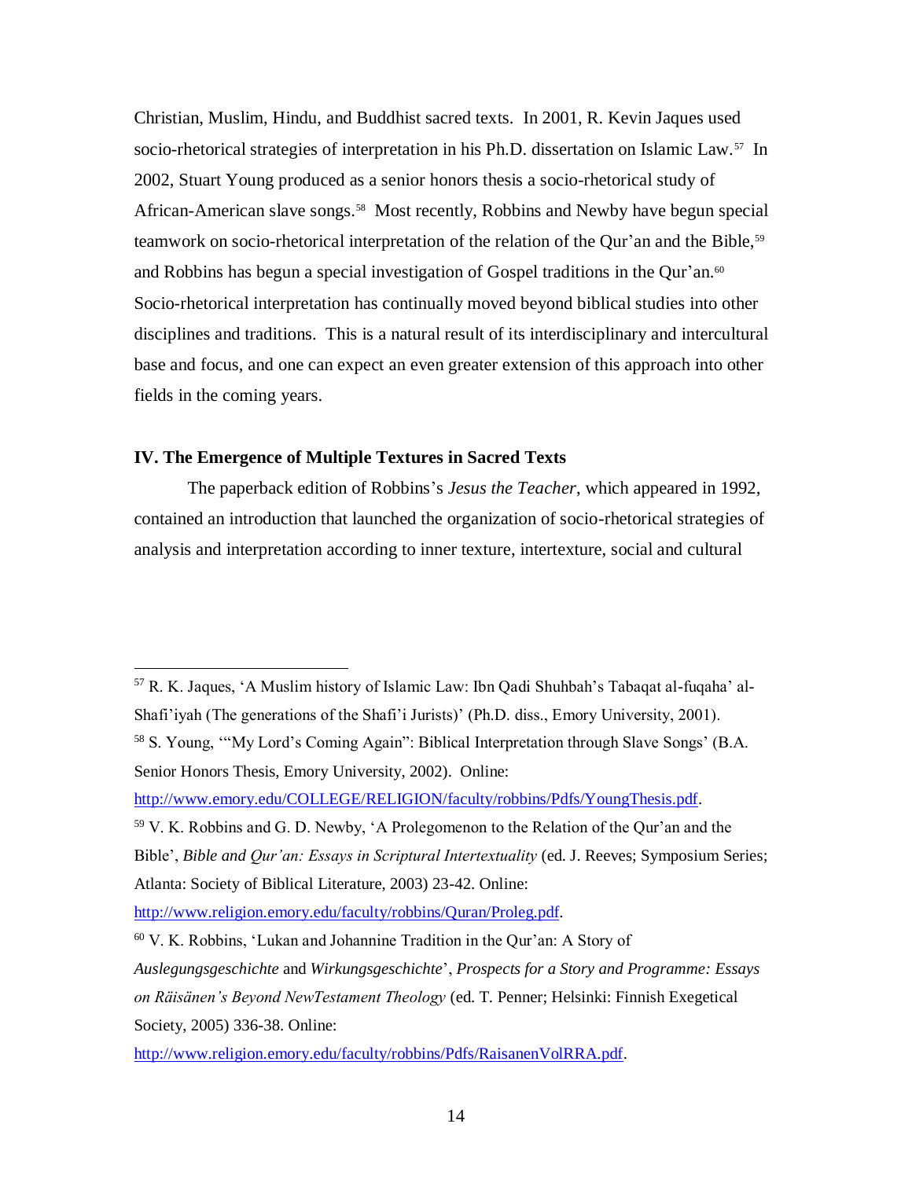Christian, Muslim, Hindu, and Buddhist sacred texts. In 2001, R. Kevin Jaques used socio-rhetorical strategies of interpretation in his Ph.D. dissertation on Islamic Law.[57] In 2002, Stuart Young produced as a senior honors thesis a socio-rhetorical study of African-American slave songs.[58] Most recently, Robbins and Newby have begun special teamwork on socio-rhetorical interpretation of the relation of the Qur'an and the Bible,[59] and Robbins has begun a special investigation of Gospel traditions in the Qur'an.[60] Socio-rhetorical interpretation has continually moved beyond biblical studies into other disciplines and traditions. This is a natural result of its interdisciplinary and intercultural base and focus, and one can expect an even greater extension of this approach into other fields in the coming years.

### IV. The Emergence of Multiple Textures in Sacred Texts

The paperback edition of Robbins's *Jesus the Teacher*, which appeared in 1992, contained an introduction that launched the organization of socio-rhetorical strategies of analysis and interpretation according to inner texture, intertexture, social and cultural

---

[57] R. K. Jaques, 'A Muslim history of Islamic Law: Ibn Qadi Shuhbah's Tabaqat al-fuqaha' al-Shafi'iyah (The generations of the Shafi'i Jurists)' (Ph.D. diss., Emory University, 2001).

[58] S. Young, '"My Lord's Coming Again": Biblical Interpretation through Slave Songs' (B.A. Senior Honors Thesis, Emory University, 2002). Online: http://www.emory.edu/COLLEGE/RELIGION/faculty/robbins/Pdfs/YoungThesis.pdf.

[59] V. K. Robbins and G. D. Newby, 'A Prolegomenon to the Relation of the Qur'an and the Bible', *Bible and Qur'an: Essays in Scriptural Intertextuality* (ed. J. Reeves; Symposium Series; Atlanta: Society of Biblical Literature, 2003) 23-42. Online: http://www.religion.emory.edu/faculty/robbins/Quran/Proleg.pdf.

[60] V. K. Robbins, 'Lukan and Johannine Tradition in the Qur'an: A Story of *Auslegungsgeschichte* and *Wirkungsgeschichte*', *Prospects for a Story and Programme: Essays on Räisänen's Beyond NewTestament Theology* (ed. T. Penner; Helsinki: Finnish Exegetical Society, 2005) 336-38. Online: http://www.religion.emory.edu/faculty/robbins/Pdfs/RaisanenVolRRA.pdf.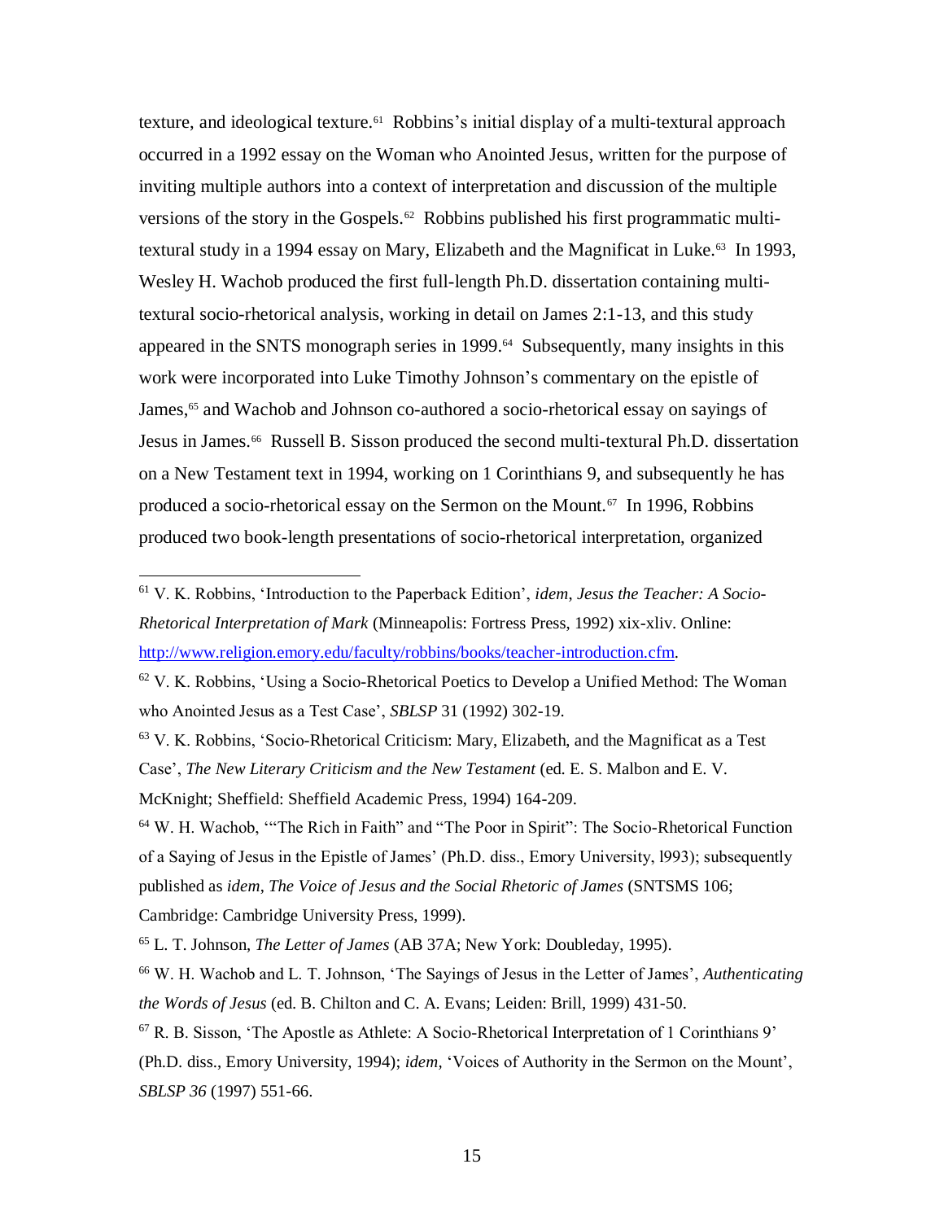texture, and ideological texture.[61] Robbins's initial display of a multi-textural approach occurred in a 1992 essay on the Woman who Anointed Jesus, written for the purpose of inviting multiple authors into a context of interpretation and discussion of the multiple versions of the story in the Gospels.[62] Robbins published his first programmatic multi-textural study in a 1994 essay on Mary, Elizabeth and the Magnificat in Luke.[63] In 1993, Wesley H. Wachob produced the first full-length Ph.D. dissertation containing multi-textural socio-rhetorical analysis, working in detail on James 2:1-13, and this study appeared in the SNTS monograph series in 1999.[64] Subsequently, many insights in this work were incorporated into Luke Timothy Johnson's commentary on the epistle of James,[65] and Wachob and Johnson co-authored a socio-rhetorical essay on sayings of Jesus in James.[66] Russell B. Sisson produced the second multi-textural Ph.D. dissertation on a New Testament text in 1994, working on 1 Corinthians 9, and subsequently he has produced a socio-rhetorical essay on the Sermon on the Mount.[67] In 1996, Robbins produced two book-length presentations of socio-rhetorical interpretation, organized

---

[61] V. K. Robbins, 'Introduction to the Paperback Edition', *idem*, *Jesus the Teacher: A Socio-Rhetorical Interpretation of Mark* (Minneapolis: Fortress Press, 1992) xix-xliv. Online: http://www.religion.emory.edu/faculty/robbins/books/teacher-introduction.cfm.

[62] V. K. Robbins, 'Using a Socio-Rhetorical Poetics to Develop a Unified Method: The Woman who Anointed Jesus as a Test Case', *SBLSP* 31 (1992) 302-19.

[63] V. K. Robbins, 'Socio-Rhetorical Criticism: Mary, Elizabeth, and the Magnificat as a Test Case', *The New Literary Criticism and the New Testament* (ed. E. S. Malbon and E. V. McKnight; Sheffield: Sheffield Academic Press, 1994) 164-209.

[64] W. H. Wachob, '"The Rich in Faith" and "The Poor in Spirit": The Socio-Rhetorical Function of a Saying of Jesus in the Epistle of James' (Ph.D. diss., Emory University, l993); subsequently published as *idem*, *The Voice of Jesus and the Social Rhetoric of James* (SNTSMS 106; Cambridge: Cambridge University Press, 1999).

[65] L. T. Johnson, *The Letter of James* (AB 37A; New York: Doubleday, 1995).

[66] W. H. Wachob and L. T. Johnson, 'The Sayings of Jesus in the Letter of James', *Authenticating the Words of Jesus* (ed. B. Chilton and C. A. Evans; Leiden: Brill, 1999) 431-50.

[67] R. B. Sisson, 'The Apostle as Athlete: A Socio-Rhetorical Interpretation of 1 Corinthians 9' (Ph.D. diss., Emory University, 1994); *idem,* 'Voices of Authority in the Sermon on the Mount', *SBLSP 36* (1997) 551-66.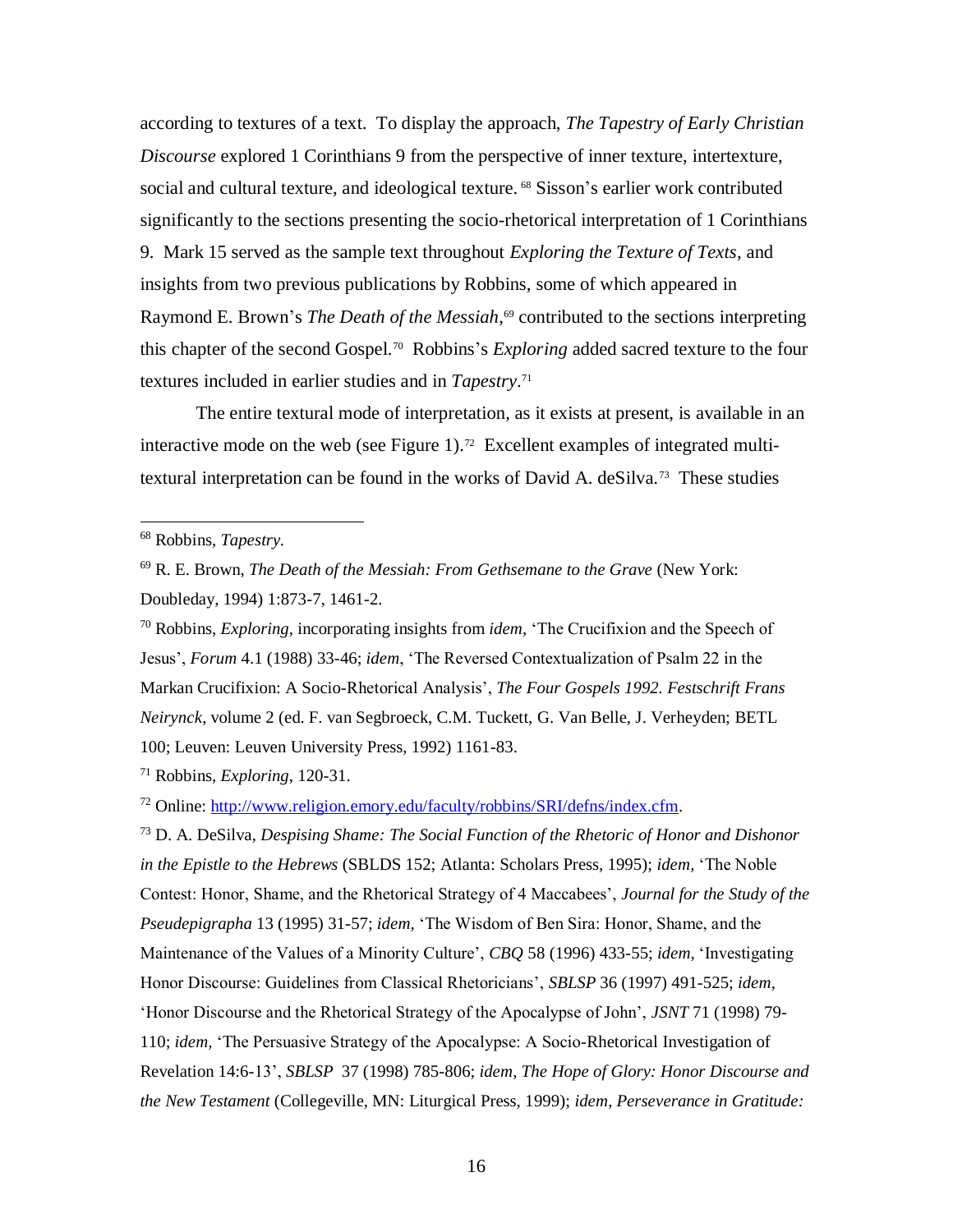according to textures of a text. To display the approach, *The Tapestry of Early Christian Discourse* explored 1 Corinthians 9 from the perspective of inner texture, intertexture, social and cultural texture, and ideological texture.[68] Sisson's earlier work contributed significantly to the sections presenting the socio-rhetorical interpretation of 1 Corinthians 9. Mark 15 served as the sample text throughout *Exploring the Texture of Texts*, and insights from two previous publications by Robbins, some of which appeared in Raymond E. Brown's *The Death of the Messiah*,[69] contributed to the sections interpreting this chapter of the second Gospel.[70] Robbins's *Exploring* added sacred texture to the four textures included in earlier studies and in *Tapestry*.[71]

The entire textural mode of interpretation, as it exists at present, is available in an interactive mode on the web (see Figure 1).[72] Excellent examples of integrated multi-textural interpretation can be found in the works of David A. deSilva.[73] These studies

---

[68] Robbins, *Tapestry.*

[69] R. E. Brown, *The Death of the Messiah: From Gethsemane to the Grave* (New York: Doubleday, 1994) 1:873-7, 1461-2.

[70] Robbins, *Exploring,* incorporating insights from *idem,* 'The Crucifixion and the Speech of Jesus', *Forum* 4.1 (1988) 33-46; *idem*, 'The Reversed Contextualization of Psalm 22 in the Markan Crucifixion: A Socio-Rhetorical Analysis', *The Four Gospels 1992. Festschrift Frans Neirynck,* volume 2 (ed. F. van Segbroeck, C.M. Tuckett, G. Van Belle, J. Verheyden; BETL 100; Leuven: Leuven University Press, 1992) 1161-83.

[71] Robbins, *Exploring*, 120-31.

[72] Online: http://www.religion.emory.edu/faculty/robbins/SRI/defns/index.cfm.

[73] D. A. DeSilva, *Despising Shame: The Social Function of the Rhetoric of Honor and Dishonor in the Epistle to the Hebrews* (SBLDS 152; Atlanta: Scholars Press, 1995); *idem,* 'The Noble Contest: Honor, Shame, and the Rhetorical Strategy of 4 Maccabees', *Journal for the Study of the Pseudepigrapha* 13 (1995) 31-57; *idem,* 'The Wisdom of Ben Sira: Honor, Shame, and the Maintenance of the Values of a Minority Culture', *CBQ* 58 (1996) 433-55; *idem,* 'Investigating Honor Discourse: Guidelines from Classical Rhetoricians', *SBLSP* 36 (1997) 491-525; *idem,* 'Honor Discourse and the Rhetorical Strategy of the Apocalypse of John', *JSNT* 71 (1998) 79-110; *idem,* 'The Persuasive Strategy of the Apocalypse: A Socio-Rhetorical Investigation of Revelation 14:6-13', *SBLSP* 37 (1998) 785-806; *idem, The Hope of Glory: Honor Discourse and the New Testament* (Collegeville, MN: Liturgical Press, 1999); *idem, Perseverance in Gratitude:*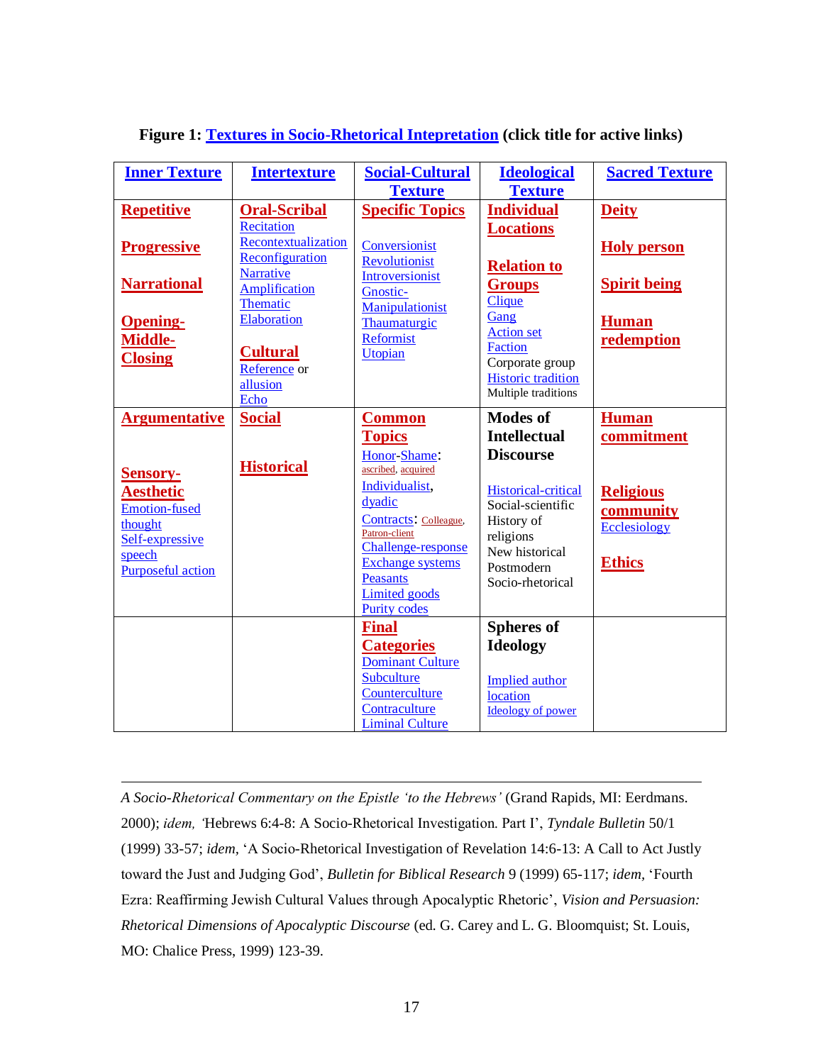**Figure 1: Textures in Socio-Rhetorical Intepretation (click title for active links)**

| Inner Texture | Intertexture | Social-Cultural Texture | Ideological Texture | Sacred Texture |
|---|---|---|---|---|
| **Repetitive**<br><br>**Progressive**<br><br>**Narrational**<br><br>**Opening-Middle-Closing** | **Oral-Scribal**<br>Recitation<br>Recontextualization<br>Reconfiguration<br>Narrative<br>Amplification<br>Thematic<br>Elaboration<br><br>**Cultural**<br>Reference or allusion<br>Echo | **Specific Topics**<br><br>Conversionist<br>Revolutionist<br>Introversionist<br>Gnostic-Manipulationist<br>Thaumaturgic<br>Reformist<br>Utopian | **Individual Locations**<br><br>**Relation to Groups**<br>Clique<br>Gang<br>Action set<br>Faction<br>Corporate group<br>Historic tradition<br>Multiple traditions | **Deity**<br><br>**Holy person**<br><br>**Spirit being**<br><br>**Human redemption** |
| **Argumentative**<br><br>**Sensory-Aesthetic**<br>Emotion-fused thought<br>Self-expressive speech<br>Purposeful action | **Social**<br><br>**Historical** | **Common Topics**<br>Honor-Shame: ascribed, acquired<br>Individualist, dyadic<br>Contracts: Colleague, Patron-client<br>Challenge-response<br>Exchange systems<br>Peasants<br>Limited goods<br>Purity codes | **Modes of Intellectual Discourse**<br><br>Historical-critical<br>Social-scientific<br>History of religions<br>New historical<br>Postmodern<br>Socio-rhetorical | **Human commitment**<br><br>**Religious community**<br>Ecclesiology<br><br>**Ethics** |
| | | **Final Categories**<br>Dominant Culture<br>Subculture<br>Counterculture<br>Contraculture<br>Liminal Culture | **Spheres of Ideology**<br><br>Implied author location<br>Ideology of power | |

---

*A Socio-Rhetorical Commentary on the Epistle 'to the Hebrews'* (Grand Rapids, MI: Eerdmans. 2000); *idem, '*Hebrews 6:4-8: A Socio-Rhetorical Investigation. Part I', *Tyndale Bulletin* 50/1 (1999) 33-57; *idem*, 'A Socio-Rhetorical Investigation of Revelation 14:6-13: A Call to Act Justly toward the Just and Judging God', *Bulletin for Biblical Research* 9 (1999) 65-117; *idem*, 'Fourth Ezra: Reaffirming Jewish Cultural Values through Apocalyptic Rhetoric', *Vision and Persuasion: Rhetorical Dimensions of Apocalyptic Discourse* (ed. G. Carey and L. G. Bloomquist; St. Louis, MO: Chalice Press, 1999) 123-39.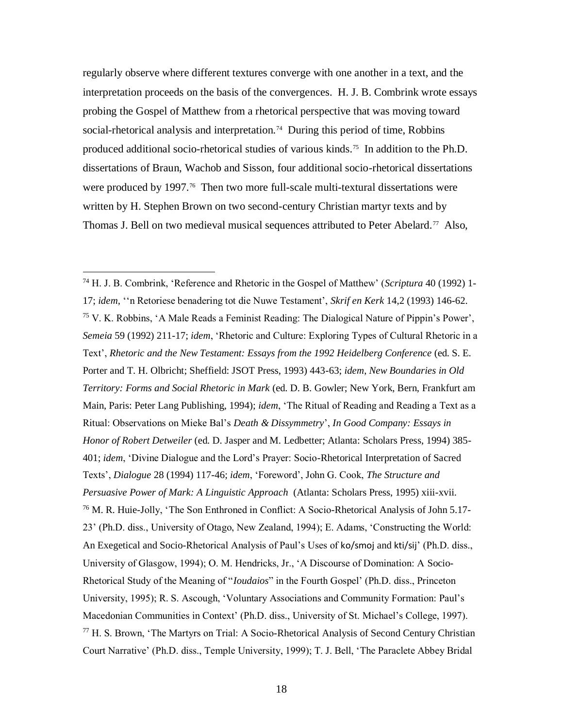regularly observe where different textures converge with one another in a text, and the interpretation proceeds on the basis of the convergences. H. J. B. Combrink wrote essays probing the Gospel of Matthew from a rhetorical perspective that was moving toward social-rhetorical analysis and interpretation.[74] During this period of time, Robbins produced additional socio-rhetorical studies of various kinds.[75] In addition to the Ph.D. dissertations of Braun, Wachob and Sisson, four additional socio-rhetorical dissertations were produced by 1997.[76] Then two more full-scale multi-textural dissertations were written by H. Stephen Brown on two second-century Christian martyr texts and by Thomas J. Bell on two medieval musical sequences attributed to Peter Abelard.[77] Also,

---

[74] H. J. B. Combrink, 'Reference and Rhetoric in the Gospel of Matthew' (*Scriptura* 40 (1992) 1-17; *idem,* ''n Retoriese benadering tot die Nuwe Testament', *Skrif en Kerk* 14,2 (1993) 146-62.

[75] V. K. Robbins, 'A Male Reads a Feminist Reading: The Dialogical Nature of Pippin's Power', *Semeia* 59 (1992) 211-17; *idem*, 'Rhetoric and Culture: Exploring Types of Cultural Rhetoric in a Text', *Rhetoric and the New Testament: Essays from the 1992 Heidelberg Conference* (ed. S. E. Porter and T. H. Olbricht; Sheffield: JSOT Press, 1993) 443-63; *idem*, *New Boundaries in Old Territory: Forms and Social Rhetoric in Mark* (ed. D. B. Gowler; New York, Bern, Frankfurt am Main, Paris: Peter Lang Publishing, 1994); *idem*, 'The Ritual of Reading and Reading a Text as a Ritual: Observations on Mieke Bal's *Death & Dissymmetry*', *In Good Company: Essays in Honor of Robert Detweiler* (ed. D. Jasper and M. Ledbetter; Atlanta: Scholars Press, 1994) 385-401; *idem*, 'Divine Dialogue and the Lord's Prayer: Socio-Rhetorical Interpretation of Sacred Texts', *Dialogue* 28 (1994) 117-46; *idem*, 'Foreword', John G. Cook, *The Structure and Persuasive Power of Mark: A Linguistic Approach* (Atlanta: Scholars Press, 1995) xiii-xvii.

[76] M. R. Huie-Jolly, 'The Son Enthroned in Conflict: A Socio-Rhetorical Analysis of John 5.17-23' (Ph.D. diss., University of Otago, New Zealand, 1994); E. Adams, 'Constructing the World: An Exegetical and Socio-Rhetorical Analysis of Paul's Uses of ko/smoj and kti/sij' (Ph.D. diss., University of Glasgow, 1994); O. M. Hendricks, Jr., 'A Discourse of Domination: A Socio-Rhetorical Study of the Meaning of "*Ioudaios*" in the Fourth Gospel' (Ph.D. diss., Princeton University, 1995); R. S. Ascough, 'Voluntary Associations and Community Formation: Paul's Macedonian Communities in Context' (Ph.D. diss., University of St. Michael's College, 1997).

[77] H. S. Brown, 'The Martyrs on Trial: A Socio-Rhetorical Analysis of Second Century Christian Court Narrative' (Ph.D. diss., Temple University, 1999); T. J. Bell, 'The Paraclete Abbey Bridal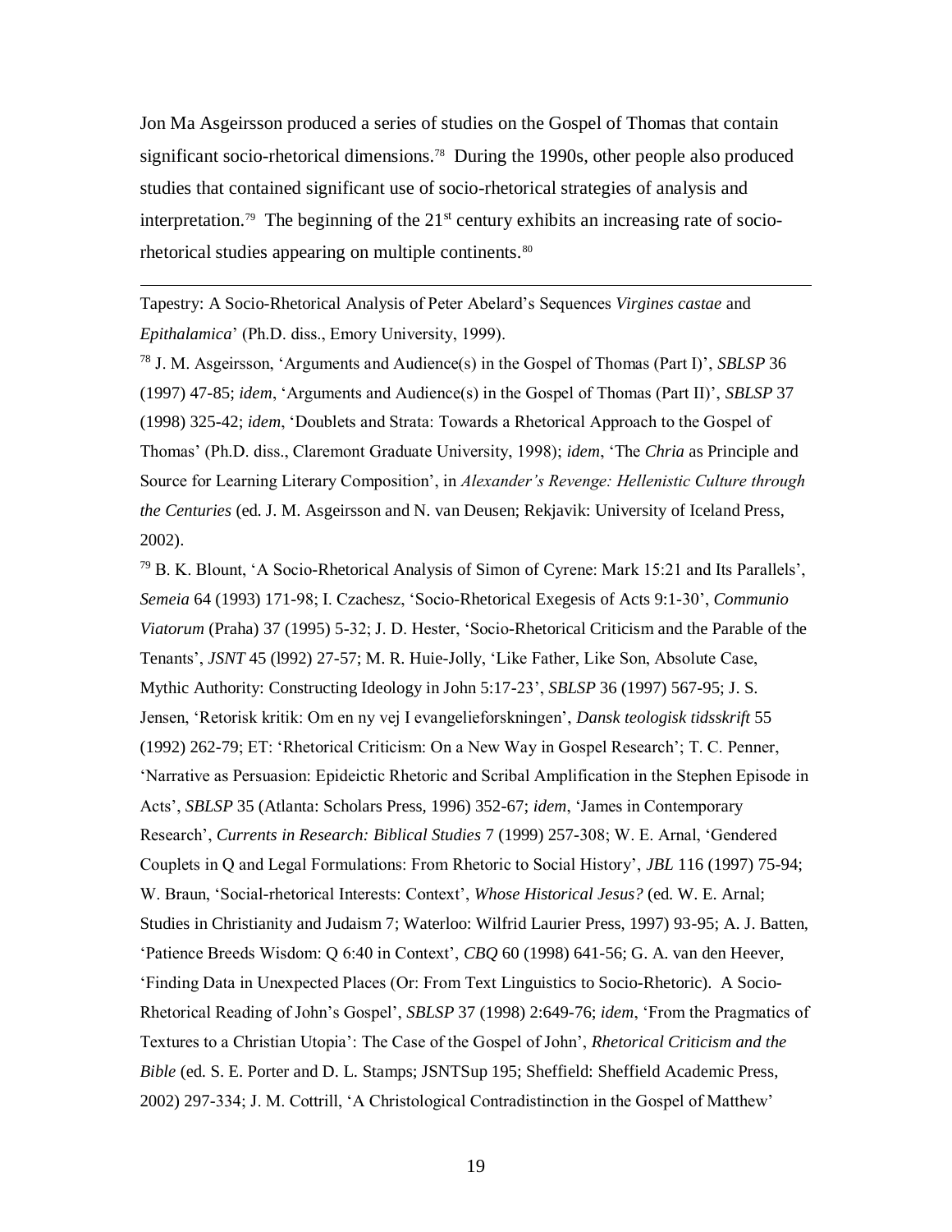Jon Ma Asgeirsson produced a series of studies on the Gospel of Thomas that contain significant socio-rhetorical dimensions.[78] During the 1990s, other people also produced studies that contained significant use of socio-rhetorical strategies of analysis and interpretation.[79] The beginning of the 21st century exhibits an increasing rate of socio-rhetorical studies appearing on multiple continents.[80]

---

Tapestry: A Socio-Rhetorical Analysis of Peter Abelard's Sequences *Virgines castae* and *Epithalamica*' (Ph.D. diss., Emory University, 1999).

[78] J. M. Asgeirsson, 'Arguments and Audience(s) in the Gospel of Thomas (Part I)', *SBLSP* 36 (1997) 47-85; *idem*, 'Arguments and Audience(s) in the Gospel of Thomas (Part II)', *SBLSP* 37 (1998) 325-42; *idem*, 'Doublets and Strata: Towards a Rhetorical Approach to the Gospel of Thomas' (Ph.D. diss., Claremont Graduate University, 1998); *idem*, 'The *Chria* as Principle and Source for Learning Literary Composition', in *Alexander's Revenge: Hellenistic Culture through the Centuries* (ed. J. M. Asgeirsson and N. van Deusen; Rekjavik: University of Iceland Press, 2002).

[79] B. K. Blount, 'A Socio-Rhetorical Analysis of Simon of Cyrene: Mark 15:21 and Its Parallels', *Semeia* 64 (1993) 171-98; I. Czachesz, 'Socio-Rhetorical Exegesis of Acts 9:1-30', *Communio Viatorum* (Praha) 37 (1995) 5-32; J. D. Hester, 'Socio-Rhetorical Criticism and the Parable of the Tenants', *JSNT* 45 (l992) 27-57; M. R. Huie-Jolly, 'Like Father, Like Son, Absolute Case, Mythic Authority: Constructing Ideology in John 5:17-23', *SBLSP* 36 (1997) 567-95; J. S. Jensen, 'Retorisk kritik: Om en ny vej I evangelieforskningen', *Dansk teologisk tidsskrift* 55 (1992) 262-79; ET: 'Rhetorical Criticism: On a New Way in Gospel Research'; T. C. Penner, 'Narrative as Persuasion: Epideictic Rhetoric and Scribal Amplification in the Stephen Episode in Acts', *SBLSP* 35 (Atlanta: Scholars Press, 1996) 352-67; *idem*, 'James in Contemporary Research', *Currents in Research: Biblical Studies* 7 (1999) 257-308; W. E. Arnal, 'Gendered Couplets in Q and Legal Formulations: From Rhetoric to Social History', *JBL* 116 (1997) 75-94; W. Braun, 'Social-rhetorical Interests: Context', *Whose Historical Jesus?* (ed. W. E. Arnal; Studies in Christianity and Judaism 7; Waterloo: Wilfrid Laurier Press, 1997) 93-95; A. J. Batten, 'Patience Breeds Wisdom: Q 6:40 in Context', *CBQ* 60 (1998) 641-56; G. A. van den Heever, 'Finding Data in Unexpected Places (Or: From Text Linguistics to Socio-Rhetoric). A Socio-Rhetorical Reading of John's Gospel', *SBLSP* 37 (1998) 2:649-76; *idem*, 'From the Pragmatics of Textures to a Christian Utopia': The Case of the Gospel of John', *Rhetorical Criticism and the Bible* (ed. S. E. Porter and D. L. Stamps; JSNTSup 195; Sheffield: Sheffield Academic Press, 2002) 297-334; J. M. Cottrill, 'A Christological Contradistinction in the Gospel of Matthew'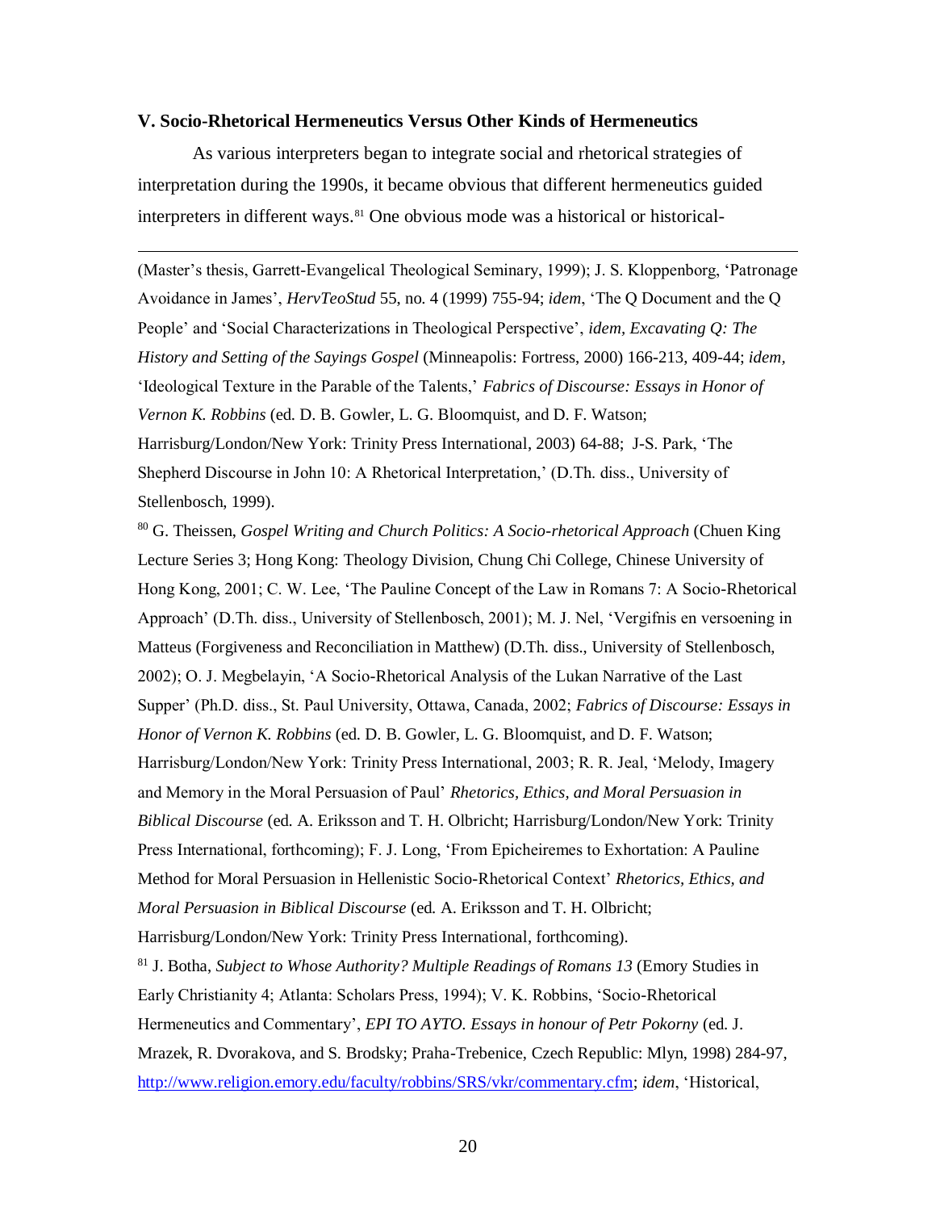### V. Socio-Rhetorical Hermeneutics Versus Other Kinds of Hermeneutics

As various interpreters began to integrate social and rhetorical strategies of interpretation during the 1990s, it became obvious that different hermeneutics guided interpreters in different ways.[81] One obvious mode was a historical or historical-

---

(Master's thesis, Garrett-Evangelical Theological Seminary, 1999); J. S. Kloppenborg, 'Patronage Avoidance in James', *HervTeoStud* 55, no. 4 (1999) 755-94; *idem*, 'The Q Document and the Q People' and 'Social Characterizations in Theological Perspective', *idem*, *Excavating Q: The History and Setting of the Sayings Gospel* (Minneapolis: Fortress, 2000) 166-213, 409-44; *idem*, 'Ideological Texture in the Parable of the Talents,' *Fabrics of Discourse: Essays in Honor of Vernon K. Robbins* (ed. D. B. Gowler, L. G. Bloomquist, and D. F. Watson; Harrisburg/London/New York: Trinity Press International, 2003) 64-88; J-S. Park, 'The Shepherd Discourse in John 10: A Rhetorical Interpretation,' (D.Th. diss., University of Stellenbosch, 1999).

[80] G. Theissen, *Gospel Writing and Church Politics: A Socio-rhetorical Approach* (Chuen King Lecture Series 3; Hong Kong: Theology Division, Chung Chi College, Chinese University of Hong Kong, 2001; C. W. Lee, 'The Pauline Concept of the Law in Romans 7: A Socio-Rhetorical Approach' (D.Th. diss., University of Stellenbosch, 2001); M. J. Nel, 'Vergifnis en versoening in Matteus (Forgiveness and Reconciliation in Matthew) (D.Th. diss., University of Stellenbosch, 2002); O. J. Megbelayin, 'A Socio-Rhetorical Analysis of the Lukan Narrative of the Last Supper' (Ph.D. diss., St. Paul University, Ottawa, Canada, 2002; *Fabrics of Discourse: Essays in Honor of Vernon K. Robbins* (ed. D. B. Gowler, L. G. Bloomquist, and D. F. Watson; Harrisburg/London/New York: Trinity Press International, 2003; R. R. Jeal, 'Melody, Imagery and Memory in the Moral Persuasion of Paul' *Rhetorics, Ethics, and Moral Persuasion in Biblical Discourse* (ed. A. Eriksson and T. H. Olbricht; Harrisburg/London/New York: Trinity Press International, forthcoming); F. J. Long, 'From Epicheiremes to Exhortation: A Pauline Method for Moral Persuasion in Hellenistic Socio-Rhetorical Context' *Rhetorics, Ethics, and Moral Persuasion in Biblical Discourse* (ed. A. Eriksson and T. H. Olbricht; Harrisburg/London/New York: Trinity Press International, forthcoming).

[81] J. Botha, *Subject to Whose Authority? Multiple Readings of Romans 13* (Emory Studies in Early Christianity 4; Atlanta: Scholars Press, 1994); V. K. Robbins, 'Socio-Rhetorical Hermeneutics and Commentary', *EPI TO AYTO. Essays in honour of Petr Pokorny* (ed. J. Mrazek, R. Dvorakova, and S. Brodsky; Praha-Trebenice, Czech Republic: Mlyn, 1998) 284-97, http://www.religion.emory.edu/faculty/robbins/SRS/vkr/commentary.cfm; *idem*, 'Historical,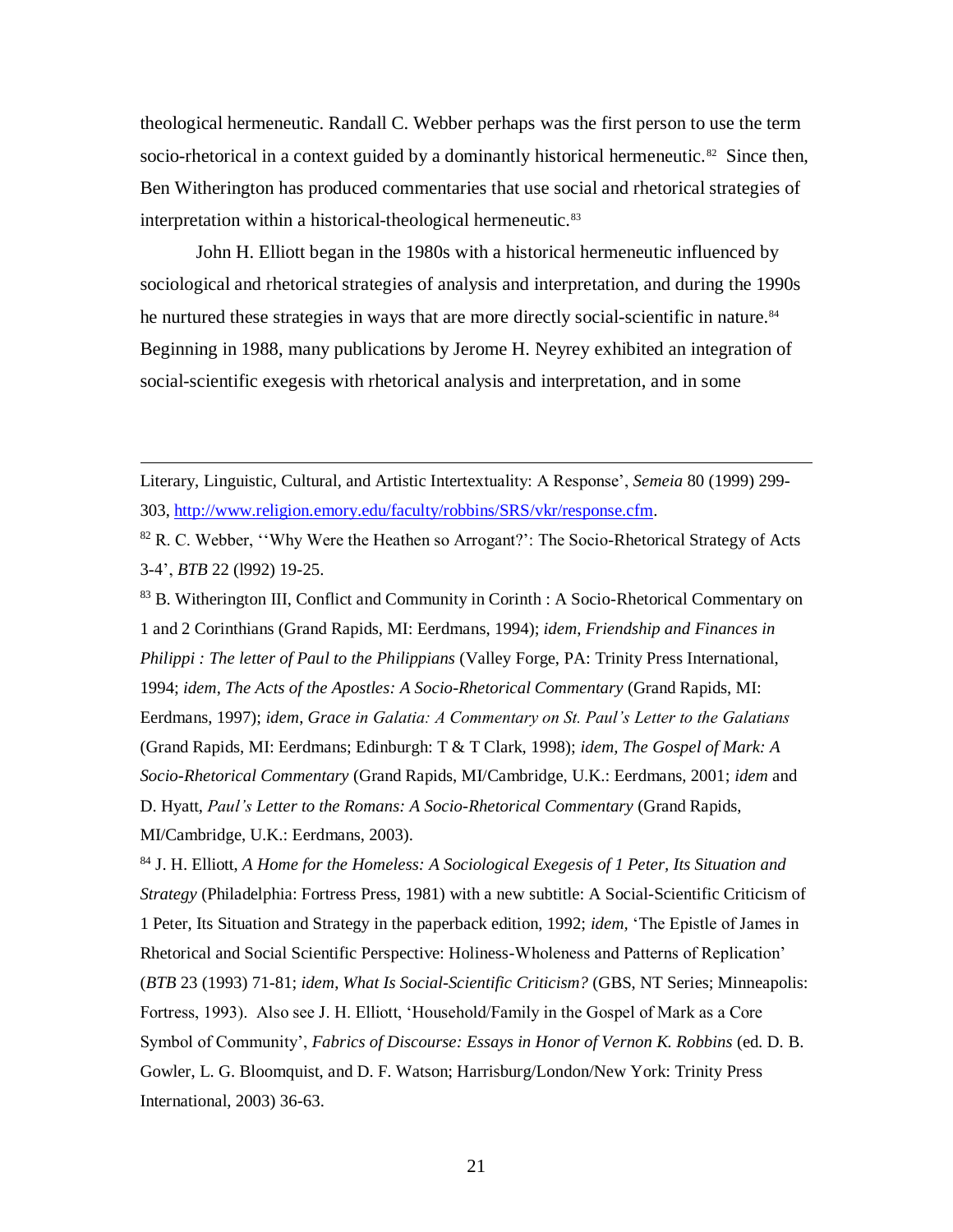theological hermeneutic. Randall C. Webber perhaps was the first person to use the term socio-rhetorical in a context guided by a dominantly historical hermeneutic.[82] Since then, Ben Witherington has produced commentaries that use social and rhetorical strategies of interpretation within a historical-theological hermeneutic.[83]

John H. Elliott began in the 1980s with a historical hermeneutic influenced by sociological and rhetorical strategies of analysis and interpretation, and during the 1990s he nurtured these strategies in ways that are more directly social-scientific in nature.[84] Beginning in 1988, many publications by Jerome H. Neyrey exhibited an integration of social-scientific exegesis with rhetorical analysis and interpretation, and in some

---

Literary, Linguistic, Cultural, and Artistic Intertextuality: A Response', *Semeia* 80 (1999) 299-303, http://www.religion.emory.edu/faculty/robbins/SRS/vkr/response.cfm.

[82] R. C. Webber, ''Why Were the Heathen so Arrogant?': The Socio-Rhetorical Strategy of Acts 3-4', *BTB* 22 (l992) 19-25.

[83] B. Witherington III, Conflict and Community in Corinth : A Socio-Rhetorical Commentary on 1 and 2 Corinthians (Grand Rapids, MI: Eerdmans, 1994); *idem*, *Friendship and Finances in Philippi : The letter of Paul to the Philippians* (Valley Forge, PA: Trinity Press International, 1994; *idem*, *The Acts of the Apostles: A Socio-Rhetorical Commentary* (Grand Rapids, MI: Eerdmans, 1997); *idem*, *Grace in Galatia: A Commentary on St. Paul's Letter to the Galatians* (Grand Rapids, MI: Eerdmans; Edinburgh: T & T Clark, 1998); *idem, The Gospel of Mark: A Socio-Rhetorical Commentary* (Grand Rapids, MI/Cambridge, U.K.: Eerdmans, 2001; *idem* and D. Hyatt, *Paul's Letter to the Romans: A Socio-Rhetorical Commentary* (Grand Rapids, MI/Cambridge, U.K.: Eerdmans, 2003).

[84] J. H. Elliott, *A Home for the Homeless: A Sociological Exegesis of 1 Peter, Its Situation and Strategy* (Philadelphia: Fortress Press, 1981) with a new subtitle: A Social-Scientific Criticism of 1 Peter, Its Situation and Strategy in the paperback edition, 1992; *idem,* 'The Epistle of James in Rhetorical and Social Scientific Perspective: Holiness-Wholeness and Patterns of Replication' (*BTB* 23 (1993) 71-81; *idem*, *What Is Social-Scientific Criticism?* (GBS, NT Series; Minneapolis: Fortress, 1993). Also see J. H. Elliott, 'Household/Family in the Gospel of Mark as a Core Symbol of Community', *Fabrics of Discourse: Essays in Honor of Vernon K. Robbins* (ed. D. B. Gowler, L. G. Bloomquist, and D. F. Watson; Harrisburg/London/New York: Trinity Press International, 2003) 36-63.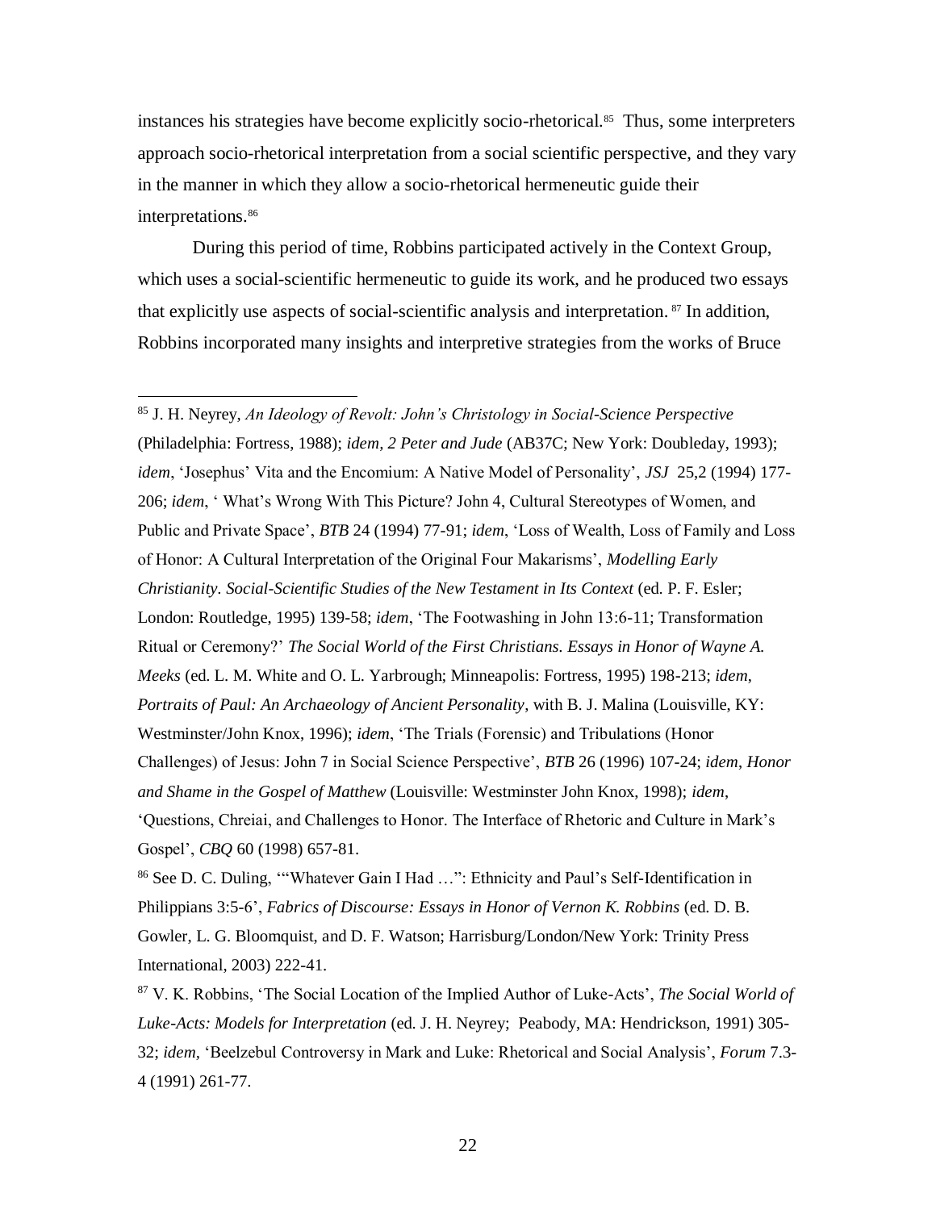instances his strategies have become explicitly socio-rhetorical.[85] Thus, some interpreters approach socio-rhetorical interpretation from a social scientific perspective, and they vary in the manner in which they allow a socio-rhetorical hermeneutic guide their interpretations.[86]

During this period of time, Robbins participated actively in the Context Group, which uses a social-scientific hermeneutic to guide its work, and he produced two essays that explicitly use aspects of social-scientific analysis and interpretation.[87] In addition, Robbins incorporated many insights and interpretive strategies from the works of Bruce

---

[85] J. H. Neyrey, *An Ideology of Revolt: John's Christology in Social-Science Perspective* (Philadelphia: Fortress, 1988); *idem, 2 Peter and Jude* (AB37C; New York: Doubleday, 1993); *idem*, 'Josephus' Vita and the Encomium: A Native Model of Personality', *JSJ* 25,2 (1994) 177-206; *idem*, ' What's Wrong With This Picture? John 4, Cultural Stereotypes of Women, and Public and Private Space', *BTB* 24 (1994) 77-91; *idem*, 'Loss of Wealth, Loss of Family and Loss of Honor: A Cultural Interpretation of the Original Four Makarisms', *Modelling Early Christianity. Social-Scientific Studies of the New Testament in Its Context* (ed. P. F. Esler; London: Routledge, 1995) 139-58; *idem*, 'The Footwashing in John 13:6-11; Transformation Ritual or Ceremony?' *The Social World of the First Christians. Essays in Honor of Wayne A. Meeks* (ed. L. M. White and O. L. Yarbrough; Minneapolis: Fortress, 1995) 198-213; *idem*, *Portraits of Paul: An Archaeology of Ancient Personality*, with B. J. Malina (Louisville, KY: Westminster/John Knox, 1996); *idem*, 'The Trials (Forensic) and Tribulations (Honor Challenges) of Jesus: John 7 in Social Science Perspective', *BTB* 26 (1996) 107-24; *idem*, *Honor and Shame in the Gospel of Matthew* (Louisville: Westminster John Knox, 1998); *idem*, 'Questions, Chreiai, and Challenges to Honor. The Interface of Rhetoric and Culture in Mark's Gospel', *CBQ* 60 (1998) 657-81.

[86] See D. C. Duling, '"Whatever Gain I Had …": Ethnicity and Paul's Self-Identification in Philippians 3:5-6', *Fabrics of Discourse: Essays in Honor of Vernon K. Robbins* (ed. D. B. Gowler, L. G. Bloomquist, and D. F. Watson; Harrisburg/London/New York: Trinity Press International, 2003) 222-41.

[87] V. K. Robbins, 'The Social Location of the Implied Author of Luke-Acts', *The Social World of Luke-Acts: Models for Interpretation* (ed. J. H. Neyrey; Peabody, MA: Hendrickson, 1991) 305-32; *idem,* 'Beelzebul Controversy in Mark and Luke: Rhetorical and Social Analysis', *Forum* 7.3-4 (1991) 261-77.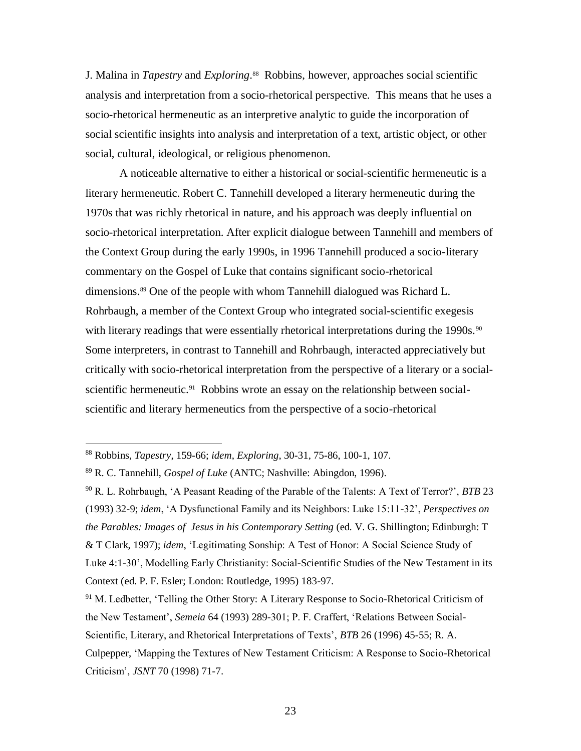J. Malina in *Tapestry* and *Exploring*.[88] Robbins, however, approaches social scientific analysis and interpretation from a socio-rhetorical perspective. This means that he uses a socio-rhetorical hermeneutic as an interpretive analytic to guide the incorporation of social scientific insights into analysis and interpretation of a text, artistic object, or other social, cultural, ideological, or religious phenomenon.

A noticeable alternative to either a historical or social-scientific hermeneutic is a literary hermeneutic. Robert C. Tannehill developed a literary hermeneutic during the 1970s that was richly rhetorical in nature, and his approach was deeply influential on socio-rhetorical interpretation. After explicit dialogue between Tannehill and members of the Context Group during the early 1990s, in 1996 Tannehill produced a socio-literary commentary on the Gospel of Luke that contains significant socio-rhetorical dimensions.[89] One of the people with whom Tannehill dialogued was Richard L. Rohrbaugh, a member of the Context Group who integrated social-scientific exegesis with literary readings that were essentially rhetorical interpretations during the 1990s.[90] Some interpreters, in contrast to Tannehill and Rohrbaugh, interacted appreciatively but critically with socio-rhetorical interpretation from the perspective of a literary or a social-scientific hermeneutic.[91] Robbins wrote an essay on the relationship between social-scientific and literary hermeneutics from the perspective of a socio-rhetorical

---

[88] Robbins, *Tapestry*, 159-66; *idem*, *Exploring*, 30-31, 75-86, 100-1, 107.

[89] R. C. Tannehill, *Gospel of Luke* (ANTC; Nashville: Abingdon, 1996).

[90] R. L. Rohrbaugh, 'A Peasant Reading of the Parable of the Talents: A Text of Terror?', *BTB* 23 (1993) 32-9; *idem*, 'A Dysfunctional Family and its Neighbors: Luke 15:11-32', *Perspectives on the Parables: Images of Jesus in his Contemporary Setting* (ed. V. G. Shillington; Edinburgh: T & T Clark, 1997); *idem*, 'Legitimating Sonship: A Test of Honor: A Social Science Study of Luke 4:1-30', Modelling Early Christianity: Social-Scientific Studies of the New Testament in its Context (ed. P. F. Esler; London: Routledge, 1995) 183-97.

[91] M. Ledbetter, 'Telling the Other Story: A Literary Response to Socio-Rhetorical Criticism of the New Testament', *Semeia* 64 (1993) 289-301; P. F. Craffert, 'Relations Between Social-Scientific, Literary, and Rhetorical Interpretations of Texts', *BTB* 26 (1996) 45-55; R. A. Culpepper, 'Mapping the Textures of New Testament Criticism: A Response to Socio-Rhetorical Criticism', *JSNT* 70 (1998) 71-7.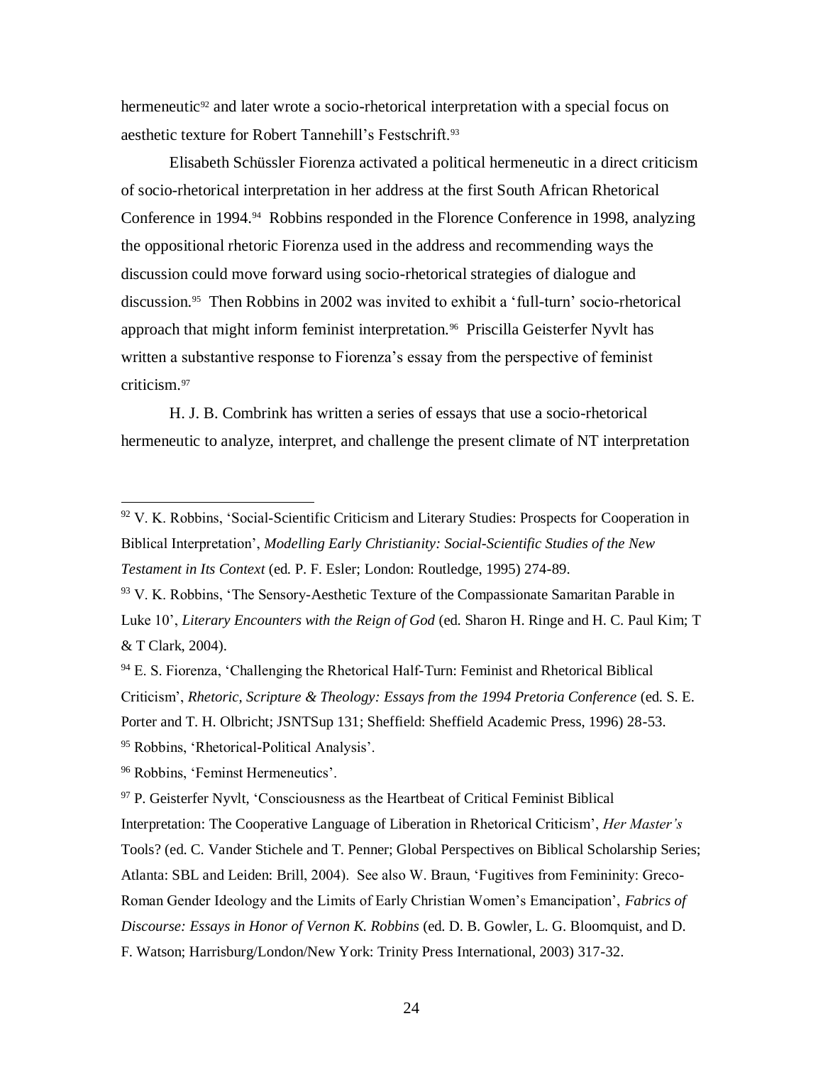hermeneutic[92] and later wrote a socio-rhetorical interpretation with a special focus on aesthetic texture for Robert Tannehill's Festschrift.[93]

Elisabeth Schüssler Fiorenza activated a political hermeneutic in a direct criticism of socio-rhetorical interpretation in her address at the first South African Rhetorical Conference in 1994.[94] Robbins responded in the Florence Conference in 1998, analyzing the oppositional rhetoric Fiorenza used in the address and recommending ways the discussion could move forward using socio-rhetorical strategies of dialogue and discussion.[95] Then Robbins in 2002 was invited to exhibit a 'full-turn' socio-rhetorical approach that might inform feminist interpretation.[96] Priscilla Geisterfer Nyvlt has written a substantive response to Fiorenza's essay from the perspective of feminist criticism.[97]

H. J. B. Combrink has written a series of essays that use a socio-rhetorical hermeneutic to analyze, interpret, and challenge the present climate of NT interpretation

---

[92] V. K. Robbins, 'Social-Scientific Criticism and Literary Studies: Prospects for Cooperation in Biblical Interpretation', *Modelling Early Christianity: Social-Scientific Studies of the New Testament in Its Context* (ed. P. F. Esler; London: Routledge, 1995) 274-89.

[93] V. K. Robbins, 'The Sensory-Aesthetic Texture of the Compassionate Samaritan Parable in Luke 10', *Literary Encounters with the Reign of God* (ed. Sharon H. Ringe and H. C. Paul Kim; T & T Clark, 2004).

[94] E. S. Fiorenza, 'Challenging the Rhetorical Half-Turn: Feminist and Rhetorical Biblical Criticism', *Rhetoric, Scripture & Theology: Essays from the 1994 Pretoria Conference* (ed. S. E. Porter and T. H. Olbricht; JSNTSup 131; Sheffield: Sheffield Academic Press, 1996) 28-53.

[95] Robbins, 'Rhetorical-Political Analysis'.

[96] Robbins, 'Feminst Hermeneutics'.

[97] P. Geisterfer Nyvlt, 'Consciousness as the Heartbeat of Critical Feminist Biblical Interpretation: The Cooperative Language of Liberation in Rhetorical Criticism', *Her Master's* Tools? (ed. C. Vander Stichele and T. Penner; Global Perspectives on Biblical Scholarship Series; Atlanta: SBL and Leiden: Brill, 2004). See also W. Braun, 'Fugitives from Femininity: Greco-Roman Gender Ideology and the Limits of Early Christian Women's Emancipation', *Fabrics of Discourse: Essays in Honor of Vernon K. Robbins* (ed. D. B. Gowler, L. G. Bloomquist, and D. F. Watson; Harrisburg/London/New York: Trinity Press International, 2003) 317-32.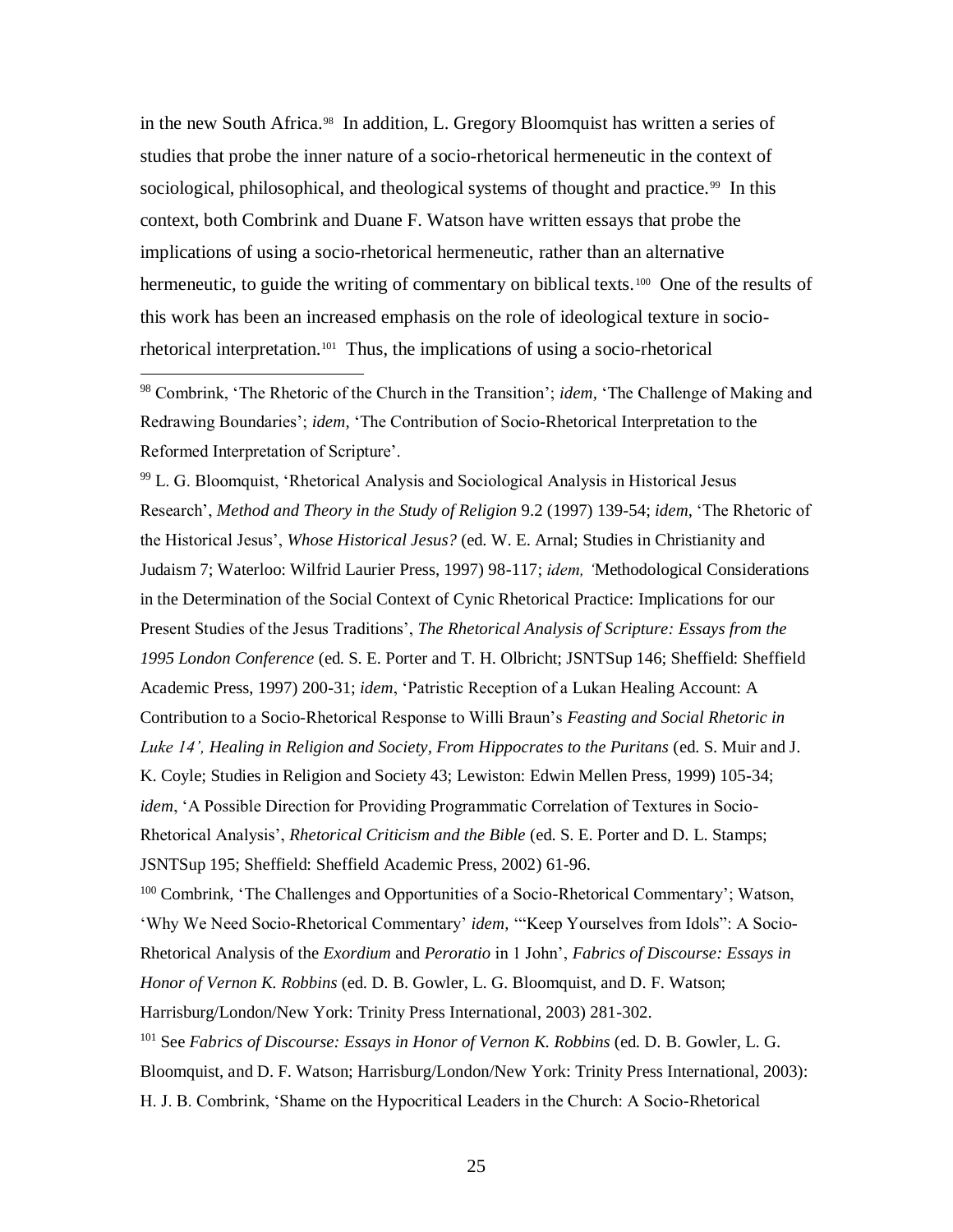in the new South Africa.[98] In addition, L. Gregory Bloomquist has written a series of studies that probe the inner nature of a socio-rhetorical hermeneutic in the context of sociological, philosophical, and theological systems of thought and practice.[99] In this context, both Combrink and Duane F. Watson have written essays that probe the implications of using a socio-rhetorical hermeneutic, rather than an alternative hermeneutic, to guide the writing of commentary on biblical texts.[100] One of the results of this work has been an increased emphasis on the role of ideological texture in socio-rhetorical interpretation.[101] Thus, the implications of using a socio-rhetorical

---

[98] Combrink, 'The Rhetoric of the Church in the Transition'; *idem*, 'The Challenge of Making and Redrawing Boundaries'; *idem,* 'The Contribution of Socio-Rhetorical Interpretation to the Reformed Interpretation of Scripture'.

[99] L. G. Bloomquist, 'Rhetorical Analysis and Sociological Analysis in Historical Jesus Research', *Method and Theory in the Study of Religion* 9.2 (1997) 139-54; *idem*, 'The Rhetoric of the Historical Jesus', *Whose Historical Jesus?* (ed. W. E. Arnal; Studies in Christianity and Judaism 7; Waterloo: Wilfrid Laurier Press, 1997) 98-117; *idem, '*Methodological Considerations in the Determination of the Social Context of Cynic Rhetorical Practice: Implications for our Present Studies of the Jesus Traditions', *The Rhetorical Analysis of Scripture: Essays from the 1995 London Conference* (ed. S. E. Porter and T. H. Olbricht; JSNTSup 146; Sheffield: Sheffield Academic Press, 1997) 200-31; *idem*, 'Patristic Reception of a Lukan Healing Account: A Contribution to a Socio-Rhetorical Response to Willi Braun's *Feasting and Social Rhetoric in Luke 14', Healing in Religion and Society, From Hippocrates to the Puritans* (ed. S. Muir and J. K. Coyle; Studies in Religion and Society 43; Lewiston: Edwin Mellen Press, 1999) 105-34; *idem*, 'A Possible Direction for Providing Programmatic Correlation of Textures in Socio-Rhetorical Analysis', *Rhetorical Criticism and the Bible* (ed. S. E. Porter and D. L. Stamps; JSNTSup 195; Sheffield: Sheffield Academic Press, 2002) 61-96.

[100] Combrink, 'The Challenges and Opportunities of a Socio-Rhetorical Commentary'; Watson, 'Why We Need Socio-Rhetorical Commentary' *idem,* '"Keep Yourselves from Idols": A Socio-Rhetorical Analysis of the *Exordium* and *Peroratio* in 1 John', *Fabrics of Discourse: Essays in Honor of Vernon K. Robbins* (ed. D. B. Gowler, L. G. Bloomquist, and D. F. Watson; Harrisburg/London/New York: Trinity Press International, 2003) 281-302.

[101] See *Fabrics of Discourse: Essays in Honor of Vernon K. Robbins* (ed. D. B. Gowler, L. G. Bloomquist, and D. F. Watson; Harrisburg/London/New York: Trinity Press International, 2003): H. J. B. Combrink, 'Shame on the Hypocritical Leaders in the Church: A Socio-Rhetorical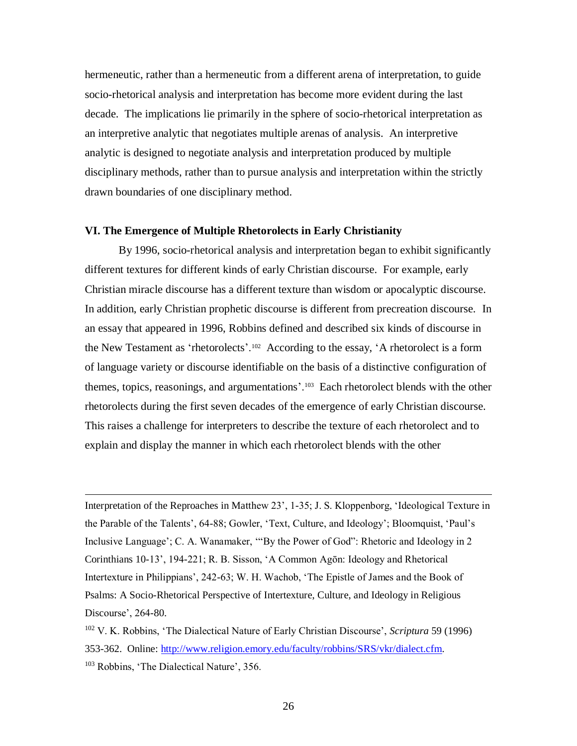hermeneutic, rather than a hermeneutic from a different arena of interpretation, to guide socio-rhetorical analysis and interpretation has become more evident during the last decade. The implications lie primarily in the sphere of socio-rhetorical interpretation as an interpretive analytic that negotiates multiple arenas of analysis. An interpretive analytic is designed to negotiate analysis and interpretation produced by multiple disciplinary methods, rather than to pursue analysis and interpretation within the strictly drawn boundaries of one disciplinary method.

## VI. The Emergence of Multiple Rhetorolects in Early Christianity

By 1996, socio-rhetorical analysis and interpretation began to exhibit significantly different textures for different kinds of early Christian discourse. For example, early Christian miracle discourse has a different texture than wisdom or apocalyptic discourse. In addition, early Christian prophetic discourse is different from precreation discourse. In an essay that appeared in 1996, Robbins defined and described six kinds of discourse in the New Testament as 'rhetorolects'.[102] According to the essay, 'A rhetorolect is a form of language variety or discourse identifiable on the basis of a distinctive configuration of themes, topics, reasonings, and argumentations'.[103] Each rhetorolect blends with the other rhetorolects during the first seven decades of the emergence of early Christian discourse. This raises a challenge for interpreters to describe the texture of each rhetorolect and to explain and display the manner in which each rhetorolect blends with the other

---

Interpretation of the Reproaches in Matthew 23', 1-35; J. S. Kloppenborg, 'Ideological Texture in the Parable of the Talents', 64-88; Gowler, 'Text, Culture, and Ideology'; Bloomquist, 'Paul's Inclusive Language'; C. A. Wanamaker, '"By the Power of God": Rhetoric and Ideology in 2 Corinthians 10-13', 194-221; R. B. Sisson, 'A Common Agōn: Ideology and Rhetorical Intertexture in Philippians', 242-63; W. H. Wachob, 'The Epistle of James and the Book of Psalms: A Socio-Rhetorical Perspective of Intertexture, Culture, and Ideology in Religious Discourse', 264-80.

[102] V. K. Robbins, 'The Dialectical Nature of Early Christian Discourse', *Scriptura* 59 (1996) 353-362. Online: http://www.religion.emory.edu/faculty/robbins/SRS/vkr/dialect.cfm.

[103] Robbins, 'The Dialectical Nature', 356.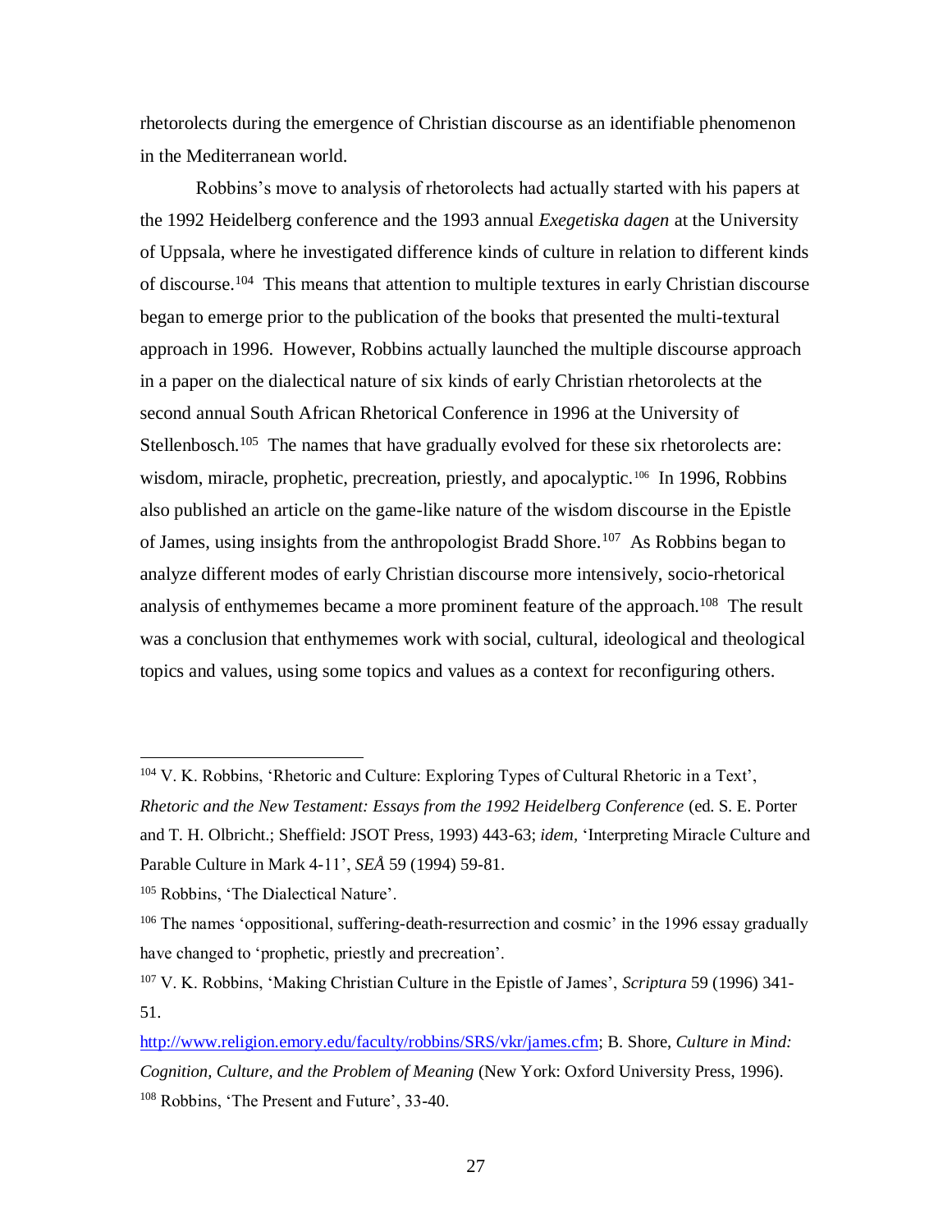rhetorolects during the emergence of Christian discourse as an identifiable phenomenon in the Mediterranean world.

Robbins's move to analysis of rhetorolects had actually started with his papers at the 1992 Heidelberg conference and the 1993 annual *Exegetiska dagen* at the University of Uppsala, where he investigated difference kinds of culture in relation to different kinds of discourse.[104] This means that attention to multiple textures in early Christian discourse began to emerge prior to the publication of the books that presented the multi-textural approach in 1996. However, Robbins actually launched the multiple discourse approach in a paper on the dialectical nature of six kinds of early Christian rhetorolects at the second annual South African Rhetorical Conference in 1996 at the University of Stellenbosch.[105] The names that have gradually evolved for these six rhetorolects are: wisdom, miracle, prophetic, precreation, priestly, and apocalyptic.[106] In 1996, Robbins also published an article on the game-like nature of the wisdom discourse in the Epistle of James, using insights from the anthropologist Bradd Shore.[107] As Robbins began to analyze different modes of early Christian discourse more intensively, socio-rhetorical analysis of enthymemes became a more prominent feature of the approach.[108] The result was a conclusion that enthymemes work with social, cultural, ideological and theological topics and values, using some topics and values as a context for reconfiguring others.

---

[104] V. K. Robbins, 'Rhetoric and Culture: Exploring Types of Cultural Rhetoric in a Text', *Rhetoric and the New Testament: Essays from the 1992 Heidelberg Conference* (ed. S. E. Porter and T. H. Olbricht.; Sheffield: JSOT Press, 1993) 443-63; *idem*, 'Interpreting Miracle Culture and Parable Culture in Mark 4-11', *SEÅ* 59 (1994) 59-81.

[105] Robbins, 'The Dialectical Nature'.

[106] The names 'oppositional, suffering-death-resurrection and cosmic' in the 1996 essay gradually have changed to 'prophetic, priestly and precreation'.

[107] V. K. Robbins, 'Making Christian Culture in the Epistle of James', *Scriptura* 59 (1996) 341-51.

http://www.religion.emory.edu/faculty/robbins/SRS/vkr/james.cfm; B. Shore, *Culture in Mind: Cognition, Culture, and the Problem of Meaning* (New York: Oxford University Press, 1996).

[108] Robbins, 'The Present and Future', 33-40.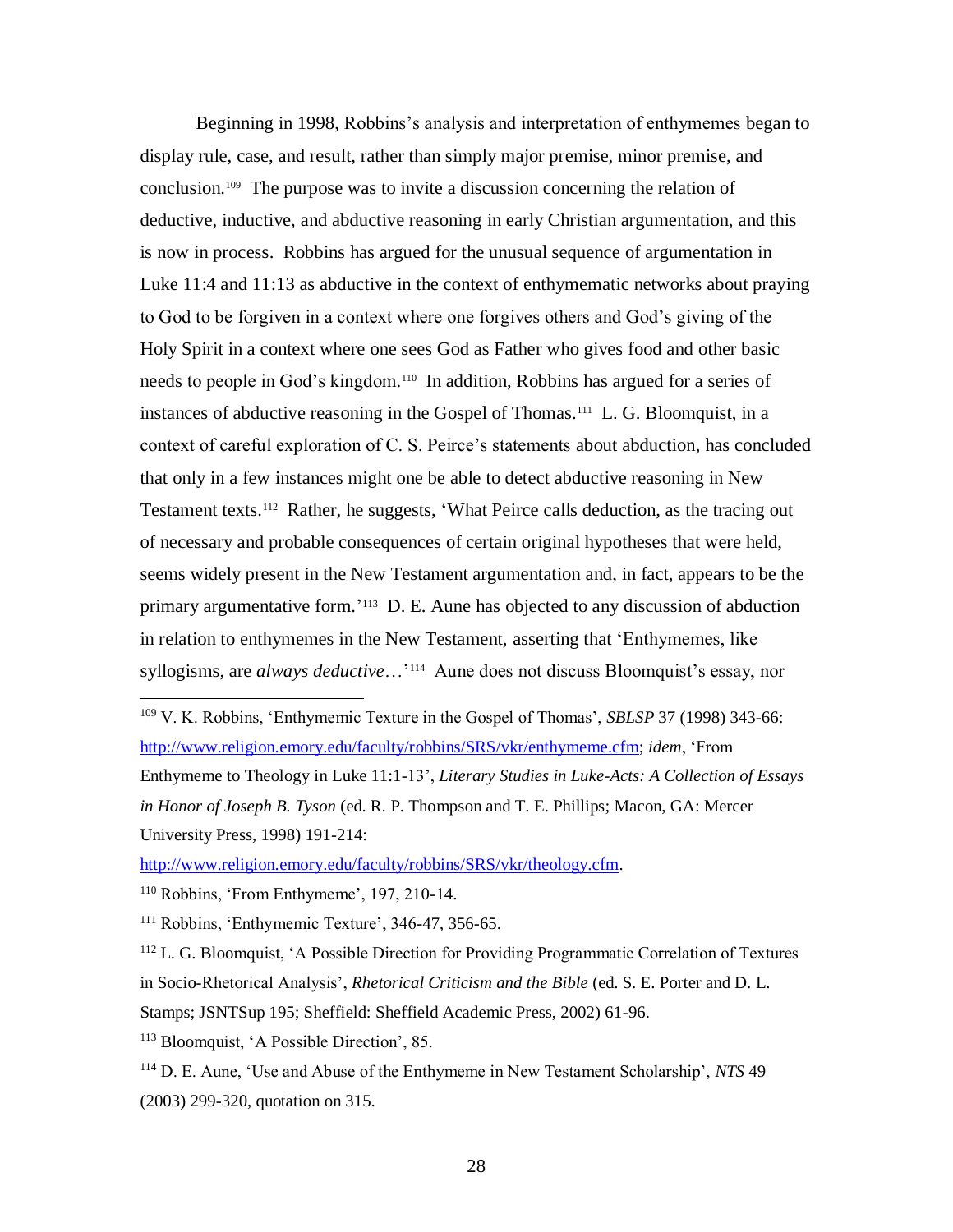Beginning in 1998, Robbins's analysis and interpretation of enthymemes began to display rule, case, and result, rather than simply major premise, minor premise, and conclusion.[109] The purpose was to invite a discussion concerning the relation of deductive, inductive, and abductive reasoning in early Christian argumentation, and this is now in process. Robbins has argued for the unusual sequence of argumentation in Luke 11:4 and 11:13 as abductive in the context of enthymematic networks about praying to God to be forgiven in a context where one forgives others and God's giving of the Holy Spirit in a context where one sees God as Father who gives food and other basic needs to people in God's kingdom.[110] In addition, Robbins has argued for a series of instances of abductive reasoning in the Gospel of Thomas.[111] L. G. Bloomquist, in a context of careful exploration of C. S. Peirce's statements about abduction, has concluded that only in a few instances might one be able to detect abductive reasoning in New Testament texts.[112] Rather, he suggests, 'What Peirce calls deduction, as the tracing out of necessary and probable consequences of certain original hypotheses that were held, seems widely present in the New Testament argumentation and, in fact, appears to be the primary argumentative form.'[113] D. E. Aune has objected to any discussion of abduction in relation to enthymemes in the New Testament, asserting that 'Enthymemes, like syllogisms, are *always deductive*…'[114] Aune does not discuss Bloomquist's essay, nor

---

[109] V. K. Robbins, 'Enthymemic Texture in the Gospel of Thomas', *SBLSP* 37 (1998) 343-66: http://www.religion.emory.edu/faculty/robbins/SRS/vkr/enthymeme.cfm; *idem*, 'From Enthymeme to Theology in Luke 11:1-13', *Literary Studies in Luke-Acts: A Collection of Essays in Honor of Joseph B. Tyson* (ed. R. P. Thompson and T. E. Phillips; Macon, GA: Mercer University Press, 1998) 191-214: http://www.religion.emory.edu/faculty/robbins/SRS/vkr/theology.cfm.

[110] Robbins, 'From Enthymeme', 197, 210-14.

[111] Robbins, 'Enthymemic Texture', 346-47, 356-65.

[112] L. G. Bloomquist, 'A Possible Direction for Providing Programmatic Correlation of Textures in Socio-Rhetorical Analysis', *Rhetorical Criticism and the Bible* (ed. S. E. Porter and D. L. Stamps; JSNTSup 195; Sheffield: Sheffield Academic Press, 2002) 61-96.

[113] Bloomquist, 'A Possible Direction', 85.

[114] D. E. Aune, 'Use and Abuse of the Enthymeme in New Testament Scholarship', *NTS* 49 (2003) 299-320, quotation on 315.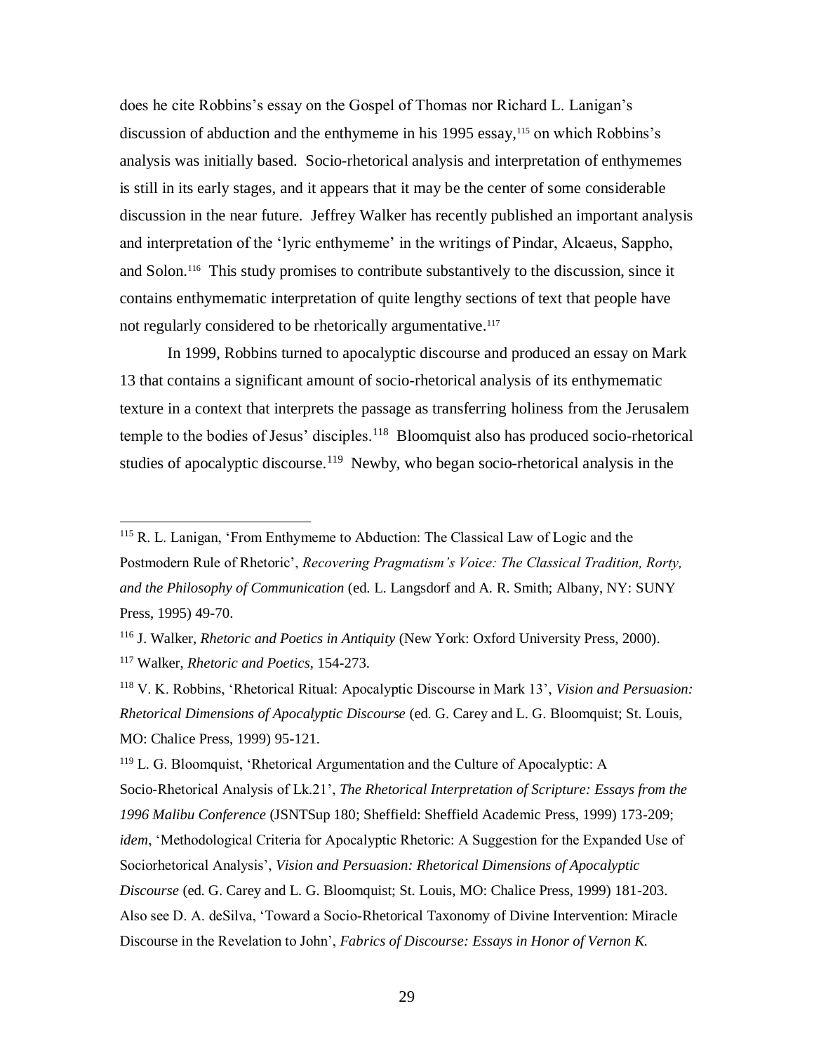does he cite Robbins's essay on the Gospel of Thomas nor Richard L. Lanigan's discussion of abduction and the enthymeme in his 1995 essay,[115] on which Robbins's analysis was initially based. Socio-rhetorical analysis and interpretation of enthymemes is still in its early stages, and it appears that it may be the center of some considerable discussion in the near future. Jeffrey Walker has recently published an important analysis and interpretation of the 'lyric enthymeme' in the writings of Pindar, Alcaeus, Sappho, and Solon.[116] This study promises to contribute substantively to the discussion, since it contains enthymematic interpretation of quite lengthy sections of text that people have not regularly considered to be rhetorically argumentative.[117]

In 1999, Robbins turned to apocalyptic discourse and produced an essay on Mark 13 that contains a significant amount of socio-rhetorical analysis of its enthymematic texture in a context that interprets the passage as transferring holiness from the Jerusalem temple to the bodies of Jesus' disciples.[118] Bloomquist also has produced socio-rhetorical studies of apocalyptic discourse.[119] Newby, who began socio-rhetorical analysis in the

---

[115] R. L. Lanigan, 'From Enthymeme to Abduction: The Classical Law of Logic and the Postmodern Rule of Rhetoric', *Recovering Pragmatism's Voice: The Classical Tradition, Rorty, and the Philosophy of Communication* (ed. L. Langsdorf and A. R. Smith; Albany, NY: SUNY Press, 1995) 49-70.

[116] J. Walker, *Rhetoric and Poetics in Antiquity* (New York: Oxford University Press, 2000).

[117] Walker, *Rhetoric and Poetics*, 154-273.

[118] V. K. Robbins, 'Rhetorical Ritual: Apocalyptic Discourse in Mark 13', *Vision and Persuasion: Rhetorical Dimensions of Apocalyptic Discourse* (ed. G. Carey and L. G. Bloomquist; St. Louis, MO: Chalice Press, 1999) 95-121.

[119] L. G. Bloomquist, 'Rhetorical Argumentation and the Culture of Apocalyptic: A Socio-Rhetorical Analysis of Lk.21', *The Rhetorical Interpretation of Scripture: Essays from the 1996 Malibu Conference* (JSNTSup 180; Sheffield: Sheffield Academic Press, 1999) 173-209; *idem*, 'Methodological Criteria for Apocalyptic Rhetoric: A Suggestion for the Expanded Use of Sociorhetorical Analysis', *Vision and Persuasion: Rhetorical Dimensions of Apocalyptic Discourse* (ed. G. Carey and L. G. Bloomquist; St. Louis, MO: Chalice Press, 1999) 181-203. Also see D. A. deSilva, 'Toward a Socio-Rhetorical Taxonomy of Divine Intervention: Miracle Discourse in the Revelation to John', *Fabrics of Discourse: Essays in Honor of Vernon K.*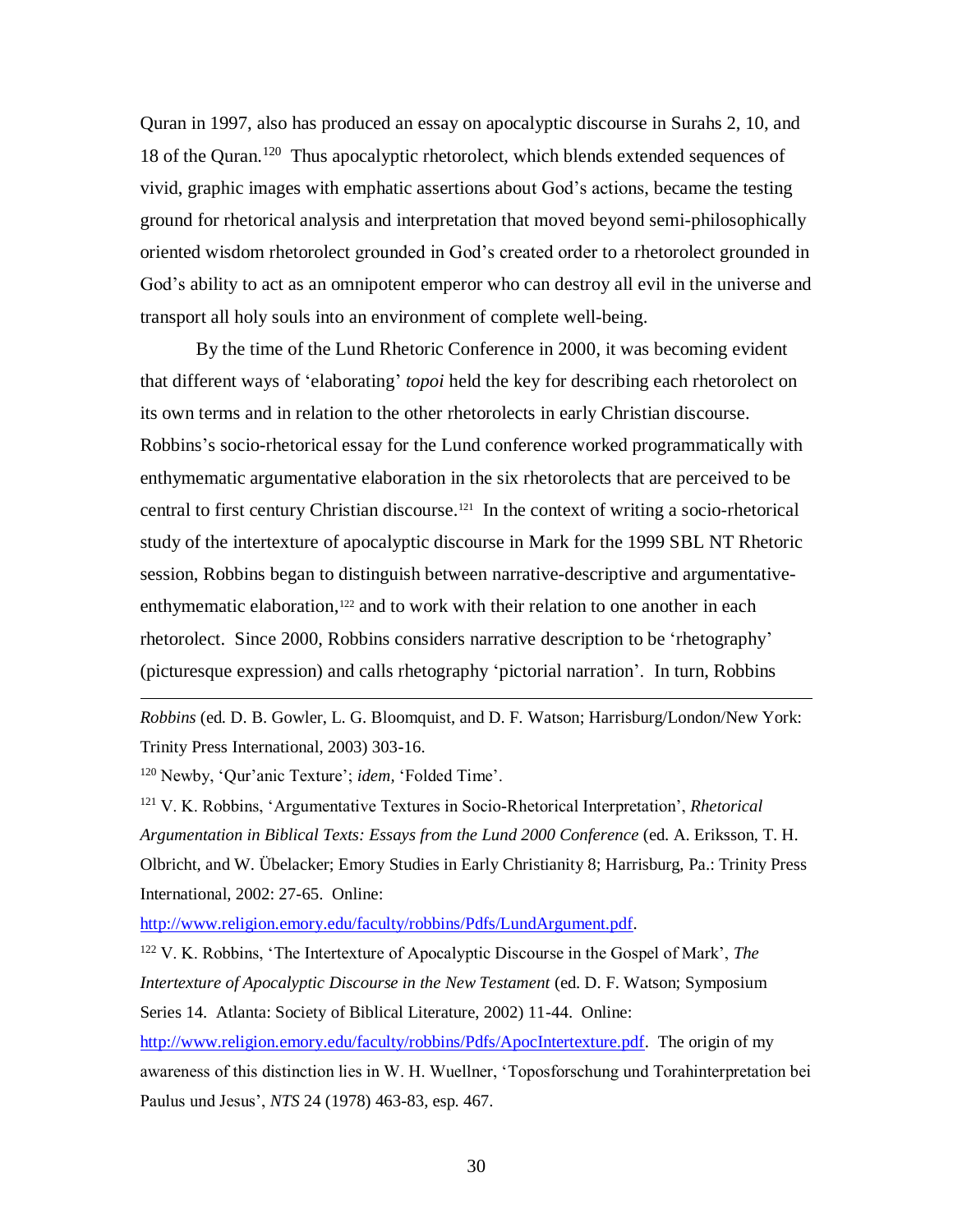Quran in 1997, also has produced an essay on apocalyptic discourse in Surahs 2, 10, and 18 of the Quran.[120] Thus apocalyptic rhetorolect, which blends extended sequences of vivid, graphic images with emphatic assertions about God's actions, became the testing ground for rhetorical analysis and interpretation that moved beyond semi-philosophically oriented wisdom rhetorolect grounded in God's created order to a rhetorolect grounded in God's ability to act as an omnipotent emperor who can destroy all evil in the universe and transport all holy souls into an environment of complete well-being.

By the time of the Lund Rhetoric Conference in 2000, it was becoming evident that different ways of 'elaborating' *topoi* held the key for describing each rhetorolect on its own terms and in relation to the other rhetorolects in early Christian discourse. Robbins's socio-rhetorical essay for the Lund conference worked programmatically with enthymematic argumentative elaboration in the six rhetorolects that are perceived to be central to first century Christian discourse.[121] In the context of writing a socio-rhetorical study of the intertexture of apocalyptic discourse in Mark for the 1999 SBL NT Rhetoric session, Robbins began to distinguish between narrative-descriptive and argumentative-enthymematic elaboration,[122] and to work with their relation to one another in each rhetorolect. Since 2000, Robbins considers narrative description to be 'rhetography' (picturesque expression) and calls rhetography 'pictorial narration'. In turn, Robbins

---

*Robbins* (ed. D. B. Gowler, L. G. Bloomquist, and D. F. Watson; Harrisburg/London/New York: Trinity Press International, 2003) 303-16.

[120] Newby, 'Qur'anic Texture'; *idem*, 'Folded Time'.

[121] V. K. Robbins, 'Argumentative Textures in Socio-Rhetorical Interpretation', *Rhetorical Argumentation in Biblical Texts: Essays from the Lund 2000 Conference* (ed. A. Eriksson, T. H. Olbricht, and W. Übelacker; Emory Studies in Early Christianity 8; Harrisburg, Pa.: Trinity Press International, 2002: 27-65. Online: http://www.religion.emory.edu/faculty/robbins/Pdfs/LundArgument.pdf.

[122] V. K. Robbins, 'The Intertexture of Apocalyptic Discourse in the Gospel of Mark', *The Intertexture of Apocalyptic Discourse in the New Testament* (ed. D. F. Watson; Symposium Series 14. Atlanta: Society of Biblical Literature, 2002) 11-44. Online: http://www.religion.emory.edu/faculty/robbins/Pdfs/ApocIntertexture.pdf. The origin of my awareness of this distinction lies in W. H. Wuellner, 'Toposforschung und Torahinterpretation bei Paulus und Jesus', *NTS* 24 (1978) 463-83, esp. 467.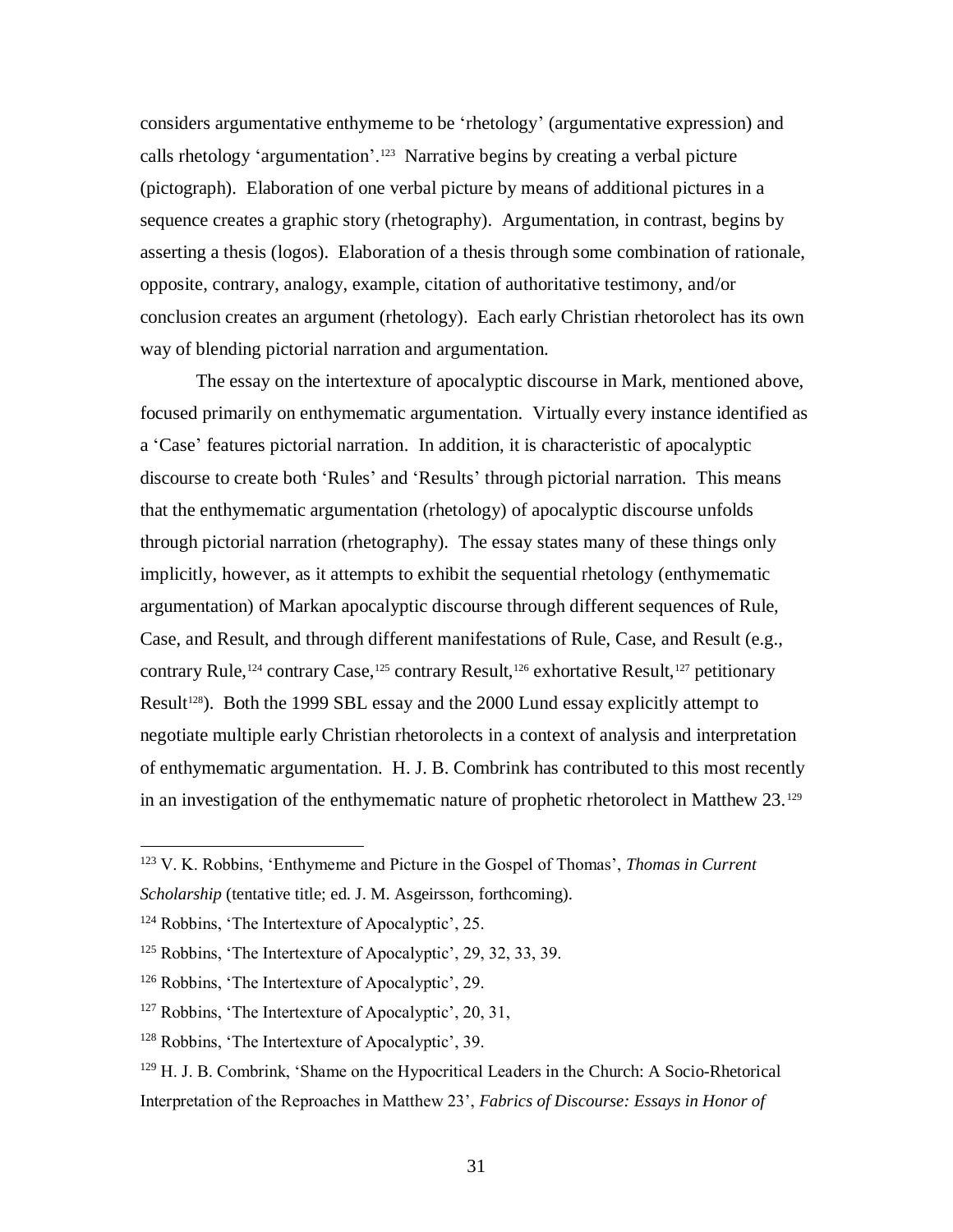considers argumentative enthymeme to be 'rhetology' (argumentative expression) and calls rhetology 'argumentation'.[123] Narrative begins by creating a verbal picture (pictograph). Elaboration of one verbal picture by means of additional pictures in a sequence creates a graphic story (rhetography). Argumentation, in contrast, begins by asserting a thesis (logos). Elaboration of a thesis through some combination of rationale, opposite, contrary, analogy, example, citation of authoritative testimony, and/or conclusion creates an argument (rhetology). Each early Christian rhetorolect has its own way of blending pictorial narration and argumentation.

The essay on the intertexture of apocalyptic discourse in Mark, mentioned above, focused primarily on enthymematic argumentation. Virtually every instance identified as a 'Case' features pictorial narration. In addition, it is characteristic of apocalyptic discourse to create both 'Rules' and 'Results' through pictorial narration. This means that the enthymematic argumentation (rhetology) of apocalyptic discourse unfolds through pictorial narration (rhetography). The essay states many of these things only implicitly, however, as it attempts to exhibit the sequential rhetology (enthymematic argumentation) of Markan apocalyptic discourse through different sequences of Rule, Case, and Result, and through different manifestations of Rule, Case, and Result (e.g., contrary Rule,[124] contrary Case,[125] contrary Result,[126] exhortative Result,[127] petitionary Result[128]). Both the 1999 SBL essay and the 2000 Lund essay explicitly attempt to negotiate multiple early Christian rhetorolects in a context of analysis and interpretation of enthymematic argumentation. H. J. B. Combrink has contributed to this most recently in an investigation of the enthymematic nature of prophetic rhetorolect in Matthew 23.[129]

---

[123] V. K. Robbins, 'Enthymeme and Picture in the Gospel of Thomas', *Thomas in Current Scholarship* (tentative title; ed. J. M. Asgeirsson, forthcoming).

[124] Robbins, 'The Intertexture of Apocalyptic', 25.

[125] Robbins, 'The Intertexture of Apocalyptic', 29, 32, 33, 39.

[126] Robbins, 'The Intertexture of Apocalyptic', 29.

[127] Robbins, 'The Intertexture of Apocalyptic', 20, 31,

[128] Robbins, 'The Intertexture of Apocalyptic', 39.

[129] H. J. B. Combrink, 'Shame on the Hypocritical Leaders in the Church: A Socio-Rhetorical Interpretation of the Reproaches in Matthew 23', *Fabrics of Discourse: Essays in Honor of*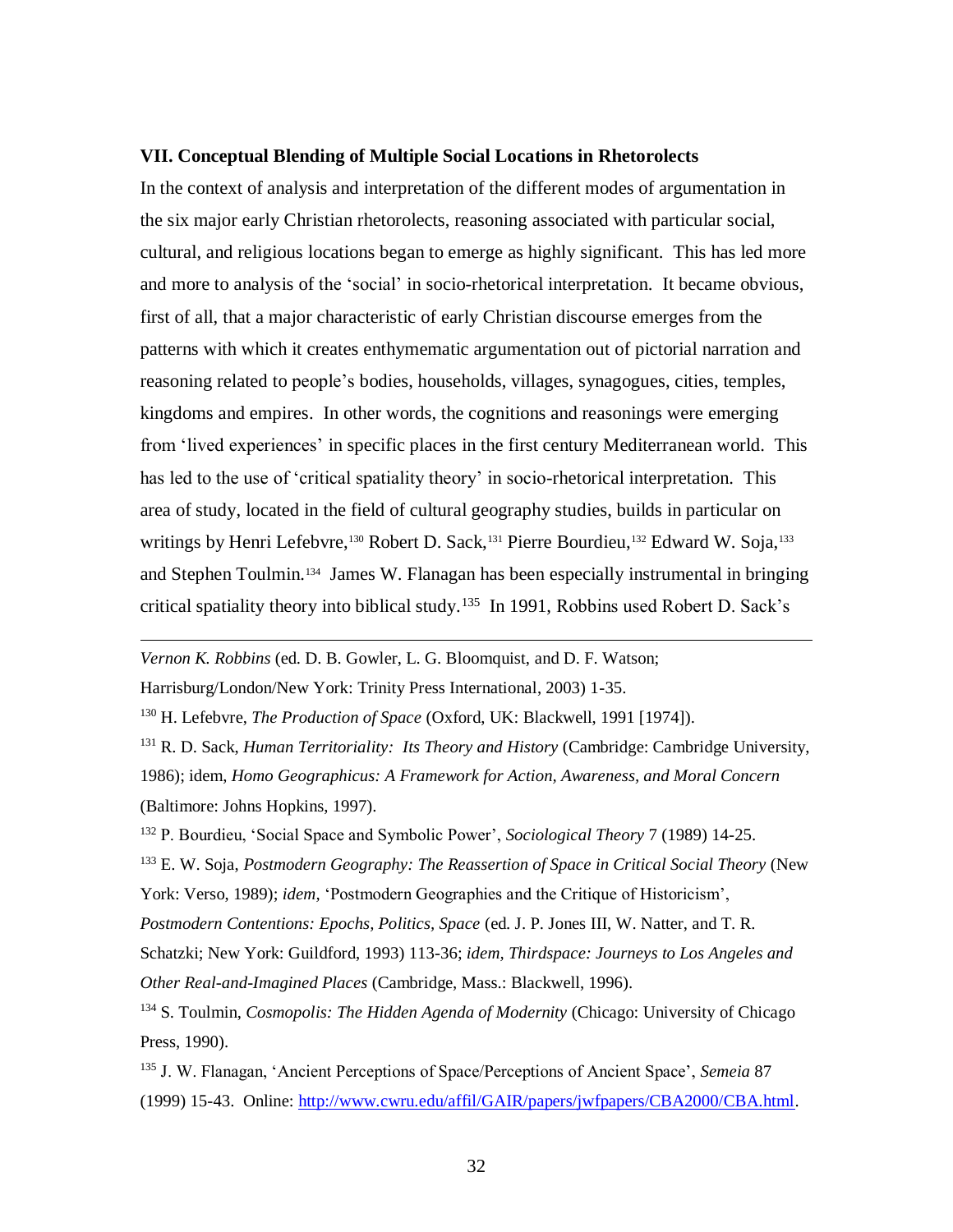### VII. Conceptual Blending of Multiple Social Locations in Rhetorolects

In the context of analysis and interpretation of the different modes of argumentation in the six major early Christian rhetorolects, reasoning associated with particular social, cultural, and religious locations began to emerge as highly significant. This has led more and more to analysis of the 'social' in socio-rhetorical interpretation. It became obvious, first of all, that a major characteristic of early Christian discourse emerges from the patterns with which it creates enthymematic argumentation out of pictorial narration and reasoning related to people's bodies, households, villages, synagogues, cities, temples, kingdoms and empires. In other words, the cognitions and reasonings were emerging from 'lived experiences' in specific places in the first century Mediterranean world. This has led to the use of 'critical spatiality theory' in socio-rhetorical interpretation. This area of study, located in the field of cultural geography studies, builds in particular on writings by Henri Lefebvre,[130] Robert D. Sack,[131] Pierre Bourdieu,[132] Edward W. Soja,[133] and Stephen Toulmin.[134] James W. Flanagan has been especially instrumental in bringing critical spatiality theory into biblical study.[135] In 1991, Robbins used Robert D. Sack's

---

*Vernon K. Robbins* (ed. D. B. Gowler, L. G. Bloomquist, and D. F. Watson; Harrisburg/London/New York: Trinity Press International, 2003) 1-35.

[130] H. Lefebvre, *The Production of Space* (Oxford, UK: Blackwell, 1991 [1974]).

[131] R. D. Sack, *Human Territoriality: Its Theory and History* (Cambridge: Cambridge University, 1986); idem, *Homo Geographicus: A Framework for Action, Awareness, and Moral Concern* (Baltimore: Johns Hopkins, 1997).

[132] P. Bourdieu, 'Social Space and Symbolic Power', *Sociological Theory* 7 (1989) 14-25.

[133] E. W. Soja, *Postmodern Geography: The Reassertion of Space in Critical Social Theory* (New York: Verso, 1989); *idem,* 'Postmodern Geographies and the Critique of Historicism', *Postmodern Contentions: Epochs, Politics, Space* (ed. J. P. Jones III, W. Natter, and T. R. Schatzki; New York: Guildford, 1993) 113-36; *idem, Thirdspace: Journeys to Los Angeles and Other Real-and-Imagined Places* (Cambridge, Mass.: Blackwell, 1996).

[134] S. Toulmin, *Cosmopolis: The Hidden Agenda of Modernity* (Chicago: University of Chicago Press, 1990).

[135] J. W. Flanagan, 'Ancient Perceptions of Space/Perceptions of Ancient Space', *Semeia* 87 (1999) 15-43. Online: http://www.cwru.edu/affil/GAIR/papers/jwfpapers/CBA2000/CBA.html.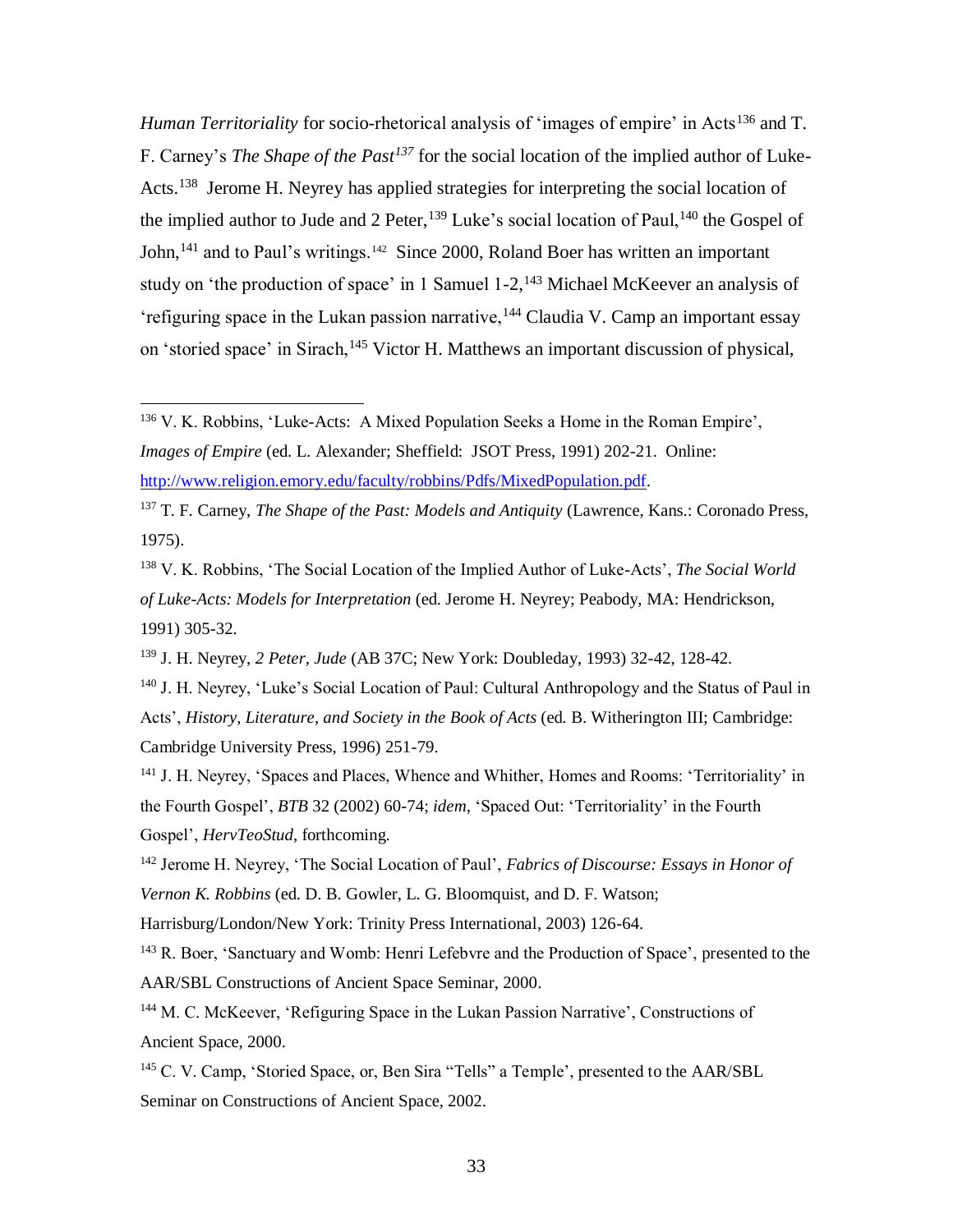*Human Territoriality* for socio-rhetorical analysis of 'images of empire' in Acts[136] and T. F. Carney's *The Shape of the Past*[137] for the social location of the implied author of Luke-Acts.[138] Jerome H. Neyrey has applied strategies for interpreting the social location of the implied author to Jude and 2 Peter,[139] Luke's social location of Paul,[140] the Gospel of John,[141] and to Paul's writings.[142] Since 2000, Roland Boer has written an important study on 'the production of space' in 1 Samuel 1-2,[143] Michael McKeever an analysis of 'refiguring space in the Lukan passion narrative,[144] Claudia V. Camp an important essay on 'storied space' in Sirach,[145] Victor H. Matthews an important discussion of physical,

---

[136] V. K. Robbins, 'Luke-Acts: A Mixed Population Seeks a Home in the Roman Empire', *Images of Empire* (ed. L. Alexander; Sheffield: JSOT Press, 1991) 202-21. Online: http://www.religion.emory.edu/faculty/robbins/Pdfs/MixedPopulation.pdf.

[137] T. F. Carney, *The Shape of the Past: Models and Antiquity* (Lawrence, Kans.: Coronado Press, 1975).

[138] V. K. Robbins, 'The Social Location of the Implied Author of Luke-Acts', *The Social World of Luke-Acts: Models for Interpretation* (ed. Jerome H. Neyrey; Peabody, MA: Hendrickson, 1991) 305-32.

[139] J. H. Neyrey, *2 Peter, Jude* (AB 37C; New York: Doubleday, 1993) 32-42, 128-42.

[140] J. H. Neyrey, 'Luke's Social Location of Paul: Cultural Anthropology and the Status of Paul in Acts', *History, Literature, and Society in the Book of Acts* (ed. B. Witherington III; Cambridge: Cambridge University Press, 1996) 251-79.

[141] J. H. Neyrey, 'Spaces and Places, Whence and Whither, Homes and Rooms: 'Territoriality' in the Fourth Gospel', *BTB* 32 (2002) 60-74; *idem,* 'Spaced Out: 'Territoriality' in the Fourth Gospel', *HervTeoStud*, forthcoming.

[142] Jerome H. Neyrey, 'The Social Location of Paul', *Fabrics of Discourse: Essays in Honor of Vernon K. Robbins* (ed. D. B. Gowler, L. G. Bloomquist, and D. F. Watson; Harrisburg/London/New York: Trinity Press International, 2003) 126-64.

[143] R. Boer, 'Sanctuary and Womb: Henri Lefebvre and the Production of Space', presented to the AAR/SBL Constructions of Ancient Space Seminar, 2000.

[144] M. C. McKeever, 'Refiguring Space in the Lukan Passion Narrative', Constructions of Ancient Space, 2000.

[145] C. V. Camp, 'Storied Space, or, Ben Sira "Tells" a Temple', presented to the AAR/SBL Seminar on Constructions of Ancient Space, 2002.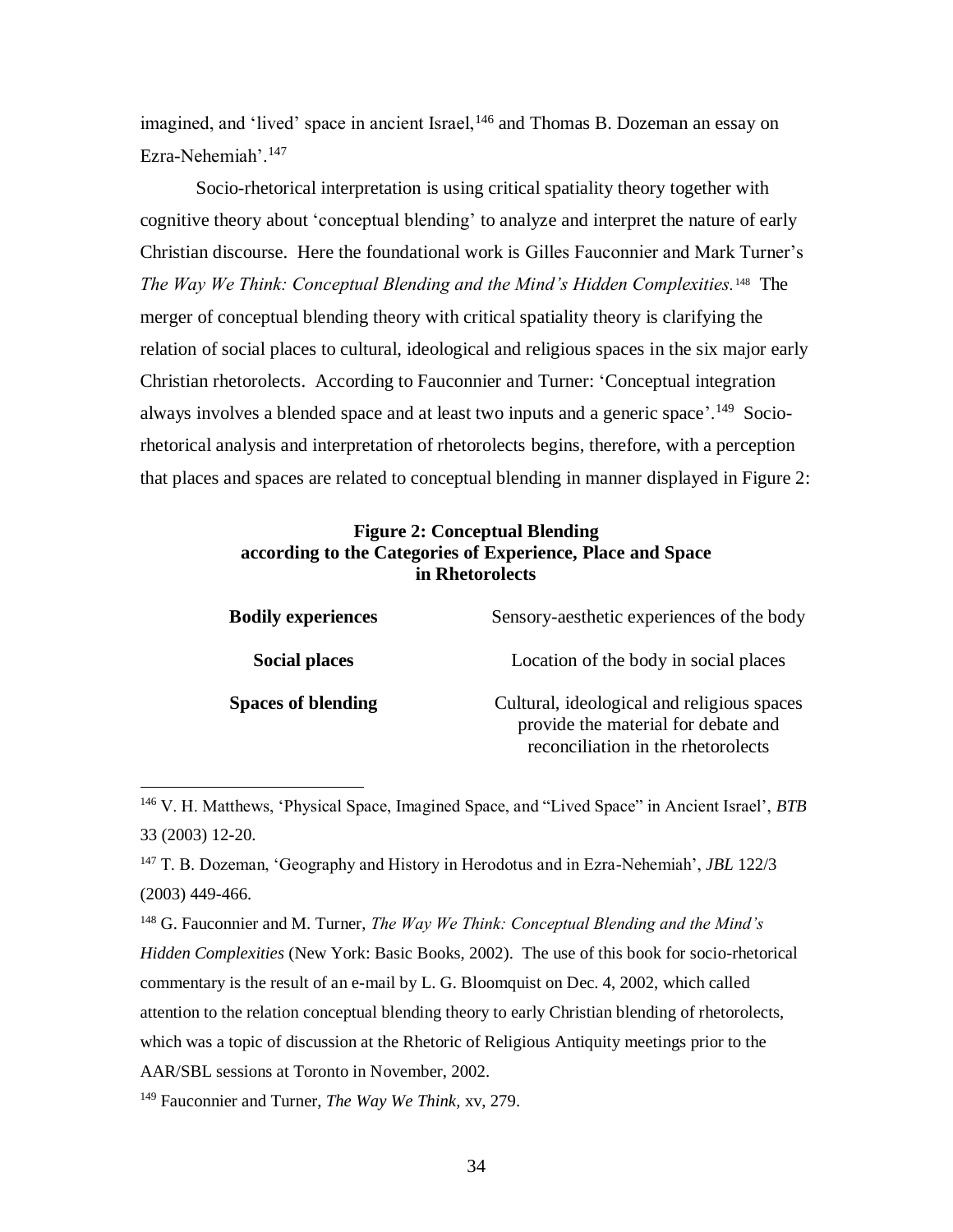imagined, and 'lived' space in ancient Israel,[146] and Thomas B. Dozeman an essay on Ezra-Nehemiah'.[147]

Socio-rhetorical interpretation is using critical spatiality theory together with cognitive theory about 'conceptual blending' to analyze and interpret the nature of early Christian discourse. Here the foundational work is Gilles Fauconnier and Mark Turner's *The Way We Think: Conceptual Blending and the Mind's Hidden Complexities.*[148] The merger of conceptual blending theory with critical spatiality theory is clarifying the relation of social places to cultural, ideological and religious spaces in the six major early Christian rhetorolects. According to Fauconnier and Turner: 'Conceptual integration always involves a blended space and at least two inputs and a generic space'.[149] Socio-rhetorical analysis and interpretation of rhetorolects begins, therefore, with a perception that places and spaces are related to conceptual blending in manner displayed in Figure 2:

**Figure 2: Conceptual Blending according to the Categories of Experience, Place and Space in Rhetorolects**

| | |
|---|---|
| **Bodily experiences** | Sensory-aesthetic experiences of the body |
| **Social places** | Location of the body in social places |
| **Spaces of blending** | Cultural, ideological and religious spaces provide the material for debate and reconciliation in the rhetorolects |

---

[146] V. H. Matthews, 'Physical Space, Imagined Space, and "Lived Space" in Ancient Israel', *BTB* 33 (2003) 12-20.

[147] T. B. Dozeman, 'Geography and History in Herodotus and in Ezra-Nehemiah', *JBL* 122/3 (2003) 449-466.

[148] G. Fauconnier and M. Turner, *The Way We Think: Conceptual Blending and the Mind's Hidden Complexities* (New York: Basic Books, 2002). The use of this book for socio-rhetorical commentary is the result of an e-mail by L. G. Bloomquist on Dec. 4, 2002, which called attention to the relation conceptual blending theory to early Christian blending of rhetorolects, which was a topic of discussion at the Rhetoric of Religious Antiquity meetings prior to the AAR/SBL sessions at Toronto in November, 2002.

[149] Fauconnier and Turner, *The Way We Think*, xv, 279.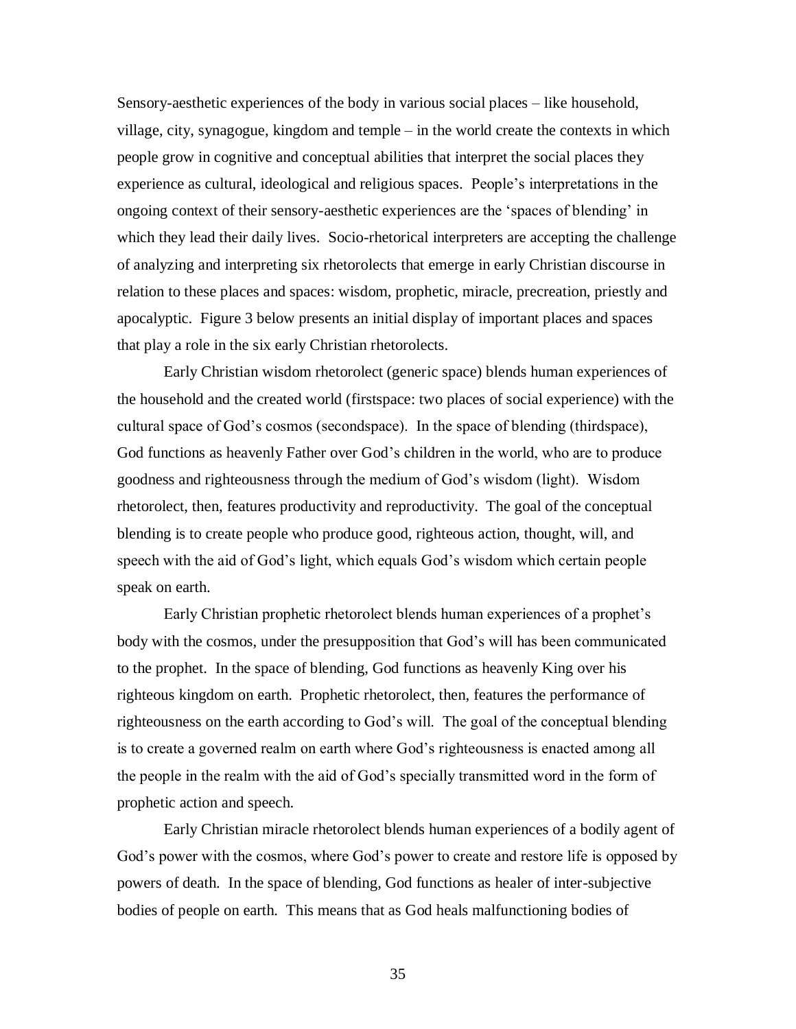Sensory-aesthetic experiences of the body in various social places – like household, village, city, synagogue, kingdom and temple – in the world create the contexts in which people grow in cognitive and conceptual abilities that interpret the social places they experience as cultural, ideological and religious spaces. People's interpretations in the ongoing context of their sensory-aesthetic experiences are the 'spaces of blending' in which they lead their daily lives. Socio-rhetorical interpreters are accepting the challenge of analyzing and interpreting six rhetorolects that emerge in early Christian discourse in relation to these places and spaces: wisdom, prophetic, miracle, precreation, priestly and apocalyptic. Figure 3 below presents an initial display of important places and spaces that play a role in the six early Christian rhetorolects.

Early Christian wisdom rhetorolect (generic space) blends human experiences of the household and the created world (firstspace: two places of social experience) with the cultural space of God's cosmos (secondspace). In the space of blending (thirdspace), God functions as heavenly Father over God's children in the world, who are to produce goodness and righteousness through the medium of God's wisdom (light). Wisdom rhetorolect, then, features productivity and reproductivity. The goal of the conceptual blending is to create people who produce good, righteous action, thought, will, and speech with the aid of God's light, which equals God's wisdom which certain people speak on earth.

Early Christian prophetic rhetorolect blends human experiences of a prophet's body with the cosmos, under the presupposition that God's will has been communicated to the prophet. In the space of blending, God functions as heavenly King over his righteous kingdom on earth. Prophetic rhetorolect, then, features the performance of righteousness on the earth according to God's will. The goal of the conceptual blending is to create a governed realm on earth where God's righteousness is enacted among all the people in the realm with the aid of God's specially transmitted word in the form of prophetic action and speech.

Early Christian miracle rhetorolect blends human experiences of a bodily agent of God's power with the cosmos, where God's power to create and restore life is opposed by powers of death. In the space of blending, God functions as healer of inter-subjective bodies of people on earth. This means that as God heals malfunctioning bodies of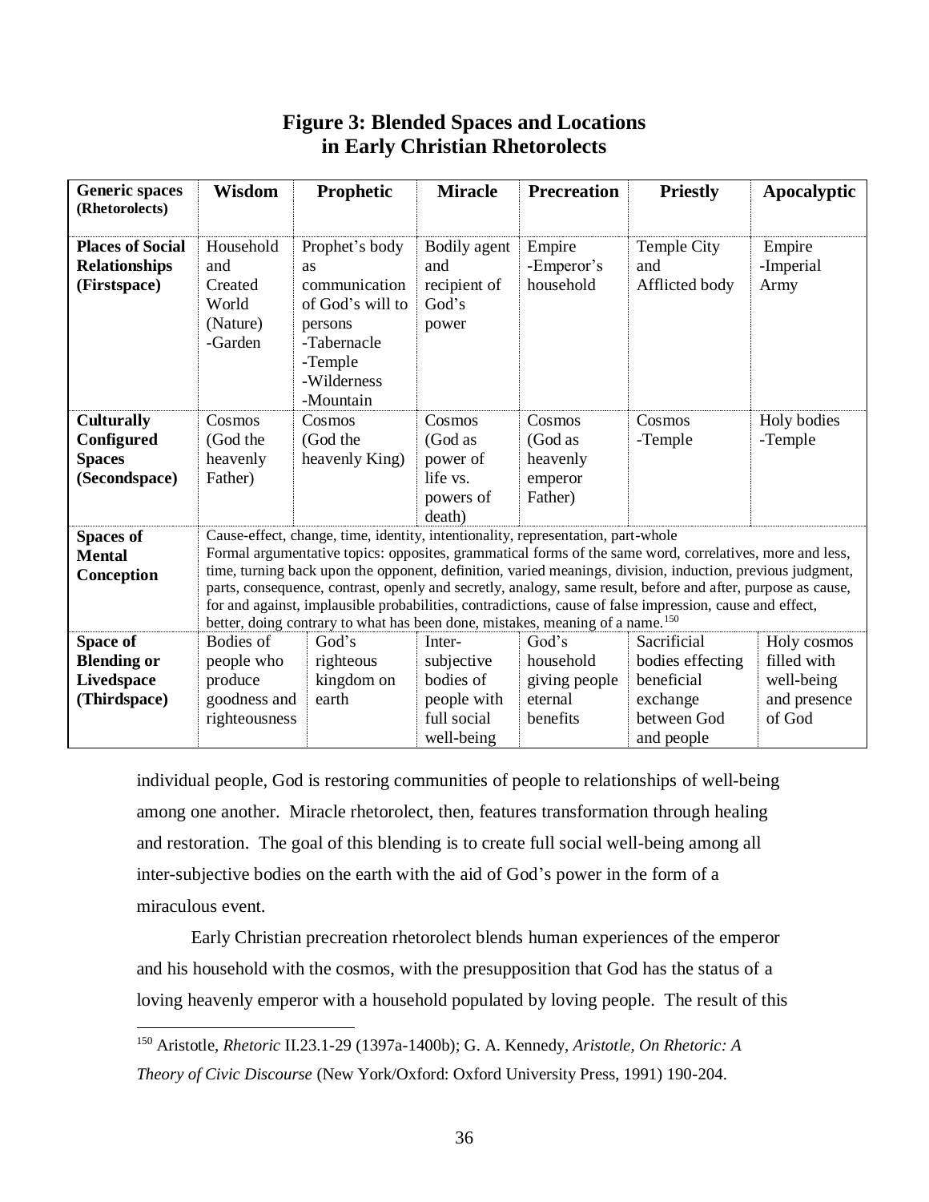## Figure 3: Blended Spaces and Locations in Early Christian Rhetorolects

| Generic spaces (Rhetorolects) | Wisdom | Prophetic | Miracle | Precreation | Priestly | Apocalyptic |
|---|---|---|---|---|---|---|
| **Places of Social Relationships (Firstspace)** | Household and Created World (Nature) -Garden | Prophet's body as communication of God's will to persons -Tabernacle -Temple -Wilderness -Mountain | Bodily agent and recipient of God's power | Empire -Emperor's household | Temple City and Afflicted body | Empire -Imperial Army |
| **Culturally Configured Spaces (Secondspace)** | Cosmos (God the heavenly Father) | Cosmos (God the heavenly King) | Cosmos (God as power of life vs. powers of death) | Cosmos (God as heavenly emperor Father) | Cosmos -Temple | Holy bodies -Temple |
| **Spaces of Mental Conception** | Cause-effect, change, time, identity, intentionality, representation, part-whole. Formal argumentative topics: opposites, grammatical forms of the same word, correlatives, more and less, time, turning back upon the opponent, definition, varied meanings, division, induction, previous judgment, parts, consequence, contrast, openly and secretly, analogy, same result, before and after, purpose as cause, for and against, implausible probabilities, contradictions, cause of false impression, cause and effect, better, doing contrary to what has been done, mistakes, meaning of a name.[150] | | | | | |
| **Space of Blending or Livedspace (Thirdspace)** | Bodies of people who produce goodness and righteousness | God's righteous kingdom on earth | Inter-subjective bodies of people with full social well-being | God's household giving people eternal benefits | Sacrificial bodies effecting beneficial exchange between God and people | Holy cosmos filled with well-being and presence of God |

individual people, God is restoring communities of people to relationships of well-being among one another. Miracle rhetorolect, then, features transformation through healing and restoration. The goal of this blending is to create full social well-being among all inter-subjective bodies on the earth with the aid of God's power in the form of a miraculous event.

Early Christian precreation rhetorolect blends human experiences of the emperor and his household with the cosmos, with the presupposition that God has the status of a loving heavenly emperor with a household populated by loving people. The result of this

---

[150] Aristotle, *Rhetoric* II.23.1-29 (1397a-1400b); G. A. Kennedy, *Aristotle, On Rhetoric: A Theory of Civic Discourse* (New York/Oxford: Oxford University Press, 1991) 190-204.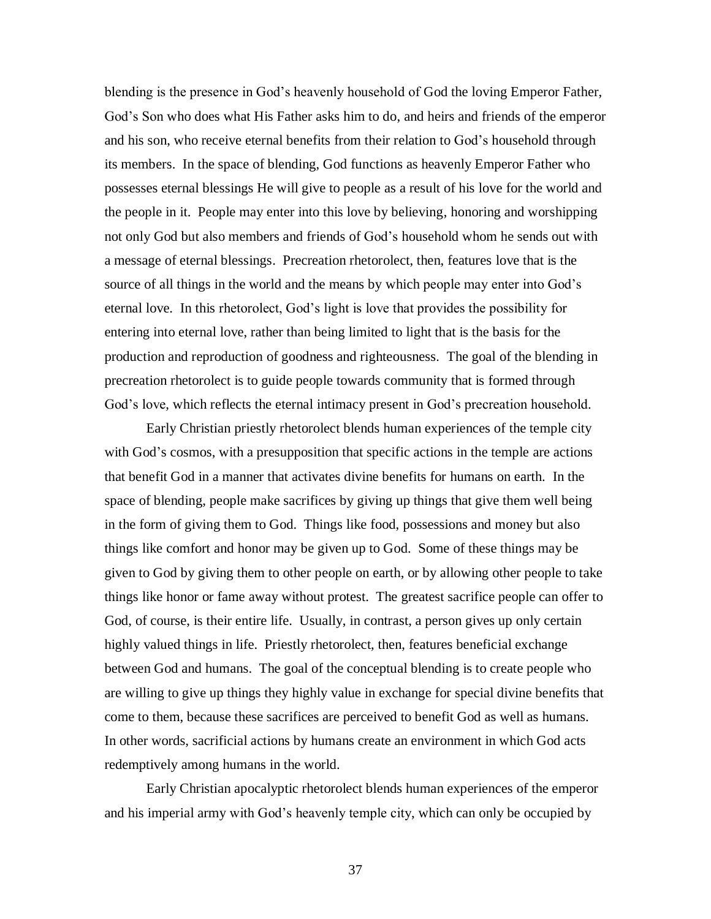blending is the presence in God's heavenly household of God the loving Emperor Father, God's Son who does what His Father asks him to do, and heirs and friends of the emperor and his son, who receive eternal benefits from their relation to God's household through its members. In the space of blending, God functions as heavenly Emperor Father who possesses eternal blessings He will give to people as a result of his love for the world and the people in it. People may enter into this love by believing, honoring and worshipping not only God but also members and friends of God's household whom he sends out with a message of eternal blessings. Precreation rhetorolect, then, features love that is the source of all things in the world and the means by which people may enter into God's eternal love. In this rhetorolect, God's light is love that provides the possibility for entering into eternal love, rather than being limited to light that is the basis for the production and reproduction of goodness and righteousness. The goal of the blending in precreation rhetorolect is to guide people towards community that is formed through God's love, which reflects the eternal intimacy present in God's precreation household.

Early Christian priestly rhetorolect blends human experiences of the temple city with God's cosmos, with a presupposition that specific actions in the temple are actions that benefit God in a manner that activates divine benefits for humans on earth. In the space of blending, people make sacrifices by giving up things that give them well being in the form of giving them to God. Things like food, possessions and money but also things like comfort and honor may be given up to God. Some of these things may be given to God by giving them to other people on earth, or by allowing other people to take things like honor or fame away without protest. The greatest sacrifice people can offer to God, of course, is their entire life. Usually, in contrast, a person gives up only certain highly valued things in life. Priestly rhetorolect, then, features beneficial exchange between God and humans. The goal of the conceptual blending is to create people who are willing to give up things they highly value in exchange for special divine benefits that come to them, because these sacrifices are perceived to benefit God as well as humans. In other words, sacrificial actions by humans create an environment in which God acts redemptively among humans in the world.

Early Christian apocalyptic rhetorolect blends human experiences of the emperor and his imperial army with God's heavenly temple city, which can only be occupied by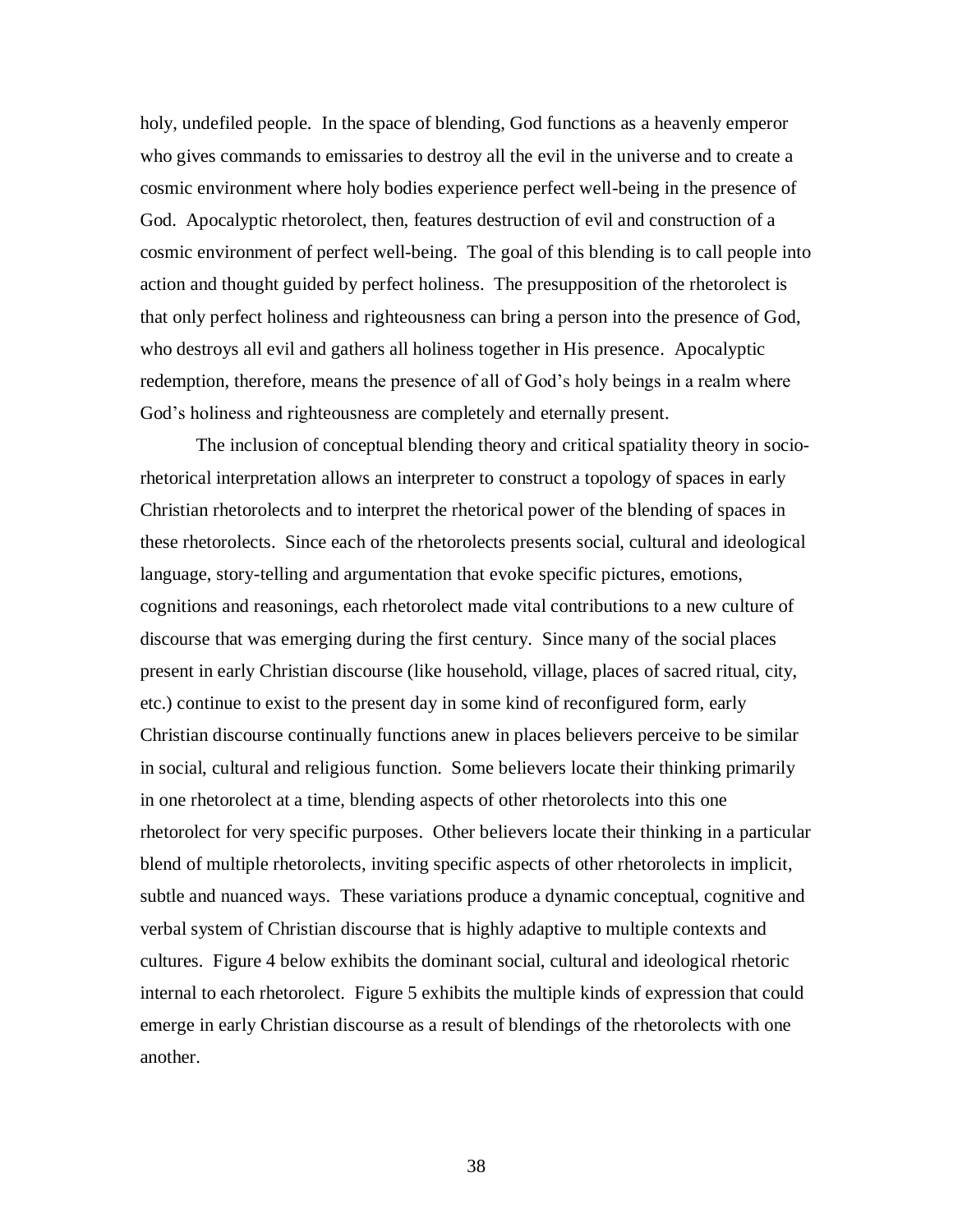holy, undefiled people. In the space of blending, God functions as a heavenly emperor who gives commands to emissaries to destroy all the evil in the universe and to create a cosmic environment where holy bodies experience perfect well-being in the presence of God. Apocalyptic rhetorolect, then, features destruction of evil and construction of a cosmic environment of perfect well-being. The goal of this blending is to call people into action and thought guided by perfect holiness. The presupposition of the rhetorolect is that only perfect holiness and righteousness can bring a person into the presence of God, who destroys all evil and gathers all holiness together in His presence. Apocalyptic redemption, therefore, means the presence of all of God's holy beings in a realm where God's holiness and righteousness are completely and eternally present.

The inclusion of conceptual blending theory and critical spatiality theory in socio-rhetorical interpretation allows an interpreter to construct a topology of spaces in early Christian rhetorolects and to interpret the rhetorical power of the blending of spaces in these rhetorolects. Since each of the rhetorolects presents social, cultural and ideological language, story-telling and argumentation that evoke specific pictures, emotions, cognitions and reasonings, each rhetorolect made vital contributions to a new culture of discourse that was emerging during the first century. Since many of the social places present in early Christian discourse (like household, village, places of sacred ritual, city, etc.) continue to exist to the present day in some kind of reconfigured form, early Christian discourse continually functions anew in places believers perceive to be similar in social, cultural and religious function. Some believers locate their thinking primarily in one rhetorolect at a time, blending aspects of other rhetorolects into this one rhetorolect for very specific purposes. Other believers locate their thinking in a particular blend of multiple rhetorolects, inviting specific aspects of other rhetorolects in implicit, subtle and nuanced ways. These variations produce a dynamic conceptual, cognitive and verbal system of Christian discourse that is highly adaptive to multiple contexts and cultures. Figure 4 below exhibits the dominant social, cultural and ideological rhetoric internal to each rhetorolect. Figure 5 exhibits the multiple kinds of expression that could emerge in early Christian discourse as a result of blendings of the rhetorolects with one another.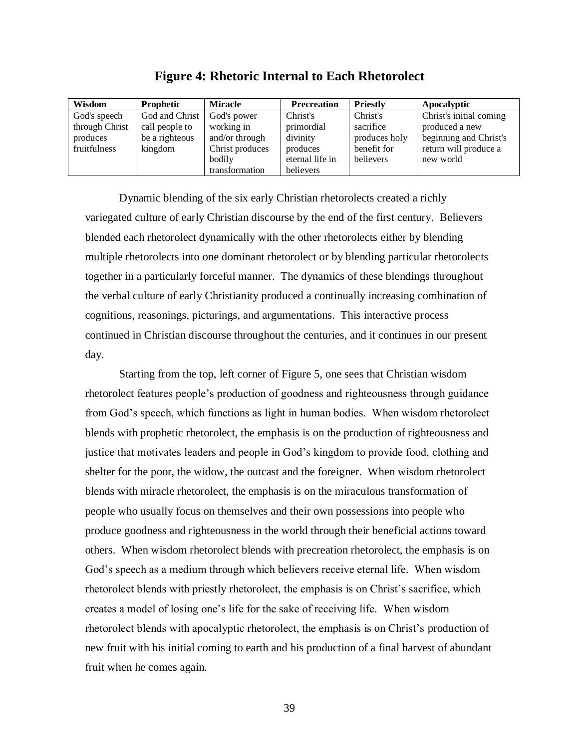**Figure 4: Rhetoric Internal to Each Rhetorolect**

| Wisdom | Prophetic | Miracle | Precreation | Priestly | Apocalyptic |
|---|---|---|---|---|---|
| God's speech through Christ produces fruitfulness | God and Christ call people to be a righteous kingdom | God's power working in and/or through Christ produces bodily transformation | Christ's primordial divinity produces eternal life in believers | Christ's sacrifice produces holy benefit for believers | Christ's initial coming produced a new beginning and Christ's return will produce a new world |

Dynamic blending of the six early Christian rhetorolects created a richly variegated culture of early Christian discourse by the end of the first century. Believers blended each rhetorolect dynamically with the other rhetorolects either by blending multiple rhetorolects into one dominant rhetorolect or by blending particular rhetorolects together in a particularly forceful manner. The dynamics of these blendings throughout the verbal culture of early Christianity produced a continually increasing combination of cognitions, reasonings, picturings, and argumentations. This interactive process continued in Christian discourse throughout the centuries, and it continues in our present day.

Starting from the top, left corner of Figure 5, one sees that Christian wisdom rhetorolect features people's production of goodness and righteousness through guidance from God's speech, which functions as light in human bodies. When wisdom rhetorolect blends with prophetic rhetorolect, the emphasis is on the production of righteousness and justice that motivates leaders and people in God's kingdom to provide food, clothing and shelter for the poor, the widow, the outcast and the foreigner. When wisdom rhetorolect blends with miracle rhetorolect, the emphasis is on the miraculous transformation of people who usually focus on themselves and their own possessions into people who produce goodness and righteousness in the world through their beneficial actions toward others. When wisdom rhetorolect blends with precreation rhetorolect, the emphasis is on God's speech as a medium through which believers receive eternal life. When wisdom rhetorolect blends with priestly rhetorolect, the emphasis is on Christ's sacrifice, which creates a model of losing one's life for the sake of receiving life. When wisdom rhetorolect blends with apocalyptic rhetorolect, the emphasis is on Christ's production of new fruit with his initial coming to earth and his production of a final harvest of abundant fruit when he comes again.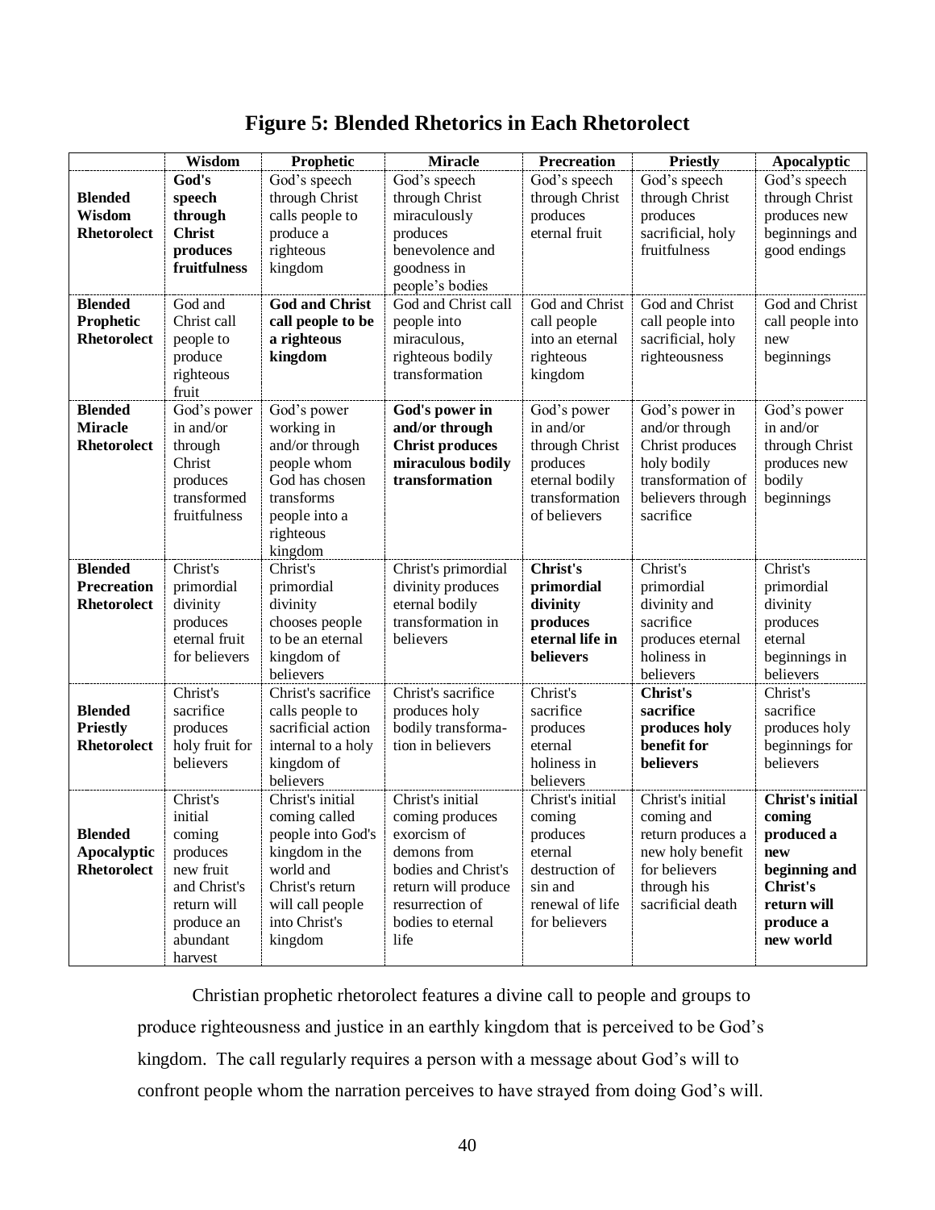# Figure 5: Blended Rhetorics in Each Rhetorolect

| | Wisdom | Prophetic | Miracle | Precreation | Priestly | Apocalyptic |
|---|---|---|---|---|---|---|
| **Blended Wisdom Rhetorolect** | **God's speech through Christ produces fruitfulness** | God's speech through Christ calls people to produce a righteous kingdom | God's speech through Christ miraculously produces benevolence and goodness in people's bodies | God's speech through Christ produces eternal fruit | God's speech through Christ produces sacrificial, holy fruitfulness | God's speech through Christ produces new beginnings and good endings |
| **Blended Prophetic Rhetorolect** | God and Christ call people to produce righteous fruit | **God and Christ call people to be a righteous kingdom** | God and Christ call people into miraculous, righteous bodily transformation | God and Christ call people into an eternal righteous kingdom | God and Christ call people into sacrificial, holy righteousness | God and Christ call people into new beginnings |
| **Blended Miracle Rhetorolect** | God's power in and/or through Christ produces transformed fruitfulness | God's power working in and/or through people whom God has chosen transforms people into a righteous kingdom | **God's power in and/or through Christ produces miraculous bodily transformation** | God's power in and/or through Christ produces eternal bodily transformation of believers | God's power in and/or through Christ produces holy bodily transformation of believers through sacrifice | God's power in and/or through Christ produces new bodily beginnings |
| **Blended Precreation Rhetorolect** | Christ's primordial divinity produces eternal fruit for believers | Christ's primordial divinity chooses people to be an eternal kingdom of believers | Christ's primordial divinity produces eternal bodily transformation in believers | **Christ's primordial divinity produces eternal life in believers** | Christ's primordial divinity and sacrifice produces eternal holiness in believers | Christ's primordial divinity produces eternal beginnings in believers |
| **Blended Priestly Rhetorolect** | Christ's sacrifice produces holy fruit for believers | Christ's sacrifice calls people to sacrificial action internal to a holy kingdom of believers | Christ's sacrifice produces holy bodily transforma-tion in believers | Christ's sacrifice produces eternal holiness in believers | **Christ's sacrifice produces holy benefit for believers** | Christ's sacrifice produces holy beginnings for believers |
| **Blended Apocalyptic Rhetorolect** | Christ's initial coming produces new fruit and Christ's return will produce an abundant harvest | Christ's initial coming called people into God's kingdom in the world and Christ's return will call people into Christ's kingdom | Christ's initial coming produces exorcism of demons from bodies and Christ's return will produce resurrection of bodies to eternal life | Christ's initial coming produces eternal destruction of sin and renewal of life for believers | Christ's initial coming and return produces a new holy benefit for believers through his sacrificial death | **Christ's initial coming produced a new beginning and Christ's return will produce a new world** |

Christian prophetic rhetorolect features a divine call to people and groups to produce righteousness and justice in an earthly kingdom that is perceived to be God's kingdom. The call regularly requires a person with a message about God's will to confront people whom the narration perceives to have strayed from doing God's will.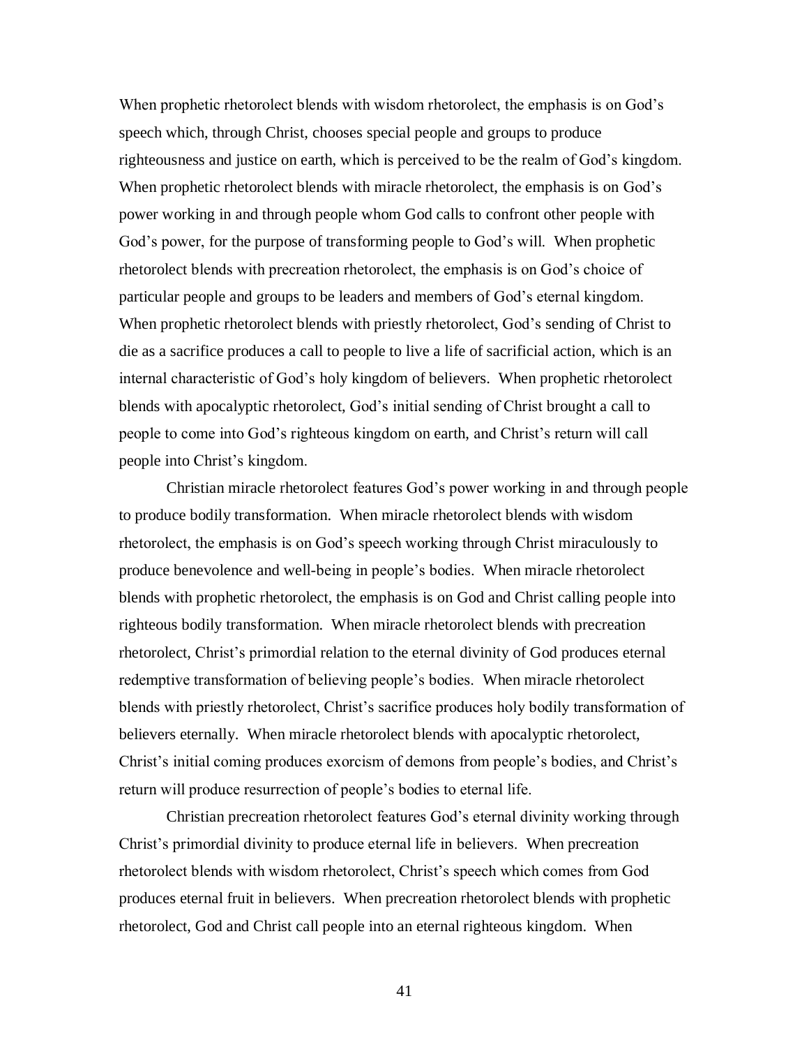When prophetic rhetorolect blends with wisdom rhetorolect, the emphasis is on God's speech which, through Christ, chooses special people and groups to produce righteousness and justice on earth, which is perceived to be the realm of God's kingdom. When prophetic rhetorolect blends with miracle rhetorolect, the emphasis is on God's power working in and through people whom God calls to confront other people with God's power, for the purpose of transforming people to God's will. When prophetic rhetorolect blends with precreation rhetorolect, the emphasis is on God's choice of particular people and groups to be leaders and members of God's eternal kingdom. When prophetic rhetorolect blends with priestly rhetorolect, God's sending of Christ to die as a sacrifice produces a call to people to live a life of sacrificial action, which is an internal characteristic of God's holy kingdom of believers. When prophetic rhetorolect blends with apocalyptic rhetorolect, God's initial sending of Christ brought a call to people to come into God's righteous kingdom on earth, and Christ's return will call people into Christ's kingdom.

Christian miracle rhetorolect features God's power working in and through people to produce bodily transformation. When miracle rhetorolect blends with wisdom rhetorolect, the emphasis is on God's speech working through Christ miraculously to produce benevolence and well-being in people's bodies. When miracle rhetorolect blends with prophetic rhetorolect, the emphasis is on God and Christ calling people into righteous bodily transformation. When miracle rhetorolect blends with precreation rhetorolect, Christ's primordial relation to the eternal divinity of God produces eternal redemptive transformation of believing people's bodies. When miracle rhetorolect blends with priestly rhetorolect, Christ's sacrifice produces holy bodily transformation of believers eternally. When miracle rhetorolect blends with apocalyptic rhetorolect, Christ's initial coming produces exorcism of demons from people's bodies, and Christ's return will produce resurrection of people's bodies to eternal life.

Christian precreation rhetorolect features God's eternal divinity working through Christ's primordial divinity to produce eternal life in believers. When precreation rhetorolect blends with wisdom rhetorolect, Christ's speech which comes from God produces eternal fruit in believers. When precreation rhetorolect blends with prophetic rhetorolect, God and Christ call people into an eternal righteous kingdom. When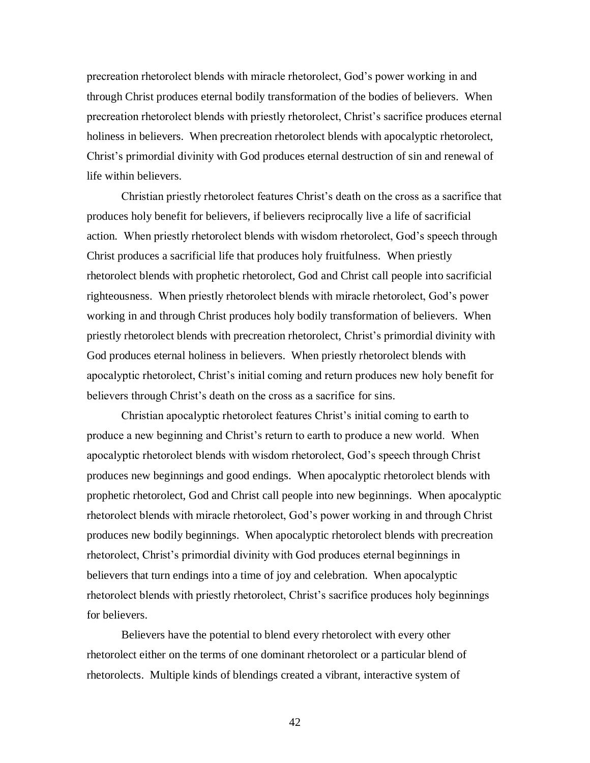precreation rhetorolect blends with miracle rhetorolect, God's power working in and through Christ produces eternal bodily transformation of the bodies of believers. When precreation rhetorolect blends with priestly rhetorolect, Christ's sacrifice produces eternal holiness in believers. When precreation rhetorolect blends with apocalyptic rhetorolect, Christ's primordial divinity with God produces eternal destruction of sin and renewal of life within believers.

Christian priestly rhetorolect features Christ's death on the cross as a sacrifice that produces holy benefit for believers, if believers reciprocally live a life of sacrificial action. When priestly rhetorolect blends with wisdom rhetorolect, God's speech through Christ produces a sacrificial life that produces holy fruitfulness. When priestly rhetorolect blends with prophetic rhetorolect, God and Christ call people into sacrificial righteousness. When priestly rhetorolect blends with miracle rhetorolect, God's power working in and through Christ produces holy bodily transformation of believers. When priestly rhetorolect blends with precreation rhetorolect, Christ's primordial divinity with God produces eternal holiness in believers. When priestly rhetorolect blends with apocalyptic rhetorolect, Christ's initial coming and return produces new holy benefit for believers through Christ's death on the cross as a sacrifice for sins.

Christian apocalyptic rhetorolect features Christ's initial coming to earth to produce a new beginning and Christ's return to earth to produce a new world. When apocalyptic rhetorolect blends with wisdom rhetorolect, God's speech through Christ produces new beginnings and good endings. When apocalyptic rhetorolect blends with prophetic rhetorolect, God and Christ call people into new beginnings. When apocalyptic rhetorolect blends with miracle rhetorolect, God's power working in and through Christ produces new bodily beginnings. When apocalyptic rhetorolect blends with precreation rhetorolect, Christ's primordial divinity with God produces eternal beginnings in believers that turn endings into a time of joy and celebration. When apocalyptic rhetorolect blends with priestly rhetorolect, Christ's sacrifice produces holy beginnings for believers.

Believers have the potential to blend every rhetorolect with every other rhetorolect either on the terms of one dominant rhetorolect or a particular blend of rhetorolects. Multiple kinds of blendings created a vibrant, interactive system of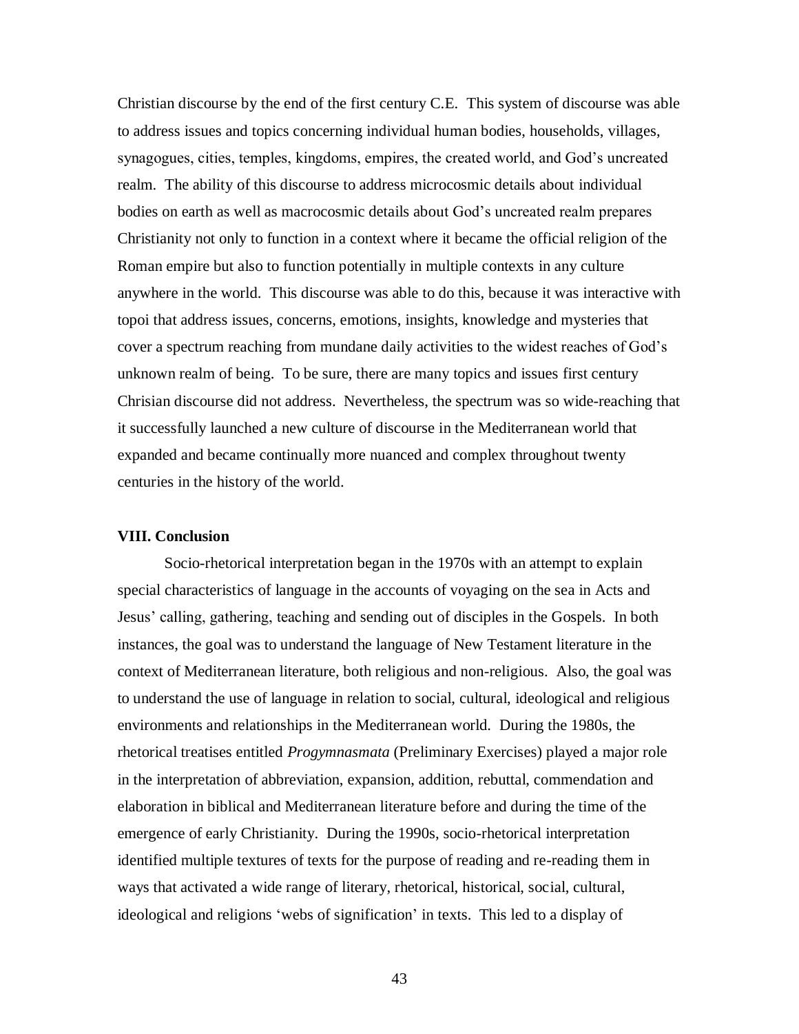Christian discourse by the end of the first century C.E. This system of discourse was able to address issues and topics concerning individual human bodies, households, villages, synagogues, cities, temples, kingdoms, empires, the created world, and God's uncreated realm. The ability of this discourse to address microcosmic details about individual bodies on earth as well as macrocosmic details about God's uncreated realm prepares Christianity not only to function in a context where it became the official religion of the Roman empire but also to function potentially in multiple contexts in any culture anywhere in the world. This discourse was able to do this, because it was interactive with topoi that address issues, concerns, emotions, insights, knowledge and mysteries that cover a spectrum reaching from mundane daily activities to the widest reaches of God's unknown realm of being. To be sure, there are many topics and issues first century Chrisian discourse did not address. Nevertheless, the spectrum was so wide-reaching that it successfully launched a new culture of discourse in the Mediterranean world that expanded and became continually more nuanced and complex throughout twenty centuries in the history of the world.

**VIII. Conclusion**

Socio-rhetorical interpretation began in the 1970s with an attempt to explain special characteristics of language in the accounts of voyaging on the sea in Acts and Jesus' calling, gathering, teaching and sending out of disciples in the Gospels. In both instances, the goal was to understand the language of New Testament literature in the context of Mediterranean literature, both religious and non-religious. Also, the goal was to understand the use of language in relation to social, cultural, ideological and religious environments and relationships in the Mediterranean world. During the 1980s, the rhetorical treatises entitled *Progymnasmata* (Preliminary Exercises) played a major role in the interpretation of abbreviation, expansion, addition, rebuttal, commendation and elaboration in biblical and Mediterranean literature before and during the time of the emergence of early Christianity. During the 1990s, socio-rhetorical interpretation identified multiple textures of texts for the purpose of reading and re-reading them in ways that activated a wide range of literary, rhetorical, historical, social, cultural, ideological and religions 'webs of signification' in texts. This led to a display of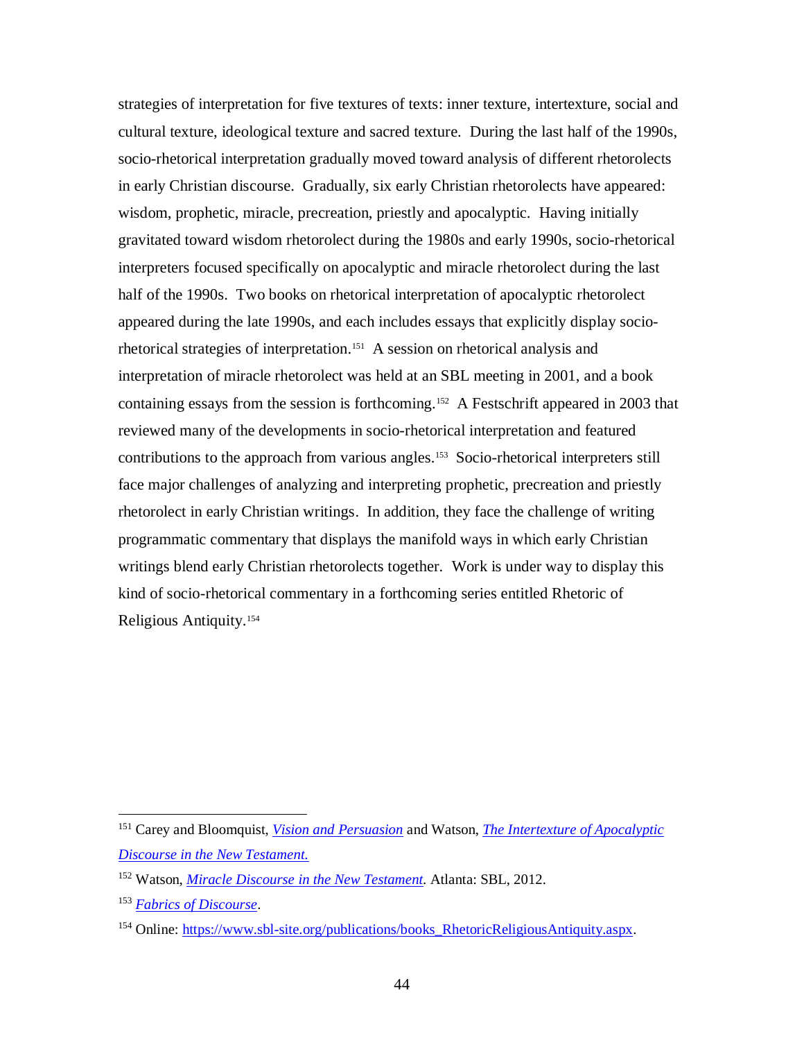strategies of interpretation for five textures of texts: inner texture, intertexture, social and cultural texture, ideological texture and sacred texture. During the last half of the 1990s, socio-rhetorical interpretation gradually moved toward analysis of different rhetorolects in early Christian discourse. Gradually, six early Christian rhetorolects have appeared: wisdom, prophetic, miracle, precreation, priestly and apocalyptic. Having initially gravitated toward wisdom rhetorolect during the 1980s and early 1990s, socio-rhetorical interpreters focused specifically on apocalyptic and miracle rhetorolect during the last half of the 1990s. Two books on rhetorical interpretation of apocalyptic rhetorolect appeared during the late 1990s, and each includes essays that explicitly display socio-rhetorical strategies of interpretation.[151] A session on rhetorical analysis and interpretation of miracle rhetorolect was held at an SBL meeting in 2001, and a book containing essays from the session is forthcoming.[152] A Festschrift appeared in 2003 that reviewed many of the developments in socio-rhetorical interpretation and featured contributions to the approach from various angles.[153] Socio-rhetorical interpreters still face major challenges of analyzing and interpreting prophetic, precreation and priestly rhetorolect in early Christian writings. In addition, they face the challenge of writing programmatic commentary that displays the manifold ways in which early Christian writings blend early Christian rhetorolects together. Work is under way to display this kind of socio-rhetorical commentary in a forthcoming series entitled Rhetoric of Religious Antiquity.[154]

---

[151] Carey and Bloomquist, *Vision and Persuasion* and Watson, *The Intertexture of Apocalyptic Discourse in the New Testament.*

[152] Watson, *Miracle Discourse in the New Testament*. Atlanta: SBL, 2012.

[153] *Fabrics of Discourse*.

[154] Online: https://www.sbl-site.org/publications/books_RhetoricReligiousAntiquity.aspx.